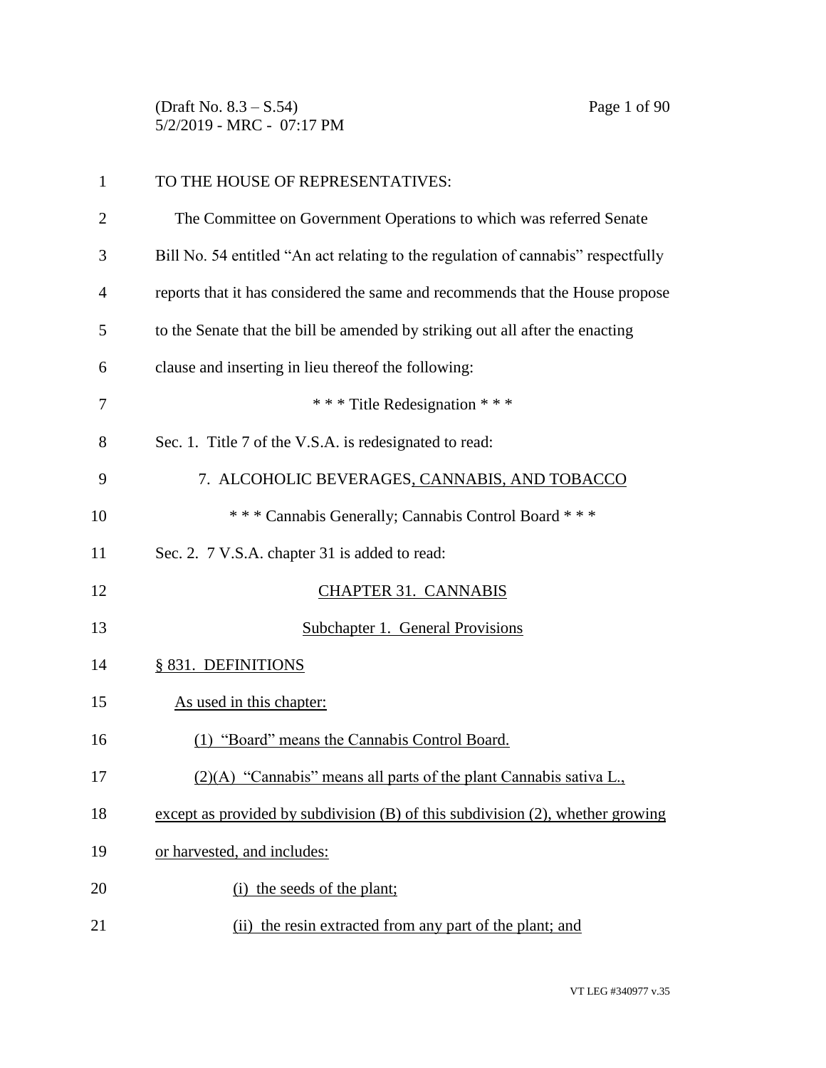TO THE HOUSE OF REPRESENTATIVES:

The Committee on Government Operations to which was referred Senate Bill No. 54 entitled "An act relating to the regulation of cannabis" respectfully reports that it has considered the same and recommends that the House propose to the Senate that the bill be amended by striking out all after the enacting clause and inserting in lieu thereof the following:

\* \* \* Title Redesignation \* \* \*

Sec. 1. Title 7 of the V.S.A. is redesignated to read:

7. ALCOHOLIC BEVERAGES, CANNABIS, AND TOBACCO

\* \* \* Cannabis Generally; Cannabis Control Board \* \* \*

Sec. 2. 7 V.S.A. chapter 31 is added to read:

CHAPTER 31. CANNABIS

Subchapter 1. General Provisions

§ 831. DEFINITIONS

As used in this chapter:

(1) "Board" means the Cannabis Control Board.

(2)(A) "Cannabis" means all parts of the plant Cannabis sativa L., except as provided by subdivision (B) of this subdivision (2), whether growing or harvested, and includes:

(i) the seeds of the plant;

(ii) the resin extracted from any part of the plant; and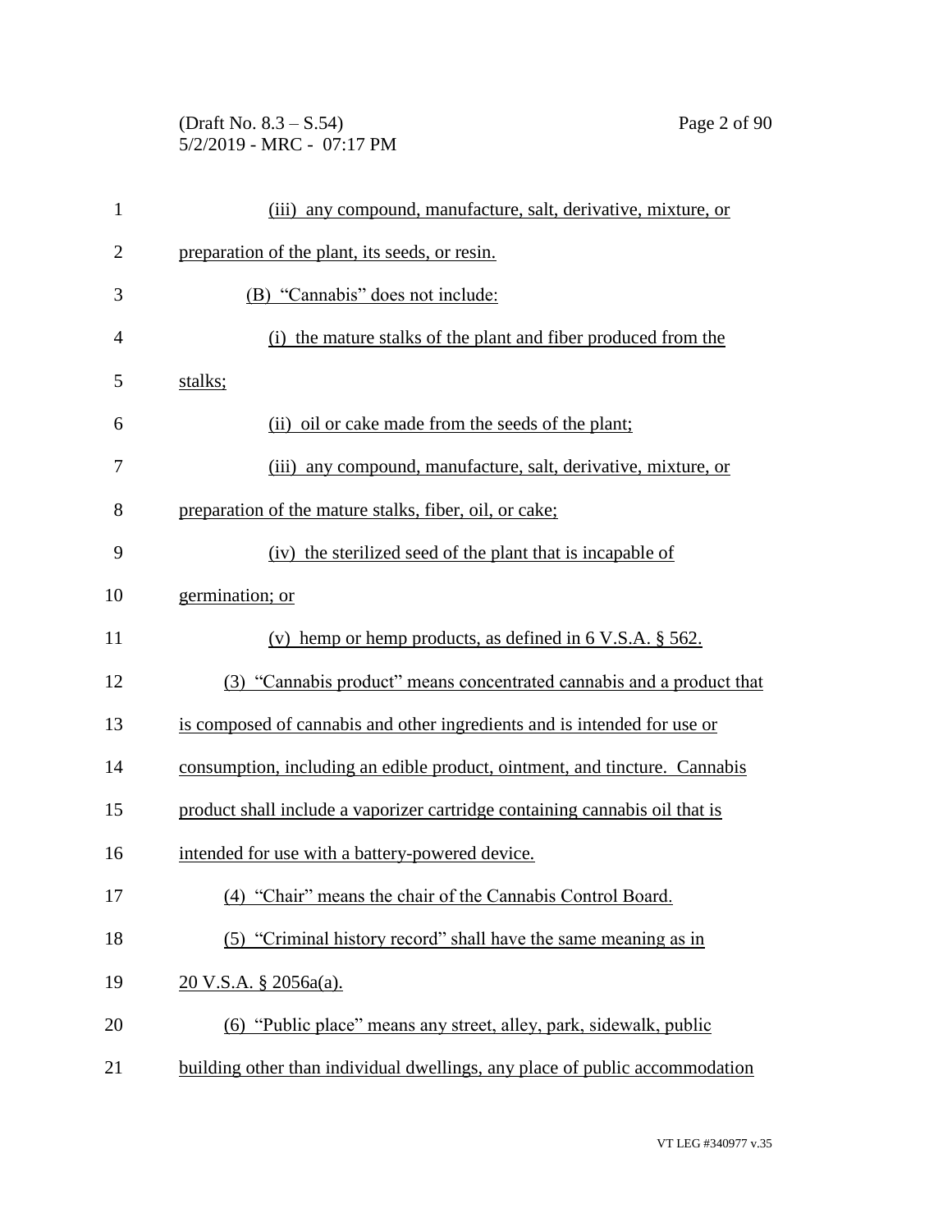(iii) any compound, manufacture, salt, derivative, mixture, or preparation of the plant, its seeds, or resin.

(B) "Cannabis" does not include:

(i) the mature stalks of the plant and fiber produced from the stalks;

(ii) oil or cake made from the seeds of the plant;

(iii) any compound, manufacture, salt, derivative, mixture, or preparation of the mature stalks, fiber, oil, or cake;

(iv) the sterilized seed of the plant that is incapable of germination; or

(v) hemp or hemp products, as defined in 6 V.S.A. § 562.

(3) "Cannabis product" means concentrated cannabis and a product that is composed of cannabis and other ingredients and is intended for use or consumption, including an edible product, ointment, and tincture. Cannabis product shall include a vaporizer cartridge containing cannabis oil that is intended for use with a battery-powered device.

(4) "Chair" means the chair of the Cannabis Control Board.

(5) "Criminal history record" shall have the same meaning as in 20 V.S.A. § 2056a(a).

(6) "Public place" means any street, alley, park, sidewalk, public building other than individual dwellings, any place of public accommodation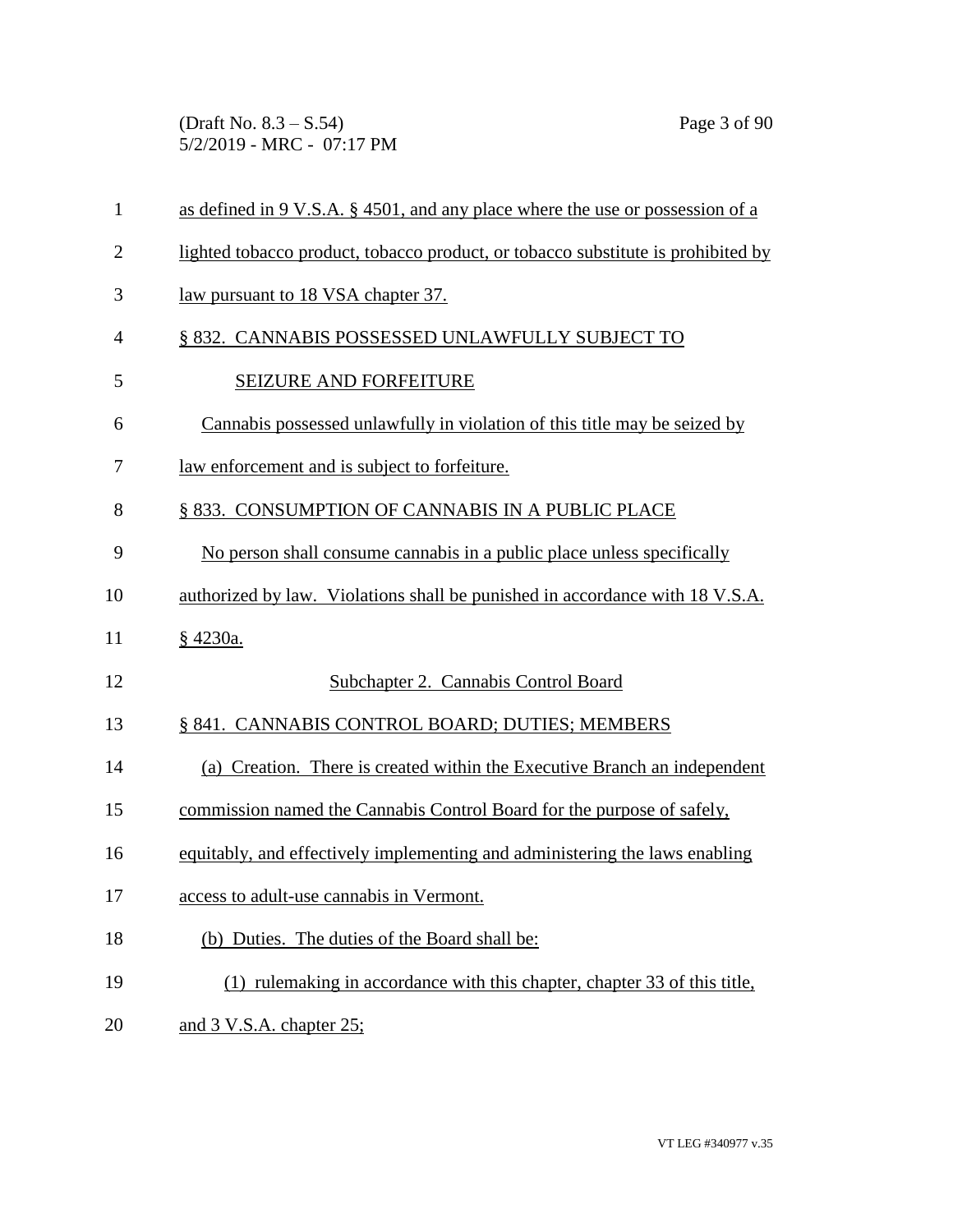as defined in 9 V.S.A. § 4501, and any place where the use or possession of a lighted tobacco product, tobacco product, or tobacco substitute is prohibited by law pursuant to 18 VSA chapter 37.

§ 832. CANNABIS POSSESSED UNLAWFULLY SUBJECT TO SEIZURE AND FORFEITURE

Cannabis possessed unlawfully in violation of this title may be seized by law enforcement and is subject to forfeiture.

§ 833. CONSUMPTION OF CANNABIS IN A PUBLIC PLACE

No person shall consume cannabis in a public place unless specifically authorized by law. Violations shall be punished in accordance with 18 V.S.A. § 4230a.

## Subchapter 2. Cannabis Control Board

§ 841. CANNABIS CONTROL BOARD; DUTIES; MEMBERS

(a) Creation. There is created within the Executive Branch an independent commission named the Cannabis Control Board for the purpose of safely, equitably, and effectively implementing and administering the laws enabling access to adult-use cannabis in Vermont.

(b) Duties. The duties of the Board shall be:

(1) rulemaking in accordance with this chapter, chapter 33 of this title, and 3 V.S.A. chapter 25;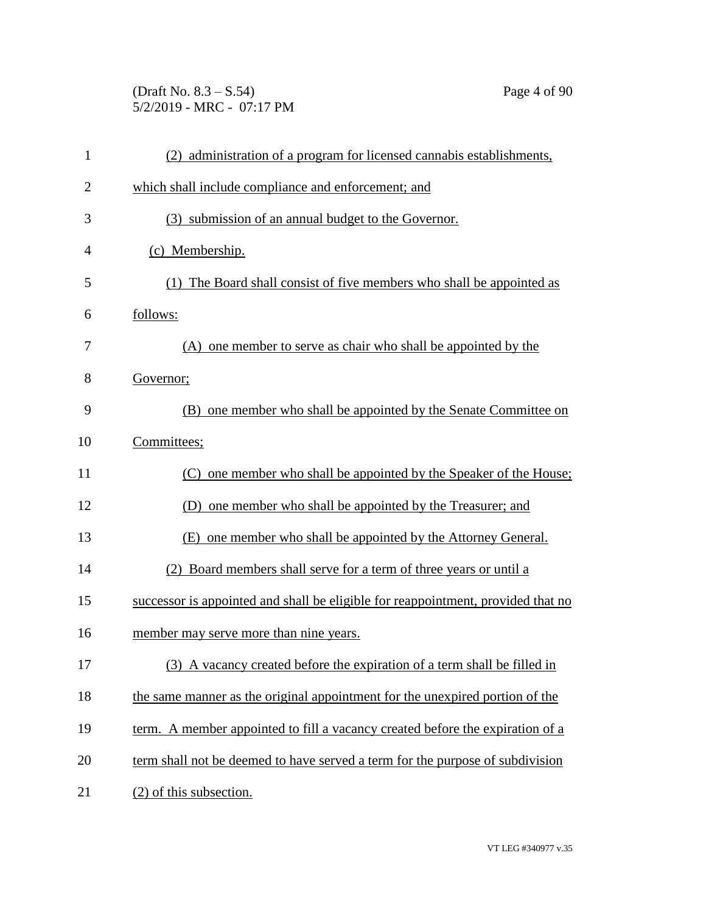(2) administration of a program for licensed cannabis establishments, which shall include compliance and enforcement; and

(3) submission of an annual budget to the Governor.

(c) Membership.

(1) The Board shall consist of five members who shall be appointed as follows:

(A) one member to serve as chair who shall be appointed by the Governor;

(B) one member who shall be appointed by the Senate Committee on Committees;

(C) one member who shall be appointed by the Speaker of the House;

(D) one member who shall be appointed by the Treasurer; and

(E) one member who shall be appointed by the Attorney General.

(2) Board members shall serve for a term of three years or until a successor is appointed and shall be eligible for reappointment, provided that no member may serve more than nine years.

(3) A vacancy created before the expiration of a term shall be filled in the same manner as the original appointment for the unexpired portion of the term. A member appointed to fill a vacancy created before the expiration of a term shall not be deemed to have served a term for the purpose of subdivision (2) of this subsection.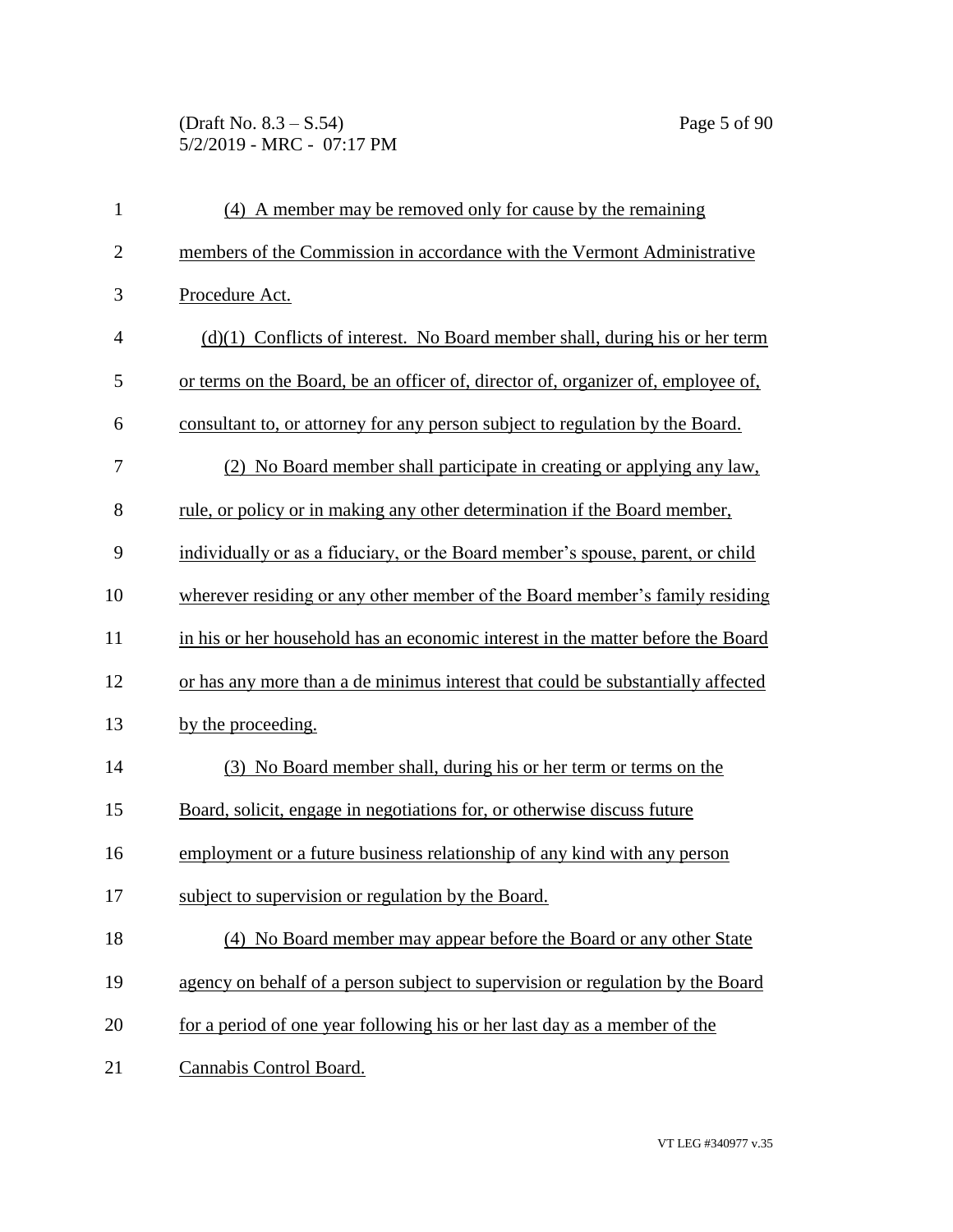(4) A member may be removed only for cause by the remaining members of the Commission in accordance with the Vermont Administrative Procedure Act.

(d)(1) Conflicts of interest. No Board member shall, during his or her term or terms on the Board, be an officer of, director of, organizer of, employee of, consultant to, or attorney for any person subject to regulation by the Board.

(2) No Board member shall participate in creating or applying any law, rule, or policy or in making any other determination if the Board member, individually or as a fiduciary, or the Board member's spouse, parent, or child wherever residing or any other member of the Board member's family residing in his or her household has an economic interest in the matter before the Board or has any more than a de minimus interest that could be substantially affected by the proceeding.

(3) No Board member shall, during his or her term or terms on the Board, solicit, engage in negotiations for, or otherwise discuss future employment or a future business relationship of any kind with any person subject to supervision or regulation by the Board.

(4) No Board member may appear before the Board or any other State agency on behalf of a person subject to supervision or regulation by the Board for a period of one year following his or her last day as a member of the Cannabis Control Board.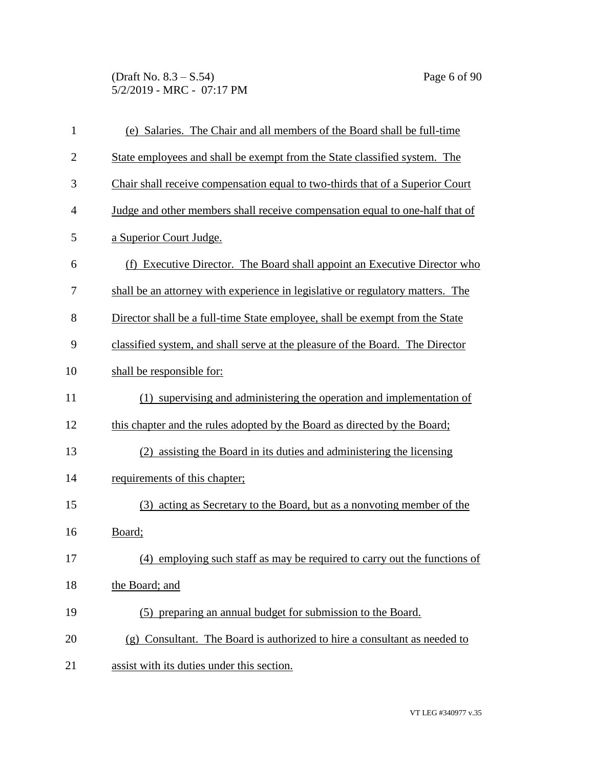(e) Salaries. The Chair and all members of the Board shall be full-time State employees and shall be exempt from the State classified system. The Chair shall receive compensation equal to two-thirds that of a Superior Court Judge and other members shall receive compensation equal to one-half that of a Superior Court Judge.

(f) Executive Director. The Board shall appoint an Executive Director who shall be an attorney with experience in legislative or regulatory matters. The Director shall be a full-time State employee, shall be exempt from the State classified system, and shall serve at the pleasure of the Board. The Director shall be responsible for:

(1) supervising and administering the operation and implementation of this chapter and the rules adopted by the Board as directed by the Board;

(2) assisting the Board in its duties and administering the licensing requirements of this chapter;

(3) acting as Secretary to the Board, but as a nonvoting member of the Board;

(4) employing such staff as may be required to carry out the functions of the Board; and

(5) preparing an annual budget for submission to the Board.

(g) Consultant. The Board is authorized to hire a consultant as needed to assist with its duties under this section.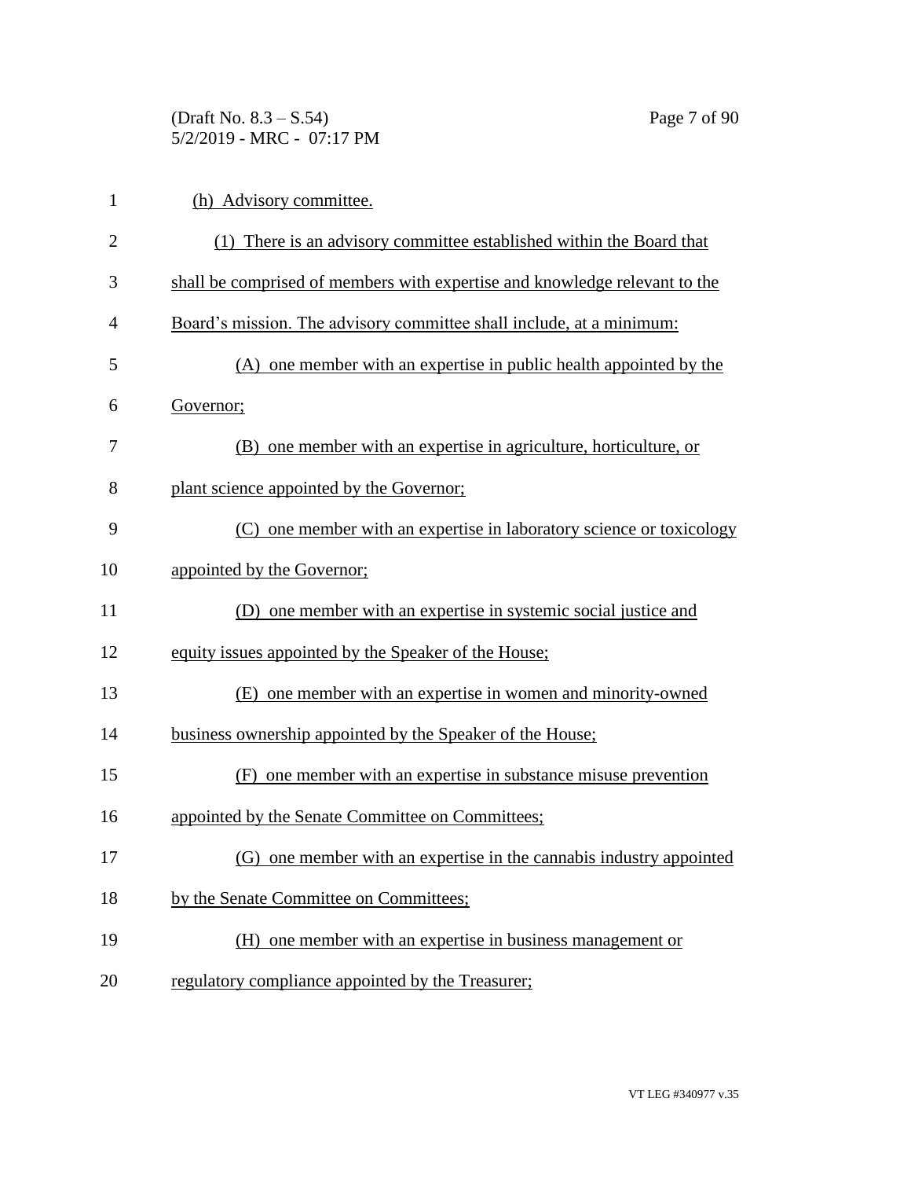(h) Advisory committee.

(1) There is an advisory committee established within the Board that shall be comprised of members with expertise and knowledge relevant to the Board's mission. The advisory committee shall include, at a minimum:

(A) one member with an expertise in public health appointed by the Governor;

(B) one member with an expertise in agriculture, horticulture, or plant science appointed by the Governor;

(C) one member with an expertise in laboratory science or toxicology appointed by the Governor;

(D) one member with an expertise in systemic social justice and equity issues appointed by the Speaker of the House;

(E) one member with an expertise in women and minority-owned business ownership appointed by the Speaker of the House;

(F) one member with an expertise in substance misuse prevention appointed by the Senate Committee on Committees;

(G) one member with an expertise in the cannabis industry appointed by the Senate Committee on Committees;

(H) one member with an expertise in business management or regulatory compliance appointed by the Treasurer;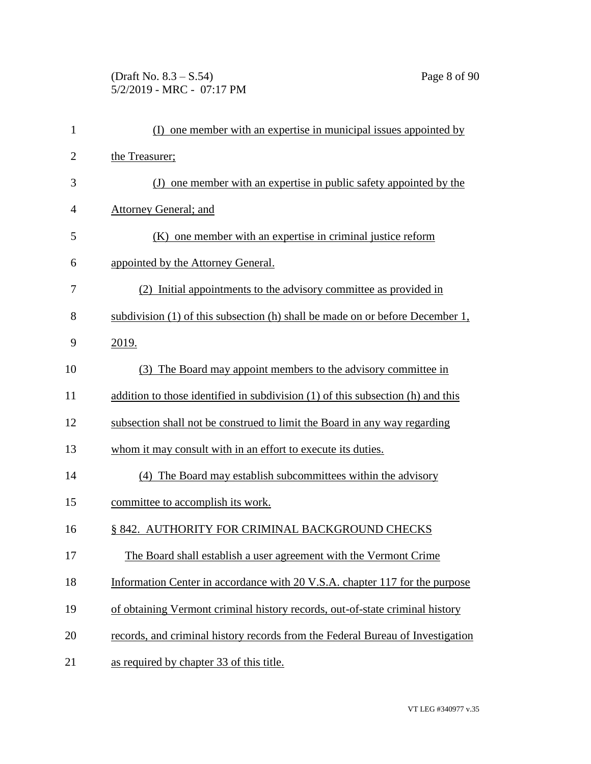(I) one member with an expertise in municipal issues appointed by the Treasurer;

(J) one member with an expertise in public safety appointed by the Attorney General; and

(K) one member with an expertise in criminal justice reform appointed by the Attorney General.

(2) Initial appointments to the advisory committee as provided in subdivision (1) of this subsection (h) shall be made on or before December 1, 2019.

(3) The Board may appoint members to the advisory committee in addition to those identified in subdivision (1) of this subsection (h) and this subsection shall not be construed to limit the Board in any way regarding whom it may consult with in an effort to execute its duties.

(4) The Board may establish subcommittees within the advisory committee to accomplish its work.

§ 842. AUTHORITY FOR CRIMINAL BACKGROUND CHECKS

The Board shall establish a user agreement with the Vermont Crime Information Center in accordance with 20 V.S.A. chapter 117 for the purpose of obtaining Vermont criminal history records, out-of-state criminal history records, and criminal history records from the Federal Bureau of Investigation as required by chapter 33 of this title.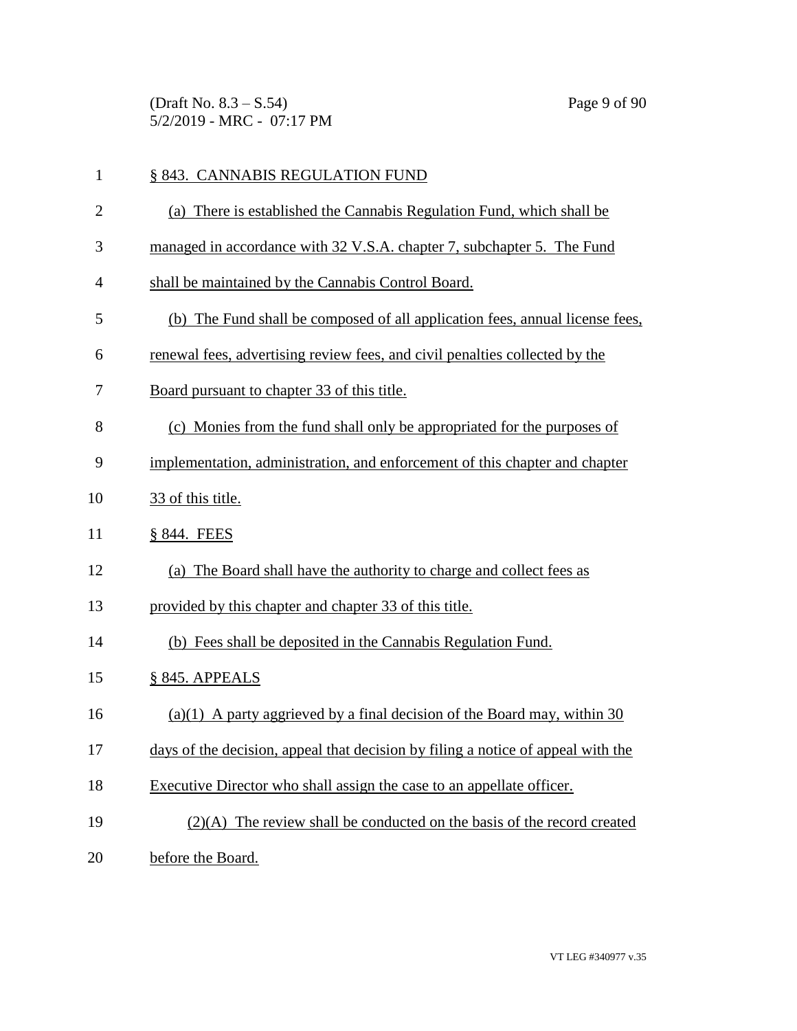§ 843. CANNABIS REGULATION FUND

(a) There is established the Cannabis Regulation Fund, which shall be managed in accordance with 32 V.S.A. chapter 7, subchapter 5. The Fund shall be maintained by the Cannabis Control Board.

(b) The Fund shall be composed of all application fees, annual license fees, renewal fees, advertising review fees, and civil penalties collected by the Board pursuant to chapter 33 of this title.

(c) Monies from the fund shall only be appropriated for the purposes of implementation, administration, and enforcement of this chapter and chapter 33 of this title.

§ 844. FEES

(a) The Board shall have the authority to charge and collect fees as provided by this chapter and chapter 33 of this title.

(b) Fees shall be deposited in the Cannabis Regulation Fund.

§ 845. APPEALS

(a)(1) A party aggrieved by a final decision of the Board may, within 30 days of the decision, appeal that decision by filing a notice of appeal with the Executive Director who shall assign the case to an appellate officer.

(2)(A) The review shall be conducted on the basis of the record created before the Board.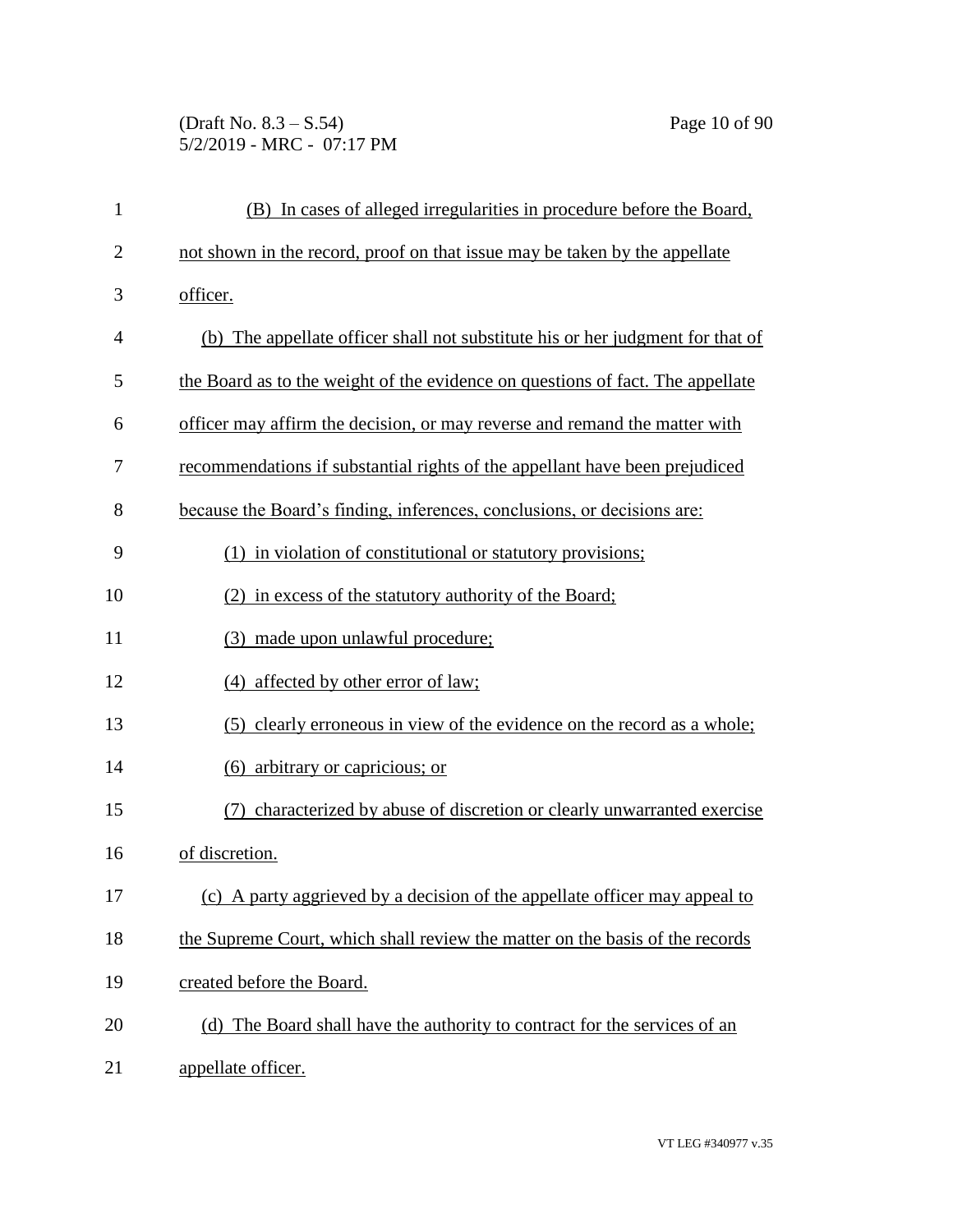(B) In cases of alleged irregularities in procedure before the Board, not shown in the record, proof on that issue may be taken by the appellate officer.

(b) The appellate officer shall not substitute his or her judgment for that of the Board as to the weight of the evidence on questions of fact. The appellate officer may affirm the decision, or may reverse and remand the matter with recommendations if substantial rights of the appellant have been prejudiced because the Board's finding, inferences, conclusions, or decisions are:

(1) in violation of constitutional or statutory provisions;

(2) in excess of the statutory authority of the Board;

(3) made upon unlawful procedure;

(4) affected by other error of law;

(5) clearly erroneous in view of the evidence on the record as a whole;

(6) arbitrary or capricious; or

(7) characterized by abuse of discretion or clearly unwarranted exercise of discretion.

(c) A party aggrieved by a decision of the appellate officer may appeal to the Supreme Court, which shall review the matter on the basis of the records created before the Board.

(d) The Board shall have the authority to contract for the services of an appellate officer.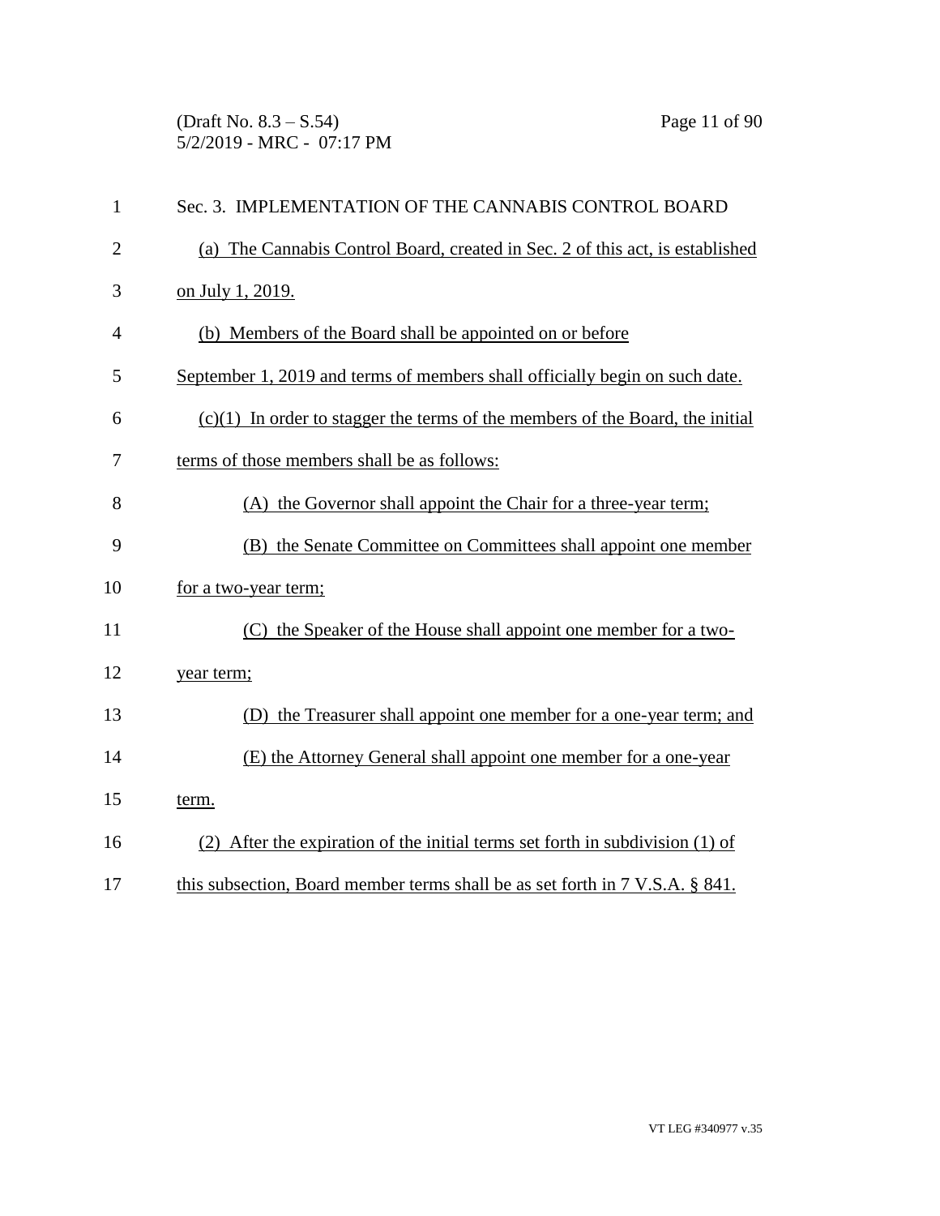Sec. 3. IMPLEMENTATION OF THE CANNABIS CONTROL BOARD

(a) The Cannabis Control Board, created in Sec. 2 of this act, is established on July 1, 2019.

(b) Members of the Board shall be appointed on or before September 1, 2019 and terms of members shall officially begin on such date.

(c)(1) In order to stagger the terms of the members of the Board, the initial terms of those members shall be as follows:

(A) the Governor shall appoint the Chair for a three-year term;

(B) the Senate Committee on Committees shall appoint one member for a two-year term;

(C) the Speaker of the House shall appoint one member for a two-year term;

(D) the Treasurer shall appoint one member for a one-year term; and

(E) the Attorney General shall appoint one member for a one-year term.

(2) After the expiration of the initial terms set forth in subdivision (1) of this subsection, Board member terms shall be as set forth in 7 V.S.A. § 841.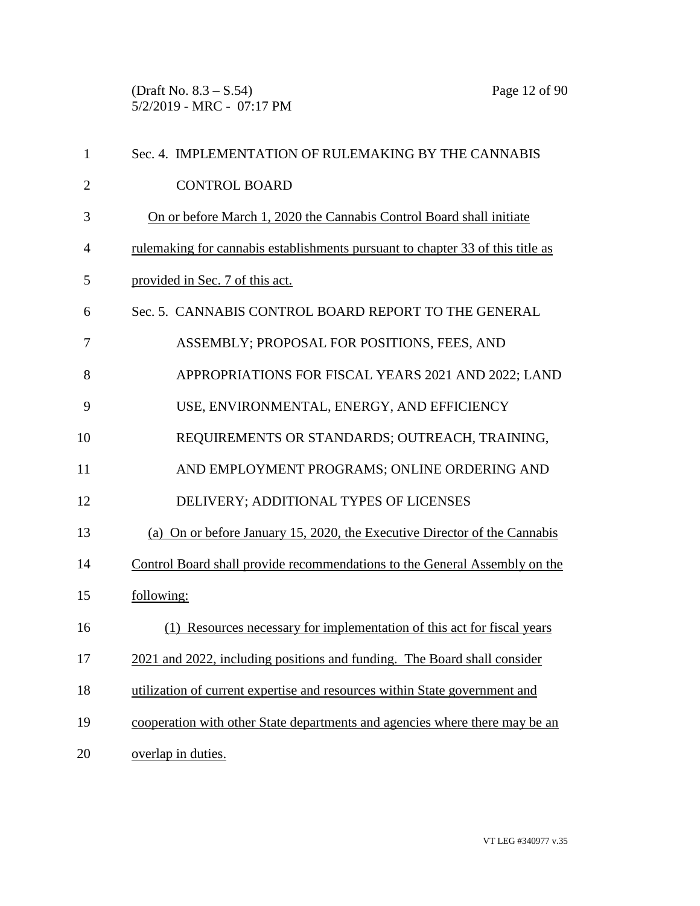Sec. 4. IMPLEMENTATION OF RULEMAKING BY THE CANNABIS CONTROL BOARD

On or before March 1, 2020 the Cannabis Control Board shall initiate rulemaking for cannabis establishments pursuant to chapter 33 of this title as provided in Sec. 7 of this act.

Sec. 5. CANNABIS CONTROL BOARD REPORT TO THE GENERAL ASSEMBLY; PROPOSAL FOR POSITIONS, FEES, AND APPROPRIATIONS FOR FISCAL YEARS 2021 AND 2022; LAND USE, ENVIRONMENTAL, ENERGY, AND EFFICIENCY REQUIREMENTS OR STANDARDS; OUTREACH, TRAINING, AND EMPLOYMENT PROGRAMS; ONLINE ORDERING AND DELIVERY; ADDITIONAL TYPES OF LICENSES

(a) On or before January 15, 2020, the Executive Director of the Cannabis Control Board shall provide recommendations to the General Assembly on the following:

(1) Resources necessary for implementation of this act for fiscal years 2021 and 2022, including positions and funding. The Board shall consider utilization of current expertise and resources within State government and cooperation with other State departments and agencies where there may be an overlap in duties.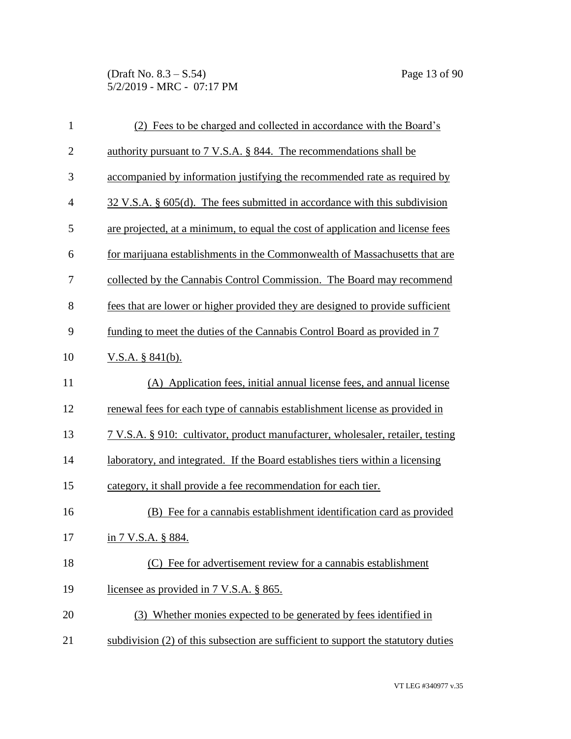(2) Fees to be charged and collected in accordance with the Board's authority pursuant to 7 V.S.A. § 844. The recommendations shall be accompanied by information justifying the recommended rate as required by 32 V.S.A. § 605(d). The fees submitted in accordance with this subdivision are projected, at a minimum, to equal the cost of application and license fees for marijuana establishments in the Commonwealth of Massachusetts that are collected by the Cannabis Control Commission. The Board may recommend fees that are lower or higher provided they are designed to provide sufficient funding to meet the duties of the Cannabis Control Board as provided in 7 V.S.A. § 841(b).

(A) Application fees, initial annual license fees, and annual license renewal fees for each type of cannabis establishment license as provided in 7 V.S.A. § 910: cultivator, product manufacturer, wholesaler, retailer, testing laboratory, and integrated. If the Board establishes tiers within a licensing category, it shall provide a fee recommendation for each tier.

(B) Fee for a cannabis establishment identification card as provided in 7 V.S.A. § 884.

(C) Fee for advertisement review for a cannabis establishment licensee as provided in 7 V.S.A. § 865.

(3) Whether monies expected to be generated by fees identified in subdivision (2) of this subsection are sufficient to support the statutory duties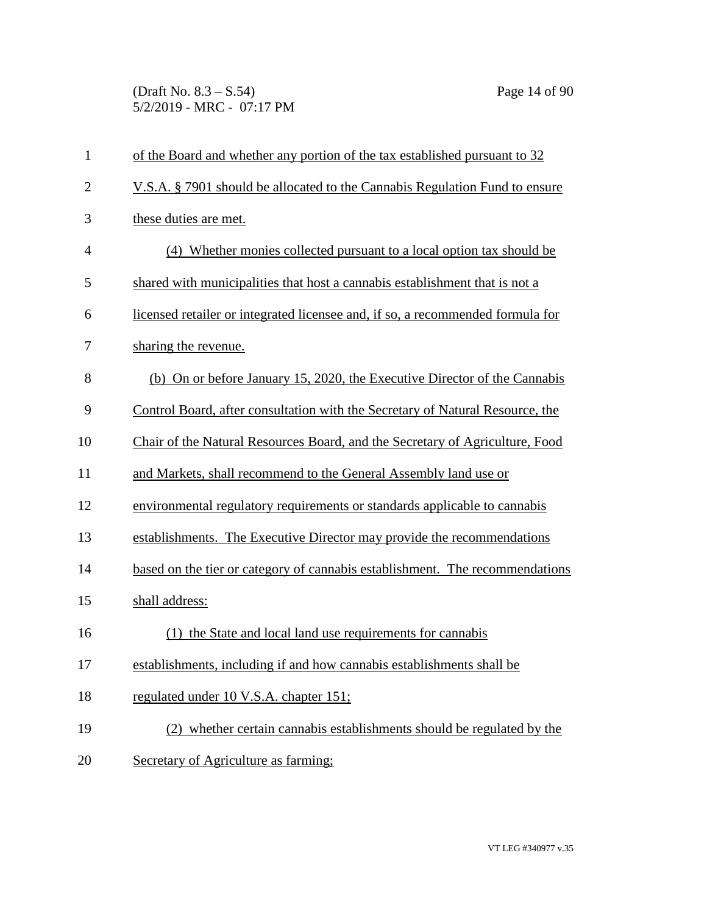of the Board and whether any portion of the tax established pursuant to 32 V.S.A. § 7901 should be allocated to the Cannabis Regulation Fund to ensure these duties are met.

(4) Whether monies collected pursuant to a local option tax should be shared with municipalities that host a cannabis establishment that is not a licensed retailer or integrated licensee and, if so, a recommended formula for sharing the revenue.

(b) On or before January 15, 2020, the Executive Director of the Cannabis Control Board, after consultation with the Secretary of Natural Resource, the Chair of the Natural Resources Board, and the Secretary of Agriculture, Food and Markets, shall recommend to the General Assembly land use or environmental regulatory requirements or standards applicable to cannabis establishments. The Executive Director may provide the recommendations based on the tier or category of cannabis establishment. The recommendations shall address:

(1) the State and local land use requirements for cannabis establishments, including if and how cannabis establishments shall be regulated under 10 V.S.A. chapter 151;

(2) whether certain cannabis establishments should be regulated by the Secretary of Agriculture as farming;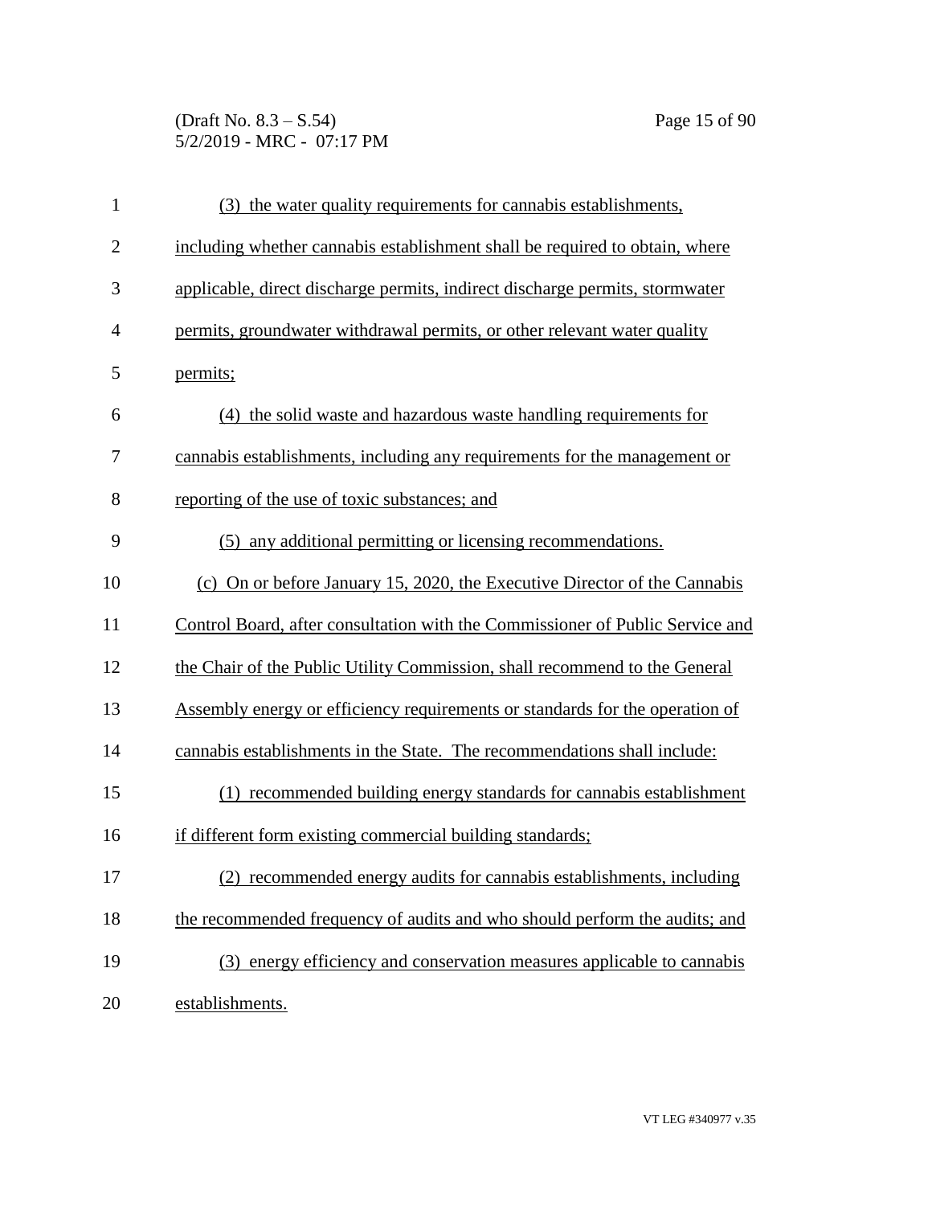(3) the water quality requirements for cannabis establishments, including whether cannabis establishment shall be required to obtain, where applicable, direct discharge permits, indirect discharge permits, stormwater permits, groundwater withdrawal permits, or other relevant water quality permits;

(4) the solid waste and hazardous waste handling requirements for cannabis establishments, including any requirements for the management or reporting of the use of toxic substances; and

(5) any additional permitting or licensing recommendations.

(c) On or before January 15, 2020, the Executive Director of the Cannabis Control Board, after consultation with the Commissioner of Public Service and the Chair of the Public Utility Commission, shall recommend to the General Assembly energy or efficiency requirements or standards for the operation of cannabis establishments in the State. The recommendations shall include:

(1) recommended building energy standards for cannabis establishment if different form existing commercial building standards;

(2) recommended energy audits for cannabis establishments, including the recommended frequency of audits and who should perform the audits; and

(3) energy efficiency and conservation measures applicable to cannabis establishments.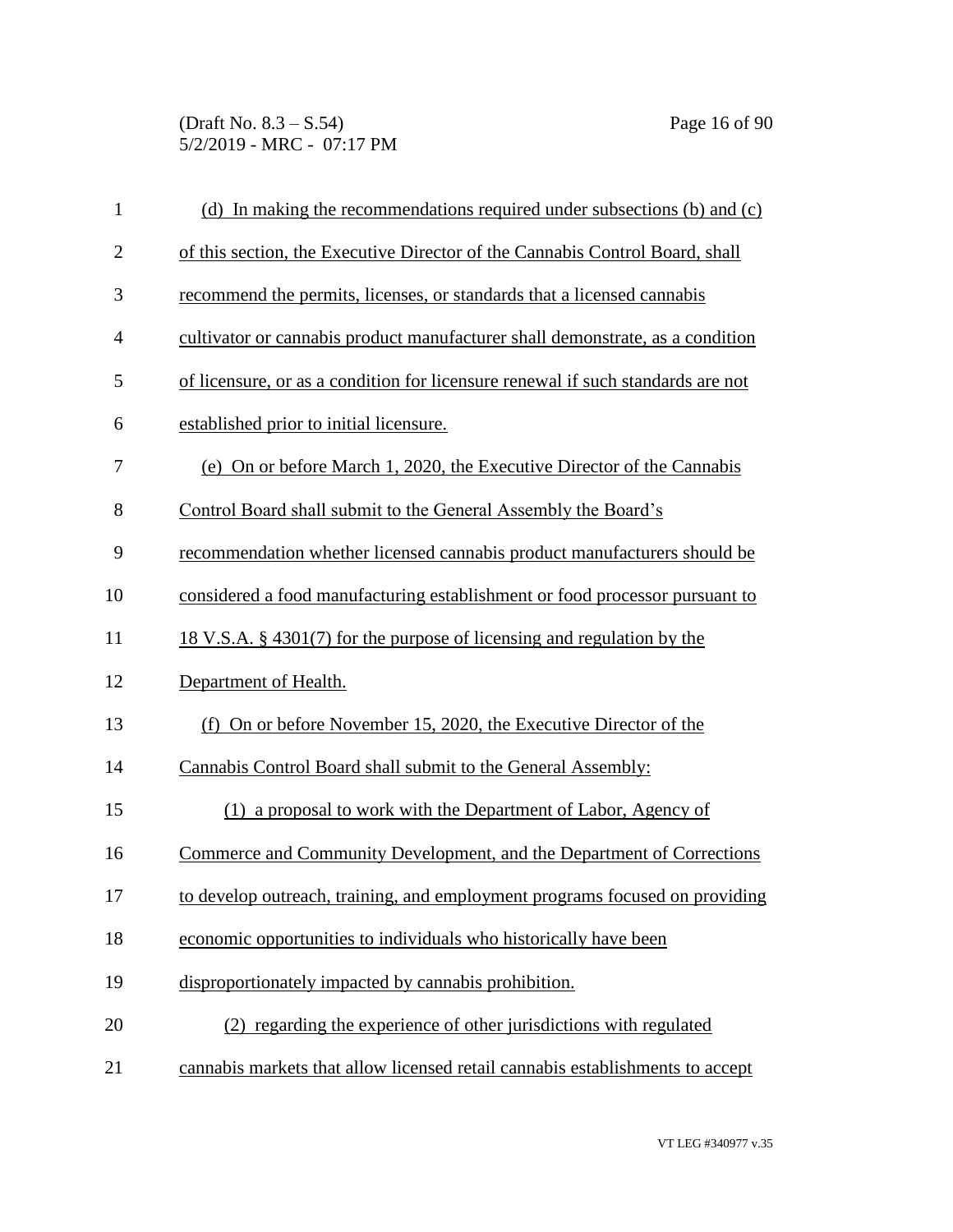(d) In making the recommendations required under subsections (b) and (c) of this section, the Executive Director of the Cannabis Control Board, shall recommend the permits, licenses, or standards that a licensed cannabis cultivator or cannabis product manufacturer shall demonstrate, as a condition of licensure, or as a condition for licensure renewal if such standards are not established prior to initial licensure.

(e) On or before March 1, 2020, the Executive Director of the Cannabis Control Board shall submit to the General Assembly the Board's recommendation whether licensed cannabis product manufacturers should be considered a food manufacturing establishment or food processor pursuant to 18 V.S.A. § 4301(7) for the purpose of licensing and regulation by the Department of Health.

(f) On or before November 15, 2020, the Executive Director of the Cannabis Control Board shall submit to the General Assembly:

(1) a proposal to work with the Department of Labor, Agency of Commerce and Community Development, and the Department of Corrections to develop outreach, training, and employment programs focused on providing economic opportunities to individuals who historically have been disproportionately impacted by cannabis prohibition.

(2) regarding the experience of other jurisdictions with regulated cannabis markets that allow licensed retail cannabis establishments to accept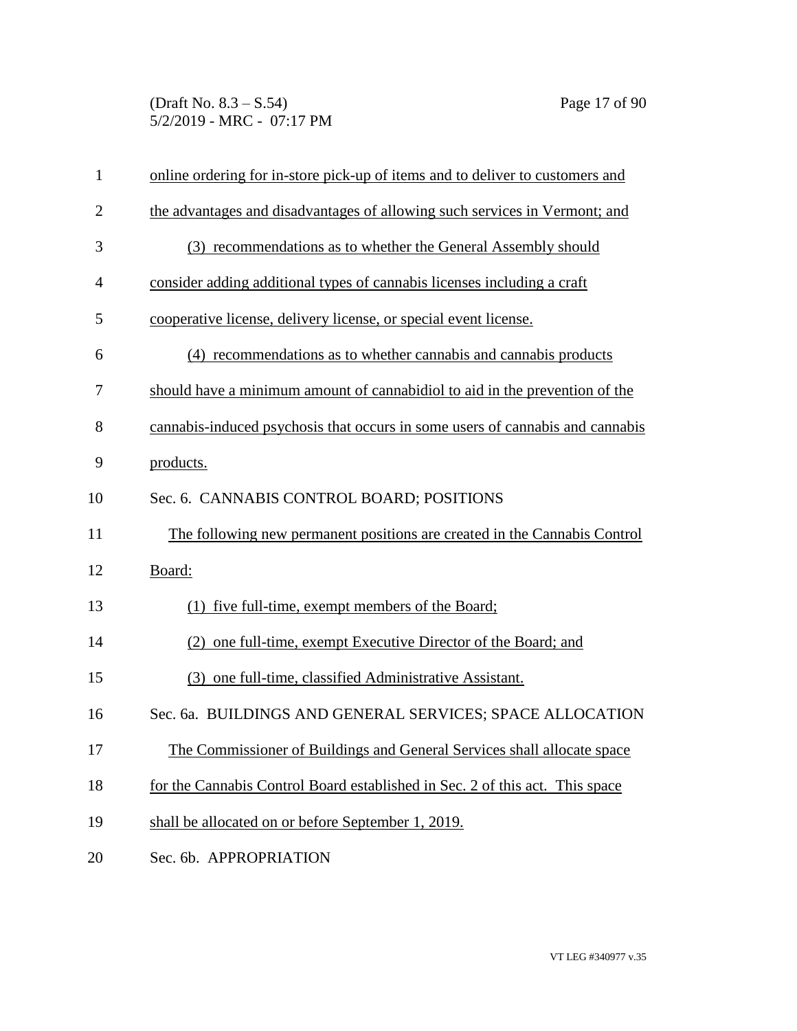online ordering for in-store pick-up of items and to deliver to customers and the advantages and disadvantages of allowing such services in Vermont; and

(3) recommendations as to whether the General Assembly should consider adding additional types of cannabis licenses including a craft cooperative license, delivery license, or special event license.

(4) recommendations as to whether cannabis and cannabis products should have a minimum amount of cannabidiol to aid in the prevention of the cannabis-induced psychosis that occurs in some users of cannabis and cannabis products.

Sec. 6. CANNABIS CONTROL BOARD; POSITIONS

The following new permanent positions are created in the Cannabis Control Board:

(1) five full-time, exempt members of the Board;

(2) one full-time, exempt Executive Director of the Board; and

(3) one full-time, classified Administrative Assistant.

Sec. 6a. BUILDINGS AND GENERAL SERVICES; SPACE ALLOCATION

The Commissioner of Buildings and General Services shall allocate space for the Cannabis Control Board established in Sec. 2 of this act. This space shall be allocated on or before September 1, 2019.

Sec. 6b. APPROPRIATION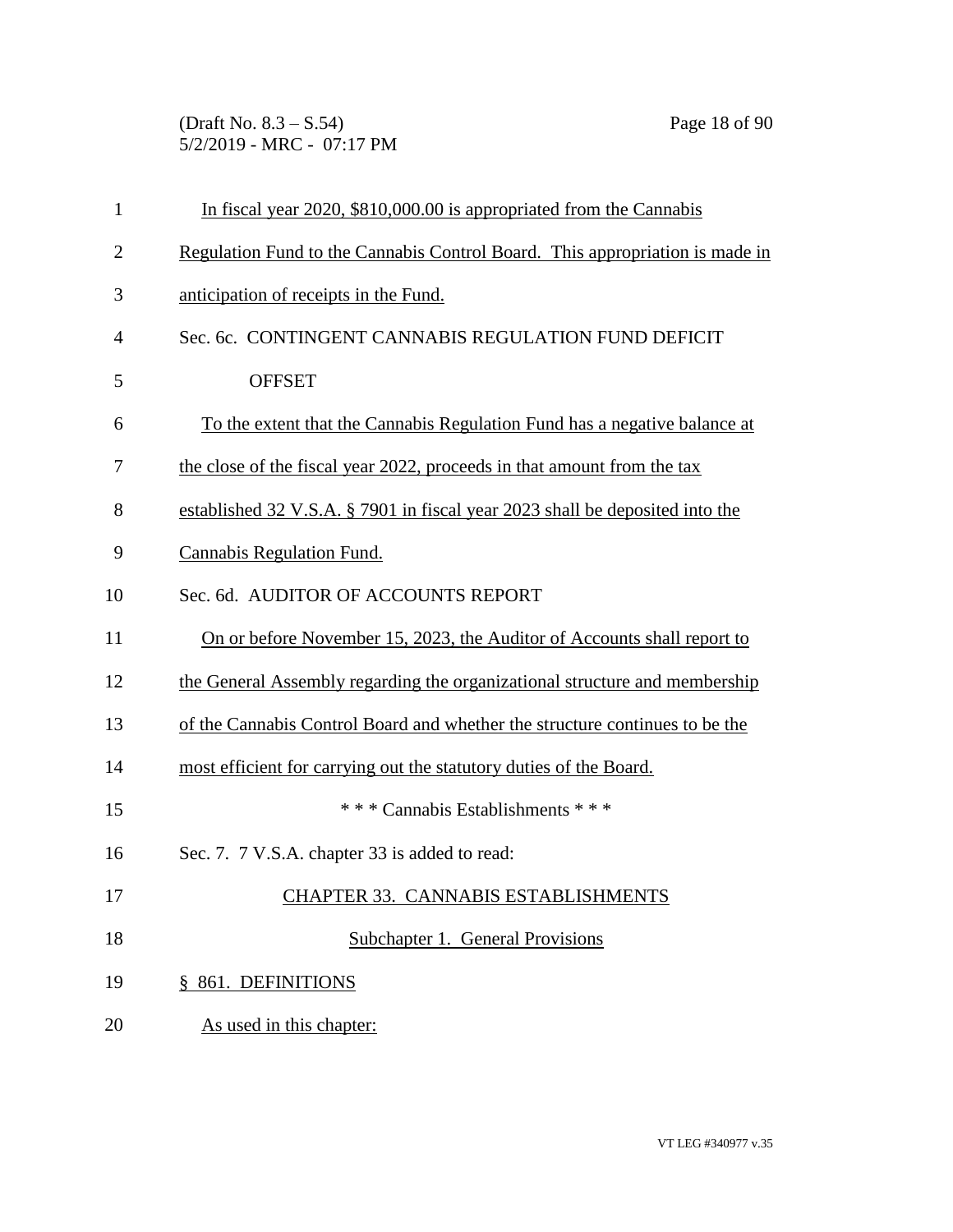In fiscal year 2020, $810,000.00 is appropriated from the Cannabis Regulation Fund to the Cannabis Control Board. This appropriation is made in anticipation of receipts in the Fund.

Sec. 6c. CONTINGENT CANNABIS REGULATION FUND DEFICIT OFFSET

To the extent that the Cannabis Regulation Fund has a negative balance at the close of the fiscal year 2022, proceeds in that amount from the tax established 32 V.S.A. § 7901 in fiscal year 2023 shall be deposited into the Cannabis Regulation Fund.

Sec. 6d. AUDITOR OF ACCOUNTS REPORT

On or before November 15, 2023, the Auditor of Accounts shall report to the General Assembly regarding the organizational structure and membership of the Cannabis Control Board and whether the structure continues to be the most efficient for carrying out the statutory duties of the Board.

\* \* \* Cannabis Establishments \* \* \*

Sec. 7. 7 V.S.A. chapter 33 is added to read:

CHAPTER 33. CANNABIS ESTABLISHMENTS

Subchapter 1. General Provisions

§ 861. DEFINITIONS

As used in this chapter: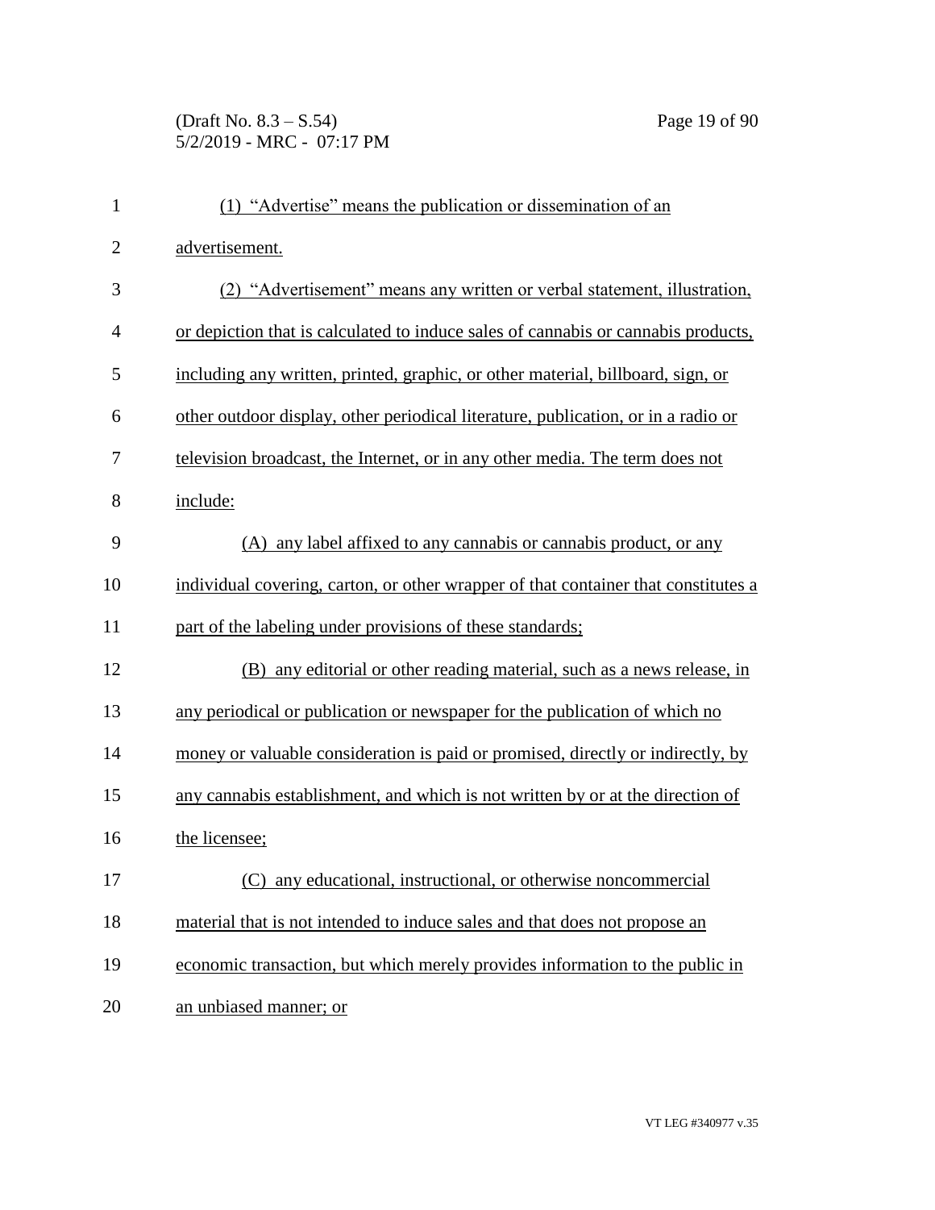(1) "Advertise" means the publication or dissemination of an advertisement.

(2) "Advertisement" means any written or verbal statement, illustration, or depiction that is calculated to induce sales of cannabis or cannabis products, including any written, printed, graphic, or other material, billboard, sign, or other outdoor display, other periodical literature, publication, or in a radio or television broadcast, the Internet, or in any other media. The term does not include:

(A) any label affixed to any cannabis or cannabis product, or any individual covering, carton, or other wrapper of that container that constitutes a part of the labeling under provisions of these standards;

(B) any editorial or other reading material, such as a news release, in any periodical or publication or newspaper for the publication of which no money or valuable consideration is paid or promised, directly or indirectly, by any cannabis establishment, and which is not written by or at the direction of the licensee;

(C) any educational, instructional, or otherwise noncommercial material that is not intended to induce sales and that does not propose an economic transaction, but which merely provides information to the public in an unbiased manner; or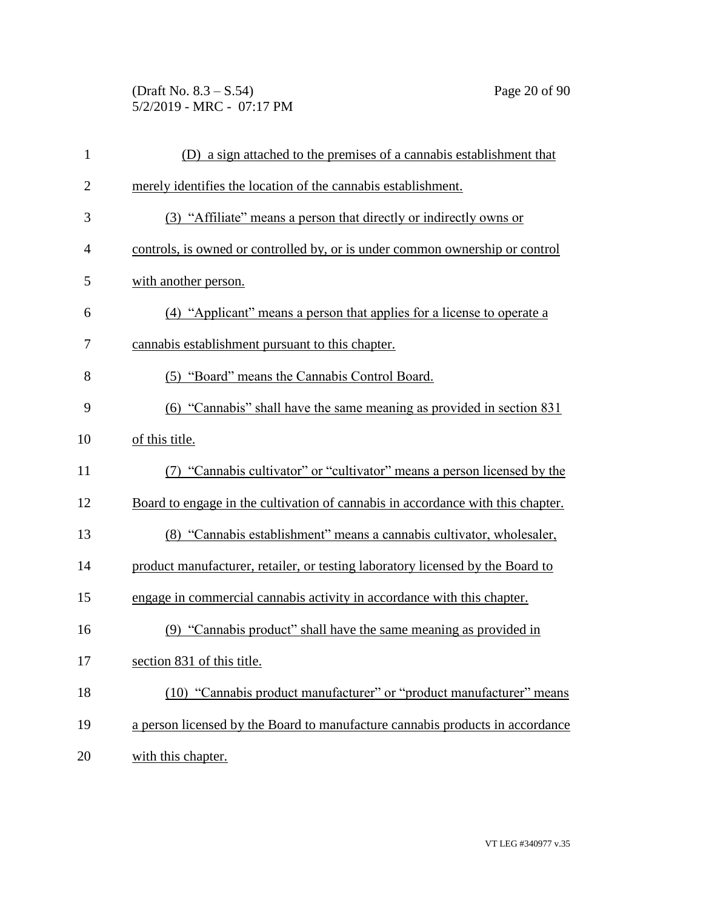(D) a sign attached to the premises of a cannabis establishment that merely identifies the location of the cannabis establishment.

(3) "Affiliate" means a person that directly or indirectly owns or controls, is owned or controlled by, or is under common ownership or control with another person.

(4) "Applicant" means a person that applies for a license to operate a cannabis establishment pursuant to this chapter.

(5) "Board" means the Cannabis Control Board.

(6) "Cannabis" shall have the same meaning as provided in section 831 of this title.

(7) "Cannabis cultivator" or "cultivator" means a person licensed by the Board to engage in the cultivation of cannabis in accordance with this chapter.

(8) "Cannabis establishment" means a cannabis cultivator, wholesaler, product manufacturer, retailer, or testing laboratory licensed by the Board to engage in commercial cannabis activity in accordance with this chapter.

(9) "Cannabis product" shall have the same meaning as provided in section 831 of this title.

(10) "Cannabis product manufacturer" or "product manufacturer" means a person licensed by the Board to manufacture cannabis products in accordance with this chapter.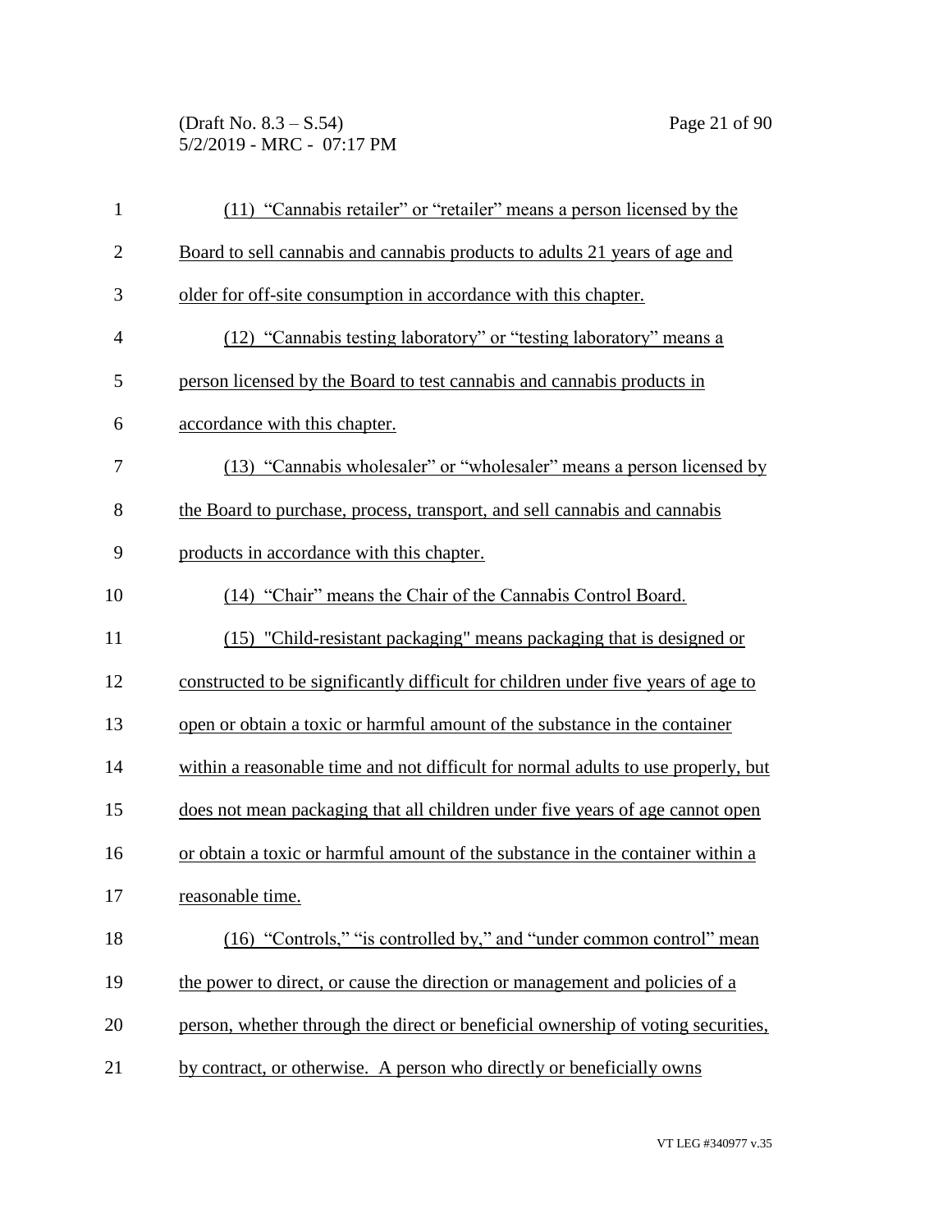(11) "Cannabis retailer" or "retailer" means a person licensed by the Board to sell cannabis and cannabis products to adults 21 years of age and older for off-site consumption in accordance with this chapter.

(12) "Cannabis testing laboratory" or "testing laboratory" means a person licensed by the Board to test cannabis and cannabis products in accordance with this chapter.

(13) "Cannabis wholesaler" or "wholesaler" means a person licensed by the Board to purchase, process, transport, and sell cannabis and cannabis products in accordance with this chapter.

(14) "Chair" means the Chair of the Cannabis Control Board.

(15) "Child-resistant packaging" means packaging that is designed or constructed to be significantly difficult for children under five years of age to open or obtain a toxic or harmful amount of the substance in the container within a reasonable time and not difficult for normal adults to use properly, but does not mean packaging that all children under five years of age cannot open or obtain a toxic or harmful amount of the substance in the container within a reasonable time.

(16) "Controls," "is controlled by," and "under common control" mean the power to direct, or cause the direction or management and policies of a person, whether through the direct or beneficial ownership of voting securities, by contract, or otherwise. A person who directly or beneficially owns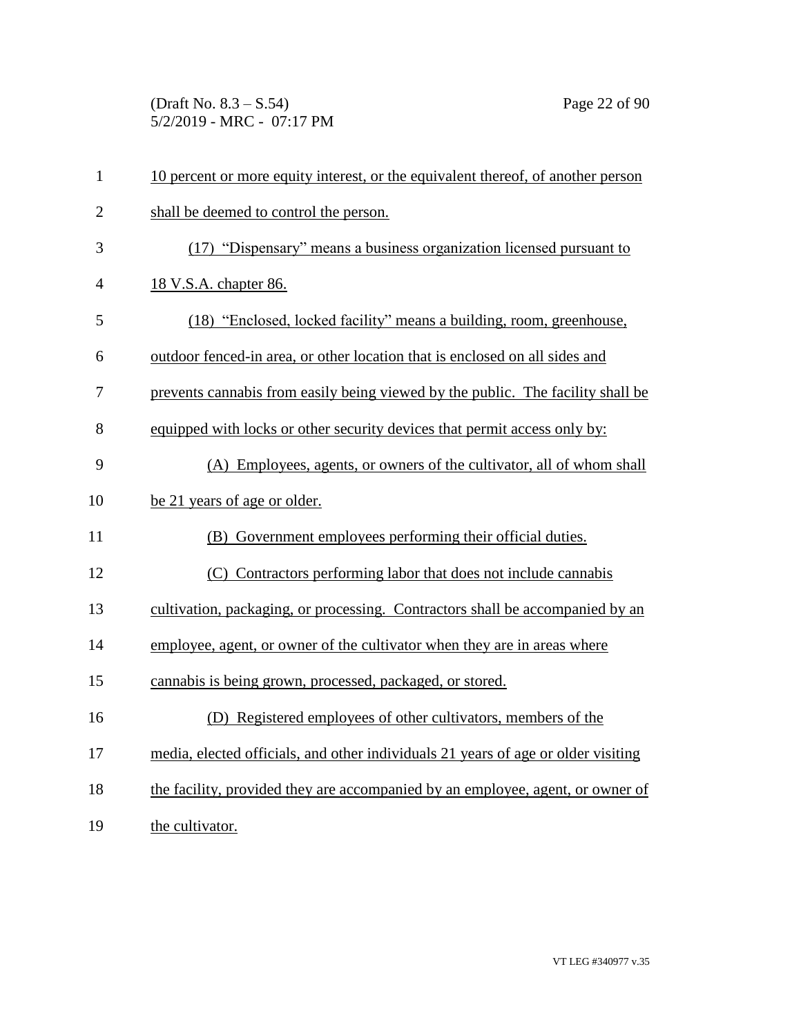10 percent or more equity interest, or the equivalent thereof, of another person shall be deemed to control the person.

(17) "Dispensary" means a business organization licensed pursuant to 18 V.S.A. chapter 86.

(18) "Enclosed, locked facility" means a building, room, greenhouse, outdoor fenced-in area, or other location that is enclosed on all sides and prevents cannabis from easily being viewed by the public. The facility shall be equipped with locks or other security devices that permit access only by:

(A) Employees, agents, or owners of the cultivator, all of whom shall be 21 years of age or older.

(B) Government employees performing their official duties.

(C) Contractors performing labor that does not include cannabis cultivation, packaging, or processing. Contractors shall be accompanied by an employee, agent, or owner of the cultivator when they are in areas where cannabis is being grown, processed, packaged, or stored.

(D) Registered employees of other cultivators, members of the media, elected officials, and other individuals 21 years of age or older visiting the facility, provided they are accompanied by an employee, agent, or owner of the cultivator.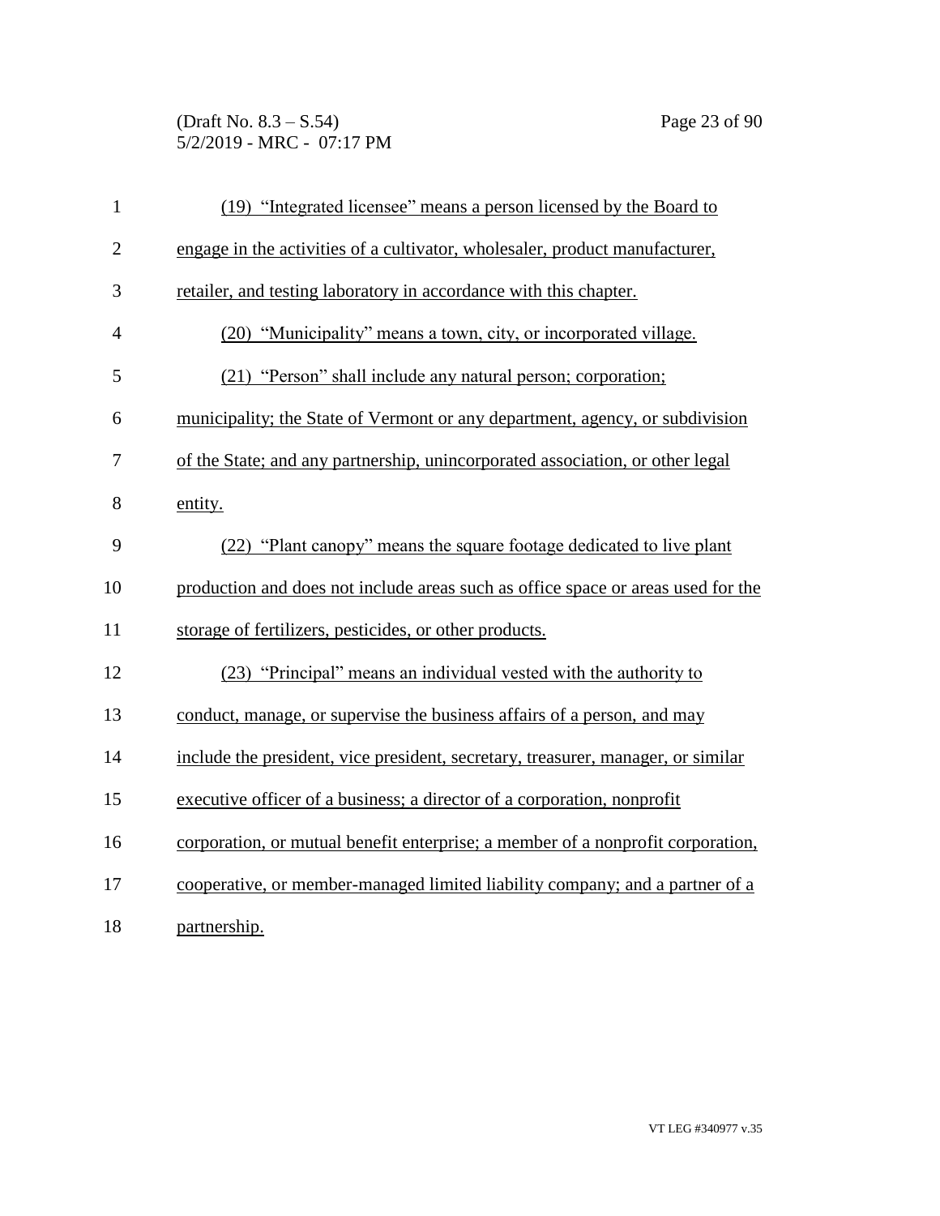(19) "Integrated licensee" means a person licensed by the Board to engage in the activities of a cultivator, wholesaler, product manufacturer, retailer, and testing laboratory in accordance with this chapter.

(20) "Municipality" means a town, city, or incorporated village.

(21) "Person" shall include any natural person; corporation; municipality; the State of Vermont or any department, agency, or subdivision of the State; and any partnership, unincorporated association, or other legal entity.

(22) "Plant canopy" means the square footage dedicated to live plant production and does not include areas such as office space or areas used for the storage of fertilizers, pesticides, or other products.

(23) "Principal" means an individual vested with the authority to conduct, manage, or supervise the business affairs of a person, and may include the president, vice president, secretary, treasurer, manager, or similar executive officer of a business; a director of a corporation, nonprofit corporation, or mutual benefit enterprise; a member of a nonprofit corporation, cooperative, or member-managed limited liability company; and a partner of a partnership.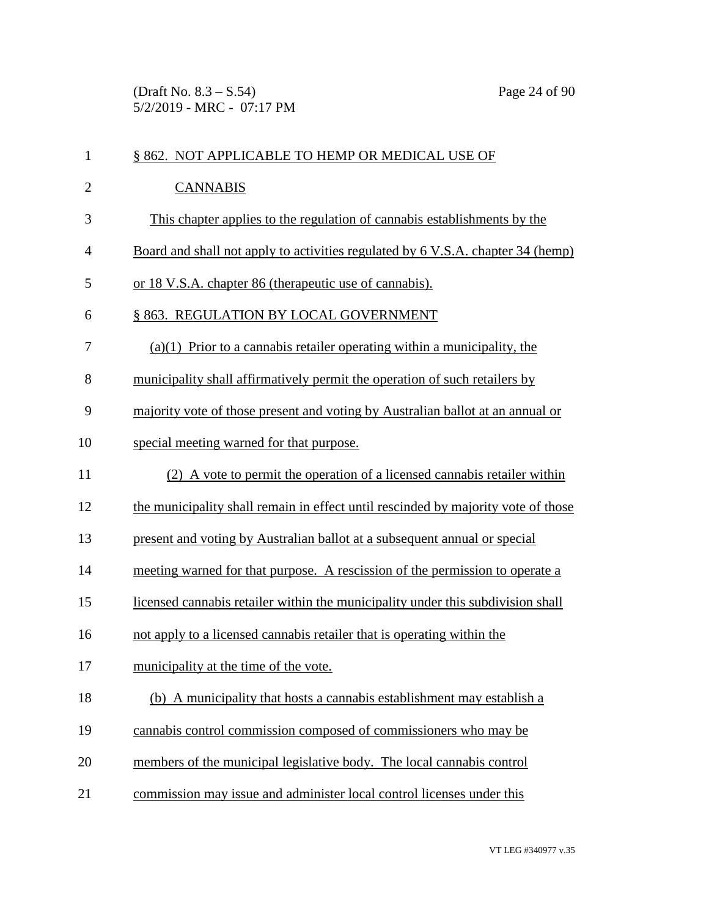§ 862. NOT APPLICABLE TO HEMP OR MEDICAL USE OF CANNABIS

This chapter applies to the regulation of cannabis establishments by the Board and shall not apply to activities regulated by 6 V.S.A. chapter 34 (hemp) or 18 V.S.A. chapter 86 (therapeutic use of cannabis).

§ 863. REGULATION BY LOCAL GOVERNMENT

(a)(1) Prior to a cannabis retailer operating within a municipality, the municipality shall affirmatively permit the operation of such retailers by majority vote of those present and voting by Australian ballot at an annual or special meeting warned for that purpose.

(2) A vote to permit the operation of a licensed cannabis retailer within the municipality shall remain in effect until rescinded by majority vote of those present and voting by Australian ballot at a subsequent annual or special meeting warned for that purpose. A rescission of the permission to operate a licensed cannabis retailer within the municipality under this subdivision shall not apply to a licensed cannabis retailer that is operating within the municipality at the time of the vote.

(b) A municipality that hosts a cannabis establishment may establish a cannabis control commission composed of commissioners who may be members of the municipal legislative body. The local cannabis control commission may issue and administer local control licenses under this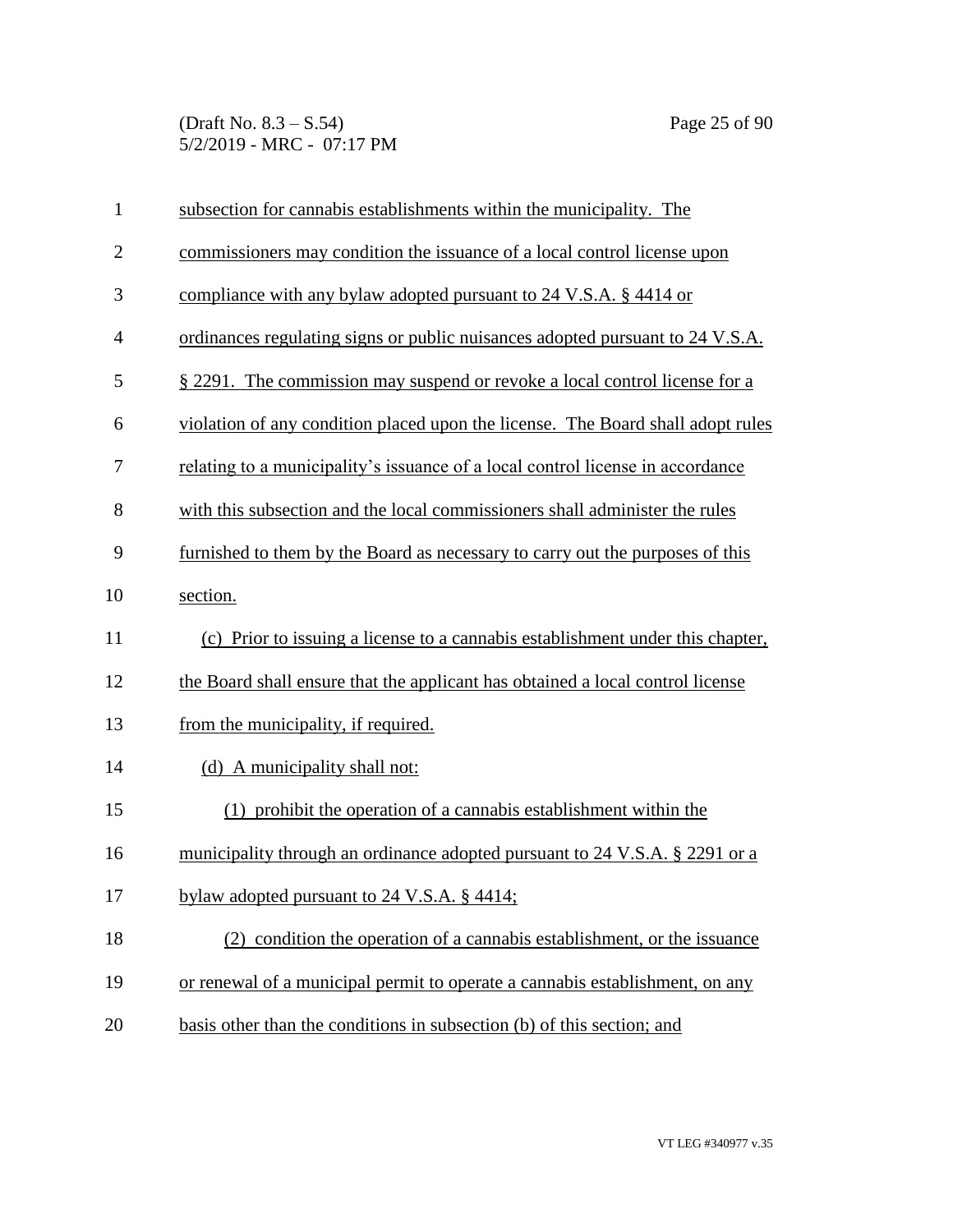subsection for cannabis establishments within the municipality. The commissioners may condition the issuance of a local control license upon compliance with any bylaw adopted pursuant to 24 V.S.A. § 4414 or ordinances regulating signs or public nuisances adopted pursuant to 24 V.S.A. § 2291. The commission may suspend or revoke a local control license for a violation of any condition placed upon the license. The Board shall adopt rules relating to a municipality's issuance of a local control license in accordance with this subsection and the local commissioners shall administer the rules furnished to them by the Board as necessary to carry out the purposes of this section.

(c) Prior to issuing a license to a cannabis establishment under this chapter, the Board shall ensure that the applicant has obtained a local control license from the municipality, if required.

(d) A municipality shall not:

(1) prohibit the operation of a cannabis establishment within the municipality through an ordinance adopted pursuant to 24 V.S.A. § 2291 or a bylaw adopted pursuant to 24 V.S.A. § 4414;

(2) condition the operation of a cannabis establishment, or the issuance or renewal of a municipal permit to operate a cannabis establishment, on any basis other than the conditions in subsection (b) of this section; and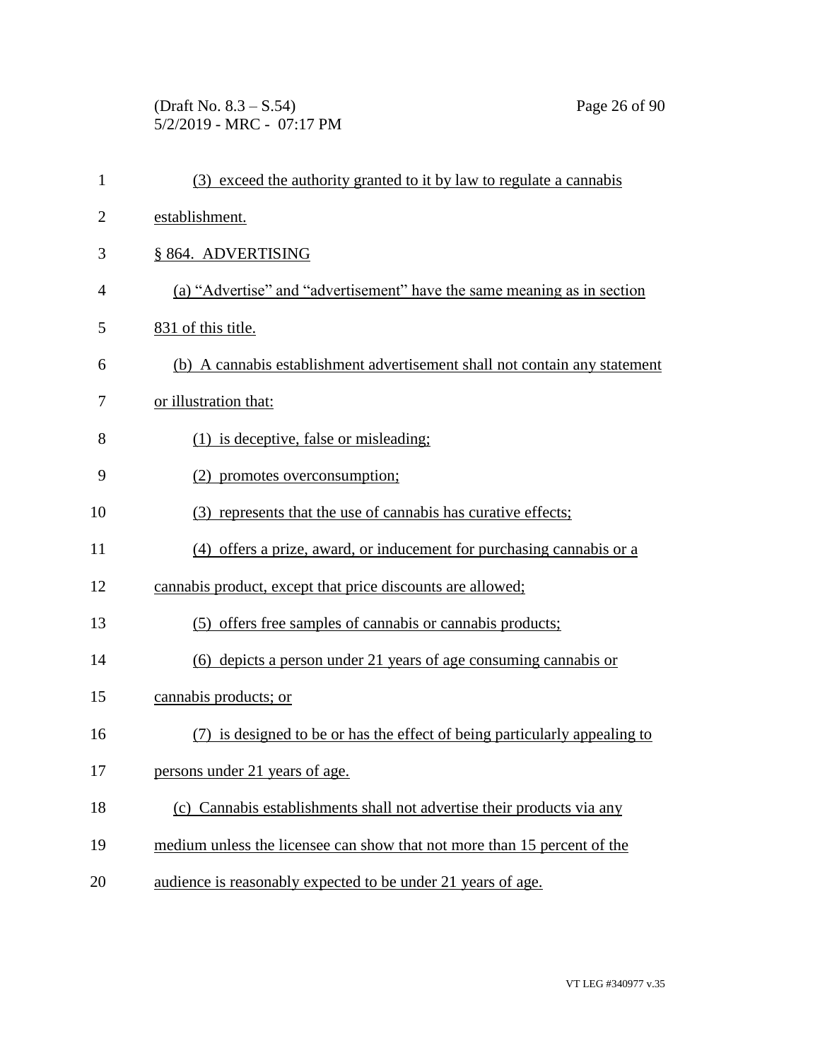(3) exceed the authority granted to it by law to regulate a cannabis establishment.

§ 864. ADVERTISING

(a) "Advertise" and "advertisement" have the same meaning as in section 831 of this title.

(b) A cannabis establishment advertisement shall not contain any statement or illustration that:

(1) is deceptive, false or misleading;

(2) promotes overconsumption;

(3) represents that the use of cannabis has curative effects;

(4) offers a prize, award, or inducement for purchasing cannabis or a cannabis product, except that price discounts are allowed;

(5) offers free samples of cannabis or cannabis products;

(6) depicts a person under 21 years of age consuming cannabis or cannabis products; or

(7) is designed to be or has the effect of being particularly appealing to persons under 21 years of age.

(c) Cannabis establishments shall not advertise their products via any medium unless the licensee can show that not more than 15 percent of the audience is reasonably expected to be under 21 years of age.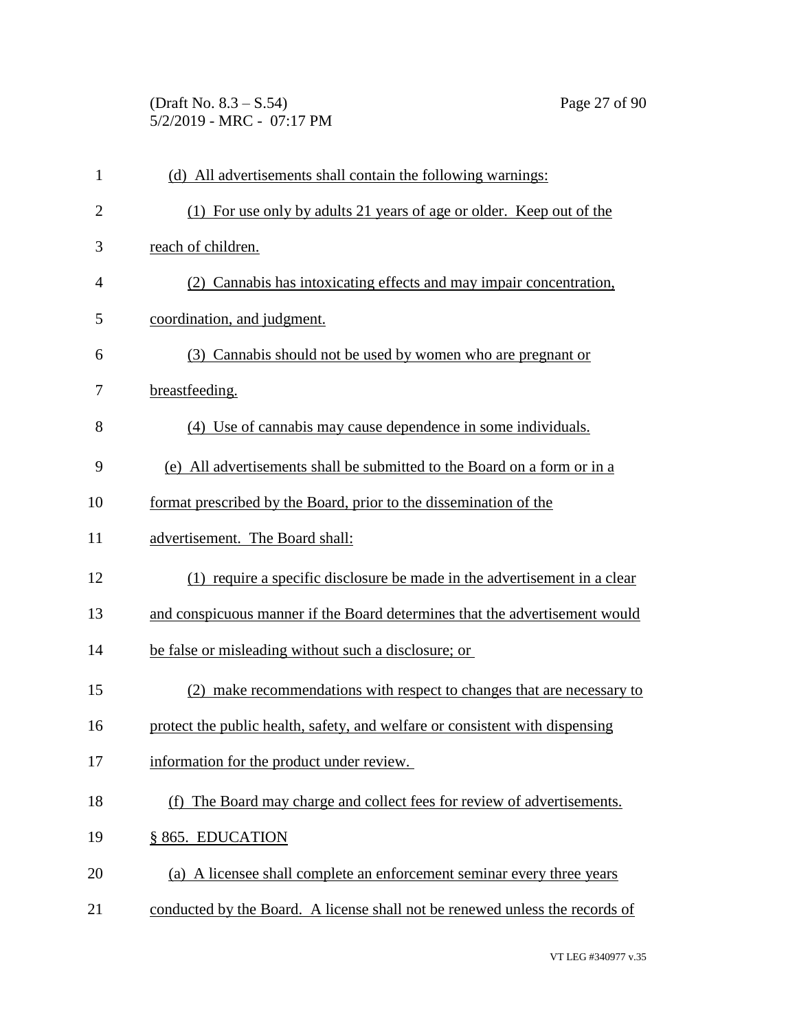(d) All advertisements shall contain the following warnings:

(1) For use only by adults 21 years of age or older. Keep out of the reach of children.

(2) Cannabis has intoxicating effects and may impair concentration, coordination, and judgment.

(3) Cannabis should not be used by women who are pregnant or breastfeeding.

(4) Use of cannabis may cause dependence in some individuals.

(e) All advertisements shall be submitted to the Board on a form or in a format prescribed by the Board, prior to the dissemination of the advertisement. The Board shall:

(1) require a specific disclosure be made in the advertisement in a clear and conspicuous manner if the Board determines that the advertisement would be false or misleading without such a disclosure; or

(2) make recommendations with respect to changes that are necessary to protect the public health, safety, and welfare or consistent with dispensing information for the product under review.

(f) The Board may charge and collect fees for review of advertisements.

§ 865. EDUCATION

(a) A licensee shall complete an enforcement seminar every three years conducted by the Board. A license shall not be renewed unless the records of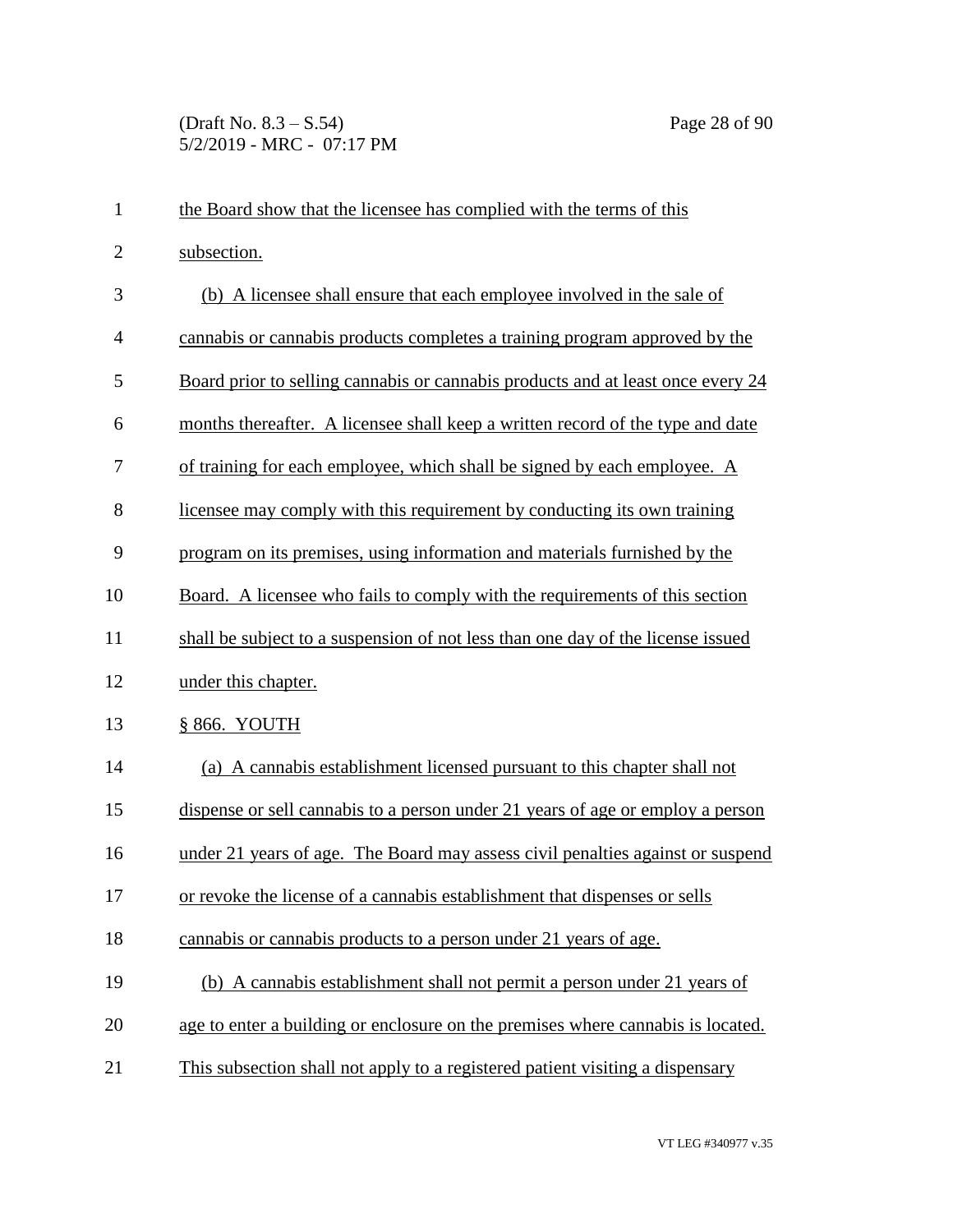the Board show that the licensee has complied with the terms of this subsection.

(b) A licensee shall ensure that each employee involved in the sale of cannabis or cannabis products completes a training program approved by the Board prior to selling cannabis or cannabis products and at least once every 24 months thereafter. A licensee shall keep a written record of the type and date of training for each employee, which shall be signed by each employee. A licensee may comply with this requirement by conducting its own training program on its premises, using information and materials furnished by the Board. A licensee who fails to comply with the requirements of this section shall be subject to a suspension of not less than one day of the license issued under this chapter.

§ 866. YOUTH

(a) A cannabis establishment licensed pursuant to this chapter shall not dispense or sell cannabis to a person under 21 years of age or employ a person under 21 years of age. The Board may assess civil penalties against or suspend or revoke the license of a cannabis establishment that dispenses or sells cannabis or cannabis products to a person under 21 years of age.

(b) A cannabis establishment shall not permit a person under 21 years of age to enter a building or enclosure on the premises where cannabis is located. This subsection shall not apply to a registered patient visiting a dispensary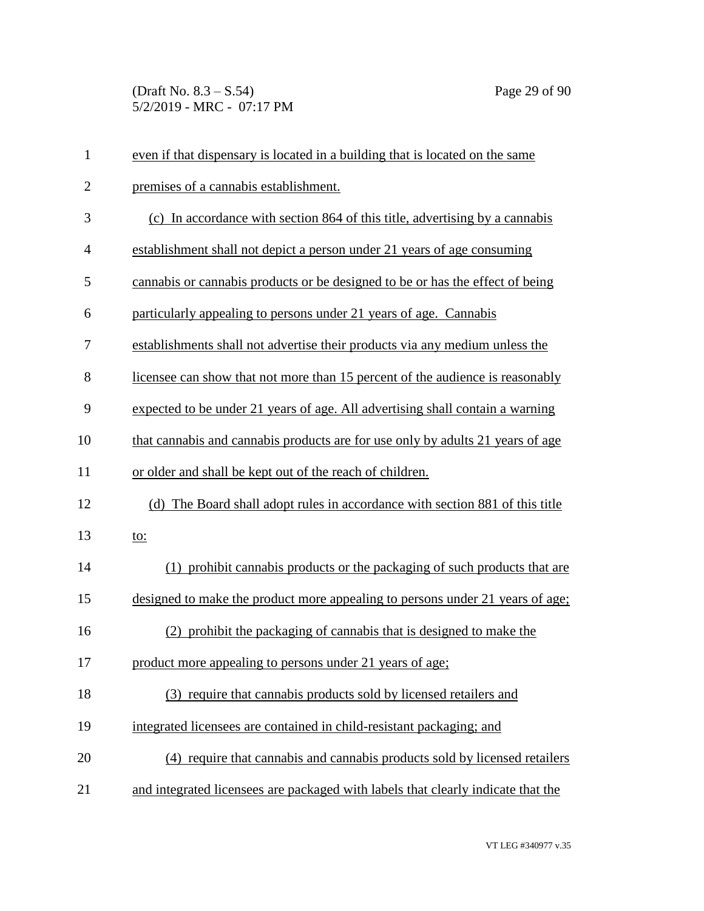even if that dispensary is located in a building that is located on the same premises of a cannabis establishment.

(c) In accordance with section 864 of this title, advertising by a cannabis establishment shall not depict a person under 21 years of age consuming cannabis or cannabis products or be designed to be or has the effect of being particularly appealing to persons under 21 years of age. Cannabis establishments shall not advertise their products via any medium unless the licensee can show that not more than 15 percent of the audience is reasonably expected to be under 21 years of age. All advertising shall contain a warning that cannabis and cannabis products are for use only by adults 21 years of age or older and shall be kept out of the reach of children.

(d) The Board shall adopt rules in accordance with section 881 of this title to:

(1) prohibit cannabis products or the packaging of such products that are designed to make the product more appealing to persons under 21 years of age;

(2) prohibit the packaging of cannabis that is designed to make the product more appealing to persons under 21 years of age;

(3) require that cannabis products sold by licensed retailers and integrated licensees are contained in child-resistant packaging; and

(4) require that cannabis and cannabis products sold by licensed retailers and integrated licensees are packaged with labels that clearly indicate that the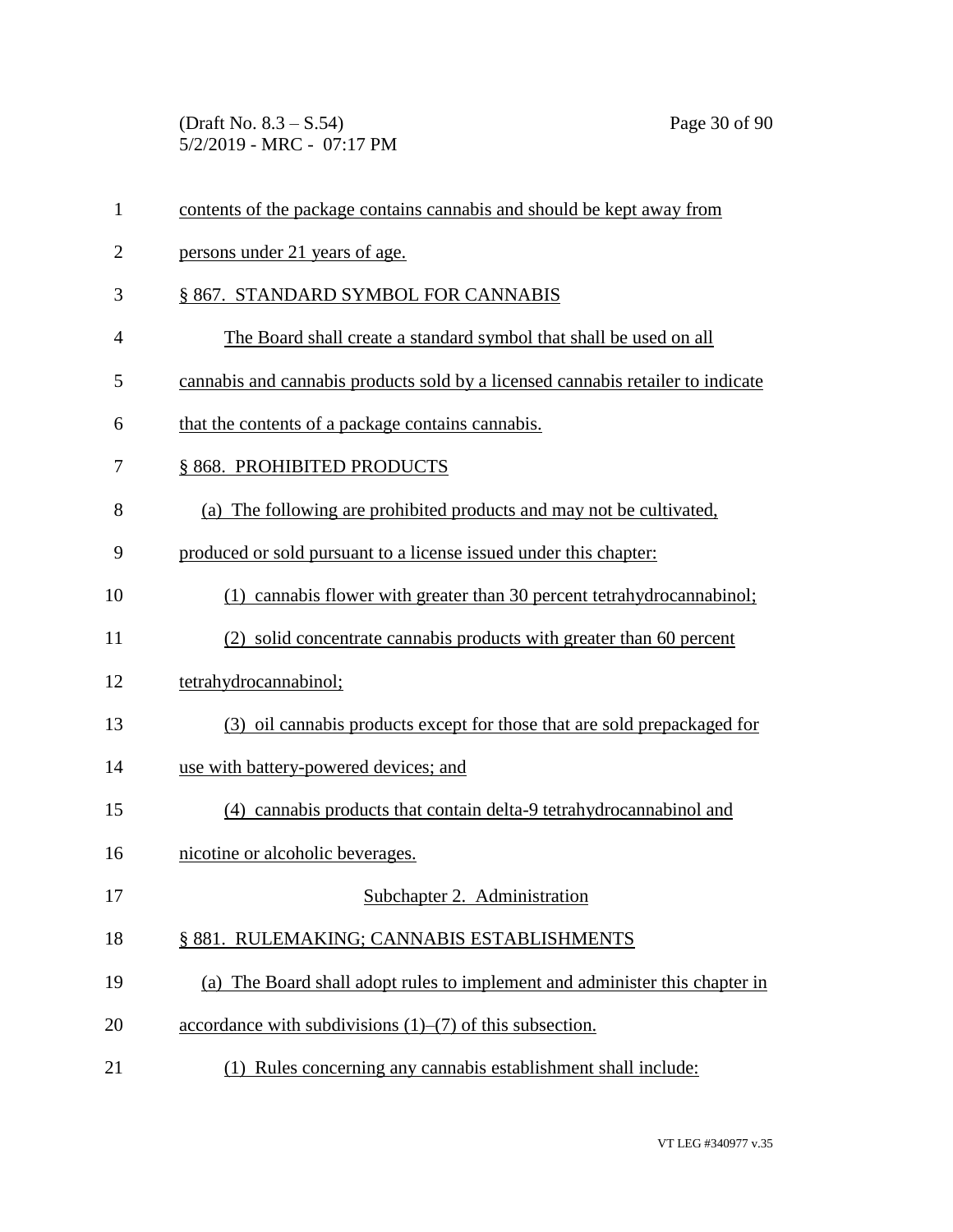contents of the package contains cannabis and should be kept away from persons under 21 years of age.

### § 867. STANDARD SYMBOL FOR CANNABIS

The Board shall create a standard symbol that shall be used on all cannabis and cannabis products sold by a licensed cannabis retailer to indicate that the contents of a package contains cannabis.

### § 868. PROHIBITED PRODUCTS

(a) The following are prohibited products and may not be cultivated, produced or sold pursuant to a license issued under this chapter:

(1) cannabis flower with greater than 30 percent tetrahydrocannabinol;

(2) solid concentrate cannabis products with greater than 60 percent tetrahydrocannabinol;

(3) oil cannabis products except for those that are sold prepackaged for use with battery-powered devices; and

(4) cannabis products that contain delta-9 tetrahydrocannabinol and nicotine or alcoholic beverages.

## Subchapter 2. Administration

### § 881. RULEMAKING; CANNABIS ESTABLISHMENTS

(a) The Board shall adopt rules to implement and administer this chapter in accordance with subdivisions (1)–(7) of this subsection.

(1) Rules concerning any cannabis establishment shall include: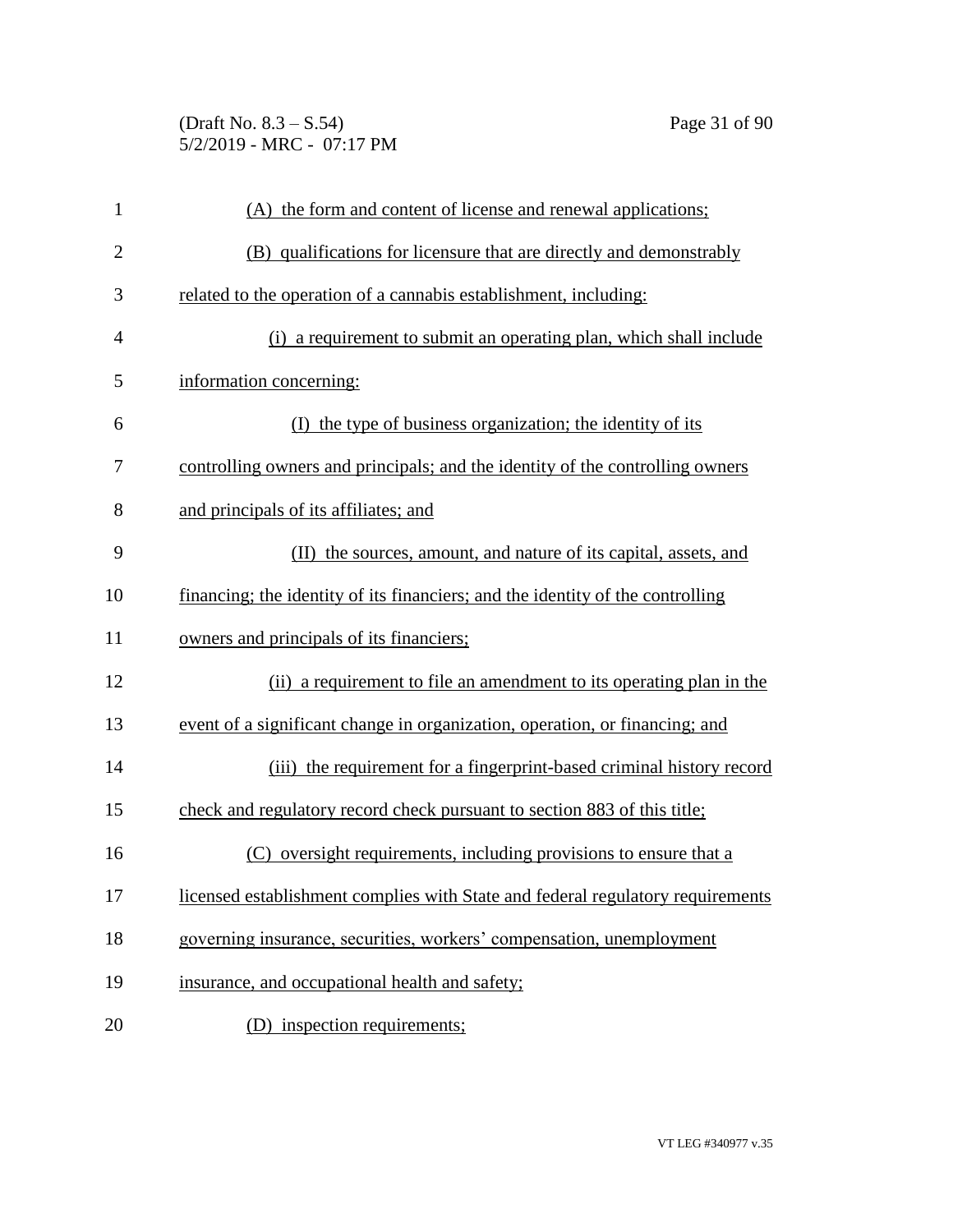(A) the form and content of license and renewal applications;

(B) qualifications for licensure that are directly and demonstrably related to the operation of a cannabis establishment, including:

(i) a requirement to submit an operating plan, which shall include information concerning:

(I) the type of business organization; the identity of its controlling owners and principals; and the identity of the controlling owners and principals of its affiliates; and

(II) the sources, amount, and nature of its capital, assets, and financing; the identity of its financiers; and the identity of the controlling owners and principals of its financiers;

(ii) a requirement to file an amendment to its operating plan in the event of a significant change in organization, operation, or financing; and

(iii) the requirement for a fingerprint-based criminal history record check and regulatory record check pursuant to section 883 of this title;

(C) oversight requirements, including provisions to ensure that a licensed establishment complies with State and federal regulatory requirements governing insurance, securities, workers' compensation, unemployment insurance, and occupational health and safety;

(D) inspection requirements;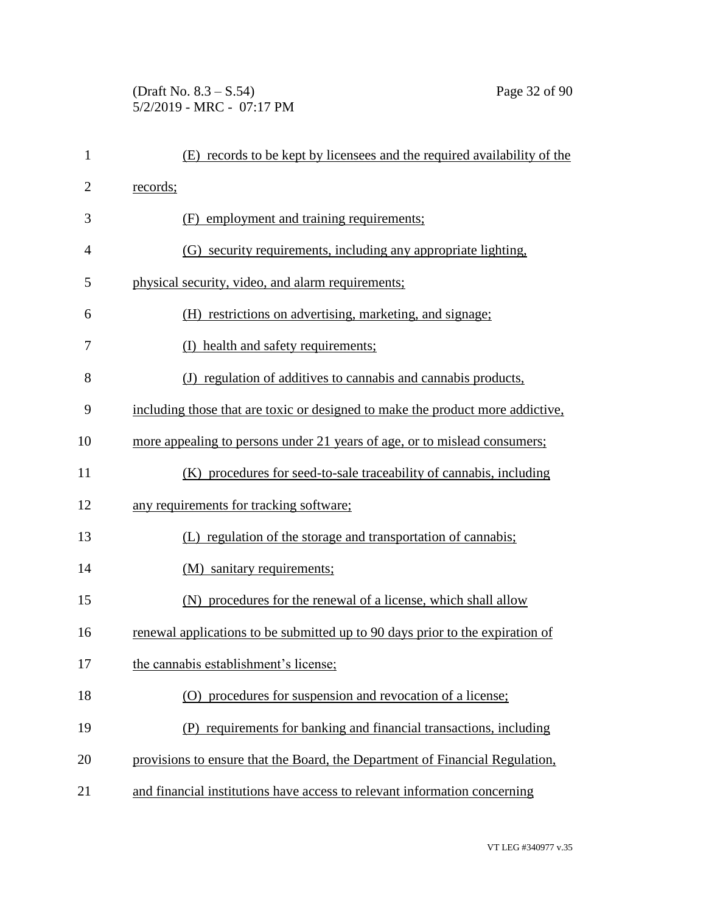(E) records to be kept by licensees and the required availability of the records;

(F) employment and training requirements;

(G) security requirements, including any appropriate lighting, physical security, video, and alarm requirements;

(H) restrictions on advertising, marketing, and signage;

(I) health and safety requirements;

(J) regulation of additives to cannabis and cannabis products, including those that are toxic or designed to make the product more addictive, more appealing to persons under 21 years of age, or to mislead consumers;

(K) procedures for seed-to-sale traceability of cannabis, including any requirements for tracking software;

(L) regulation of the storage and transportation of cannabis;

(M) sanitary requirements;

(N) procedures for the renewal of a license, which shall allow renewal applications to be submitted up to 90 days prior to the expiration of the cannabis establishment's license;

(O) procedures for suspension and revocation of a license;

(P) requirements for banking and financial transactions, including provisions to ensure that the Board, the Department of Financial Regulation, and financial institutions have access to relevant information concerning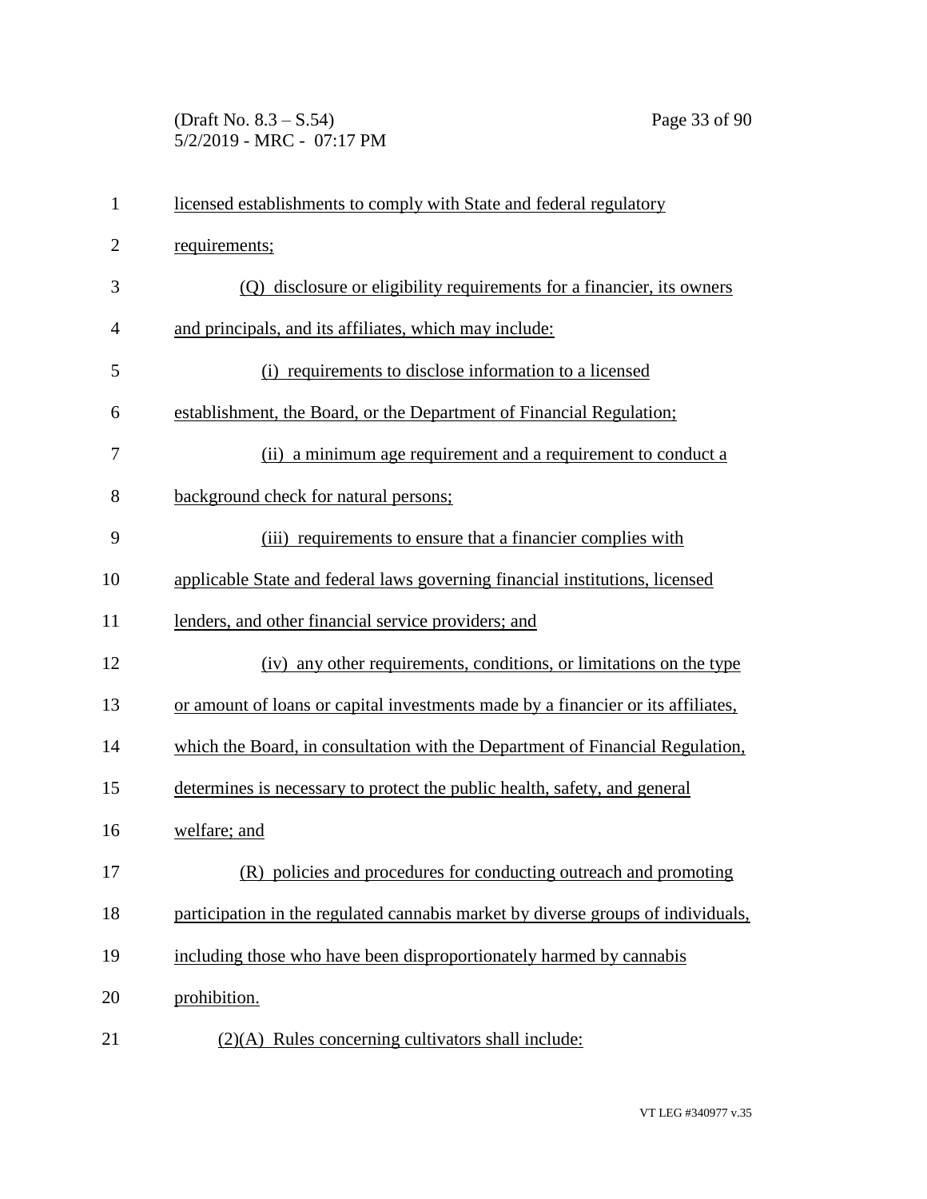licensed establishments to comply with State and federal regulatory requirements;

(Q) disclosure or eligibility requirements for a financier, its owners and principals, and its affiliates, which may include:

(i) requirements to disclose information to a licensed establishment, the Board, or the Department of Financial Regulation;

(ii) a minimum age requirement and a requirement to conduct a background check for natural persons;

(iii) requirements to ensure that a financier complies with applicable State and federal laws governing financial institutions, licensed lenders, and other financial service providers; and

(iv) any other requirements, conditions, or limitations on the type or amount of loans or capital investments made by a financier or its affiliates, which the Board, in consultation with the Department of Financial Regulation, determines is necessary to protect the public health, safety, and general welfare; and

(R) policies and procedures for conducting outreach and promoting participation in the regulated cannabis market by diverse groups of individuals, including those who have been disproportionately harmed by cannabis prohibition.

(2)(A) Rules concerning cultivators shall include: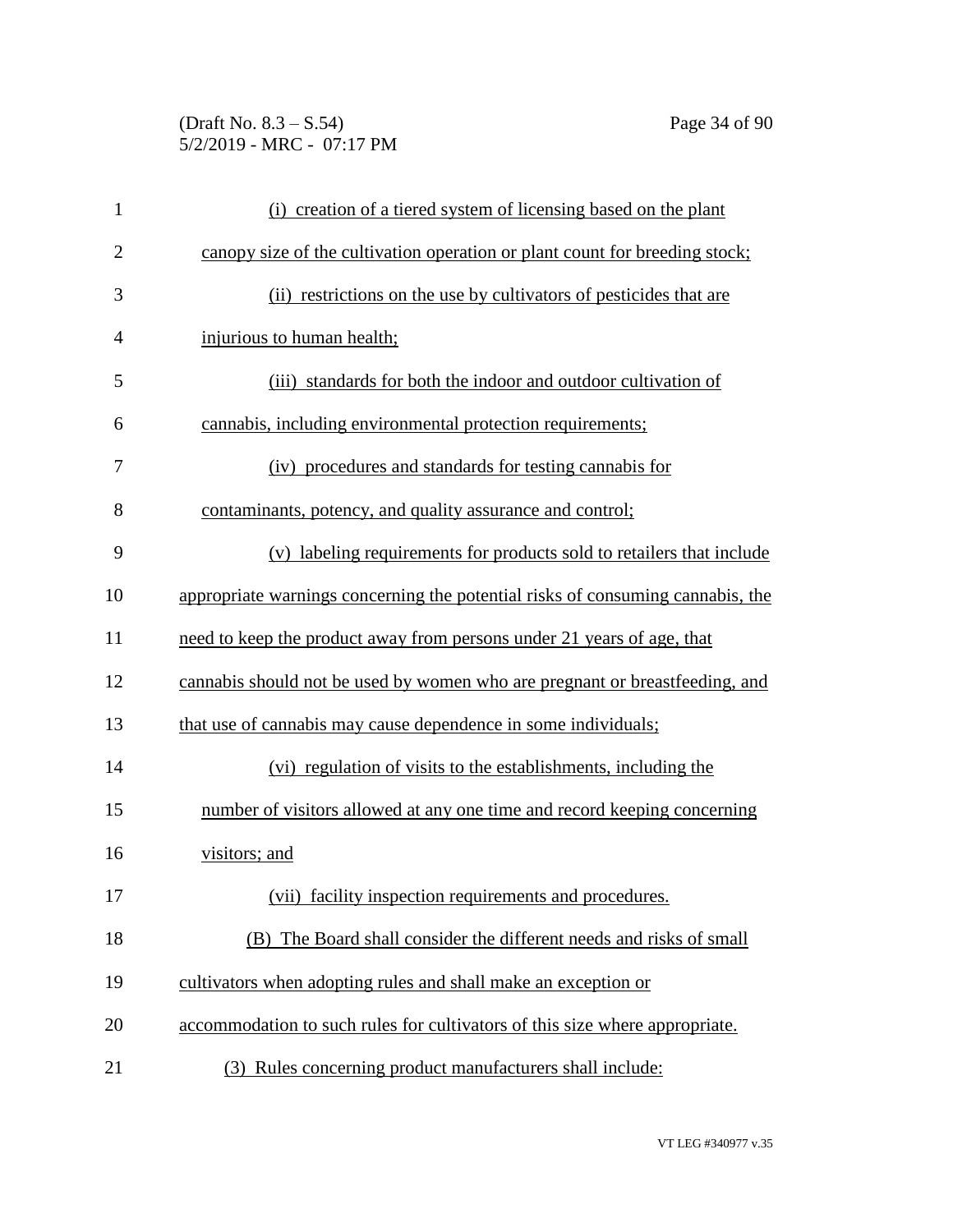(i) creation of a tiered system of licensing based on the plant canopy size of the cultivation operation or plant count for breeding stock;

(ii) restrictions on the use by cultivators of pesticides that are injurious to human health;

(iii) standards for both the indoor and outdoor cultivation of cannabis, including environmental protection requirements;

(iv) procedures and standards for testing cannabis for contaminants, potency, and quality assurance and control;

(v) labeling requirements for products sold to retailers that include appropriate warnings concerning the potential risks of consuming cannabis, the need to keep the product away from persons under 21 years of age, that cannabis should not be used by women who are pregnant or breastfeeding, and that use of cannabis may cause dependence in some individuals;

(vi) regulation of visits to the establishments, including the number of visitors allowed at any one time and record keeping concerning visitors; and

(vii) facility inspection requirements and procedures.

(B) The Board shall consider the different needs and risks of small cultivators when adopting rules and shall make an exception or accommodation to such rules for cultivators of this size where appropriate.

(3) Rules concerning product manufacturers shall include: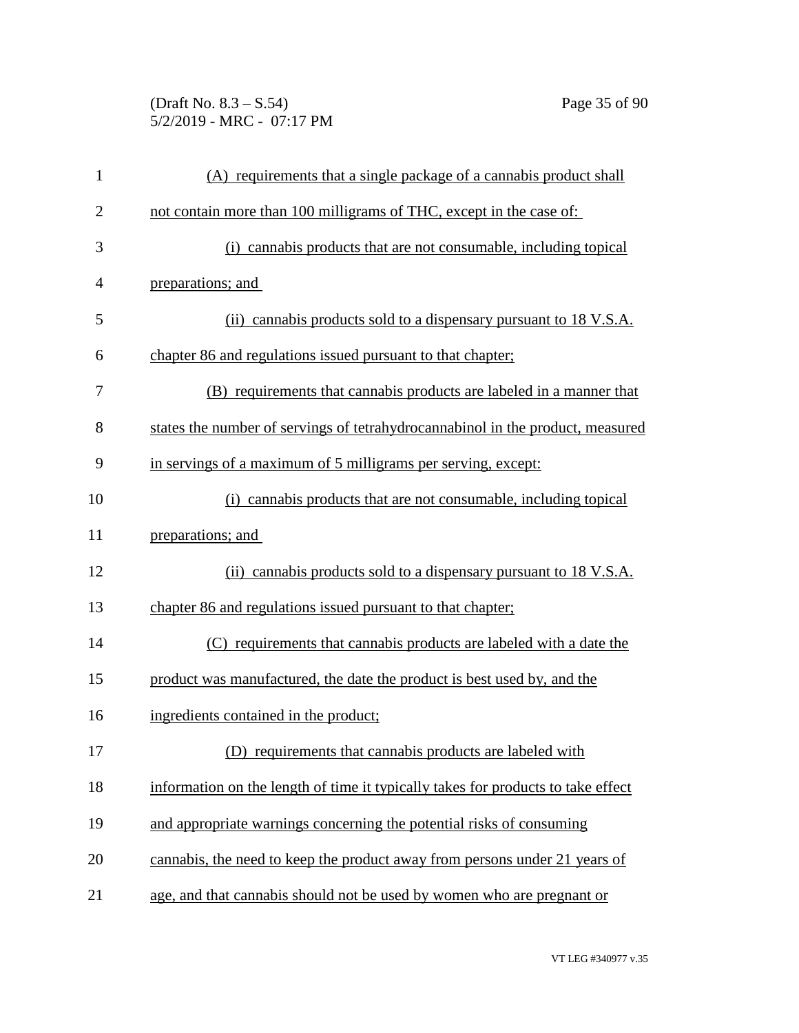(A) requirements that a single package of a cannabis product shall not contain more than 100 milligrams of THC, except in the case of:

(i) cannabis products that are not consumable, including topical preparations; and

(ii) cannabis products sold to a dispensary pursuant to 18 V.S.A. chapter 86 and regulations issued pursuant to that chapter;

(B) requirements that cannabis products are labeled in a manner that states the number of servings of tetrahydrocannabinol in the product, measured in servings of a maximum of 5 milligrams per serving, except:

(i) cannabis products that are not consumable, including topical preparations; and

(ii) cannabis products sold to a dispensary pursuant to 18 V.S.A. chapter 86 and regulations issued pursuant to that chapter;

(C) requirements that cannabis products are labeled with a date the product was manufactured, the date the product is best used by, and the ingredients contained in the product;

(D) requirements that cannabis products are labeled with information on the length of time it typically takes for products to take effect and appropriate warnings concerning the potential risks of consuming cannabis, the need to keep the product away from persons under 21 years of age, and that cannabis should not be used by women who are pregnant or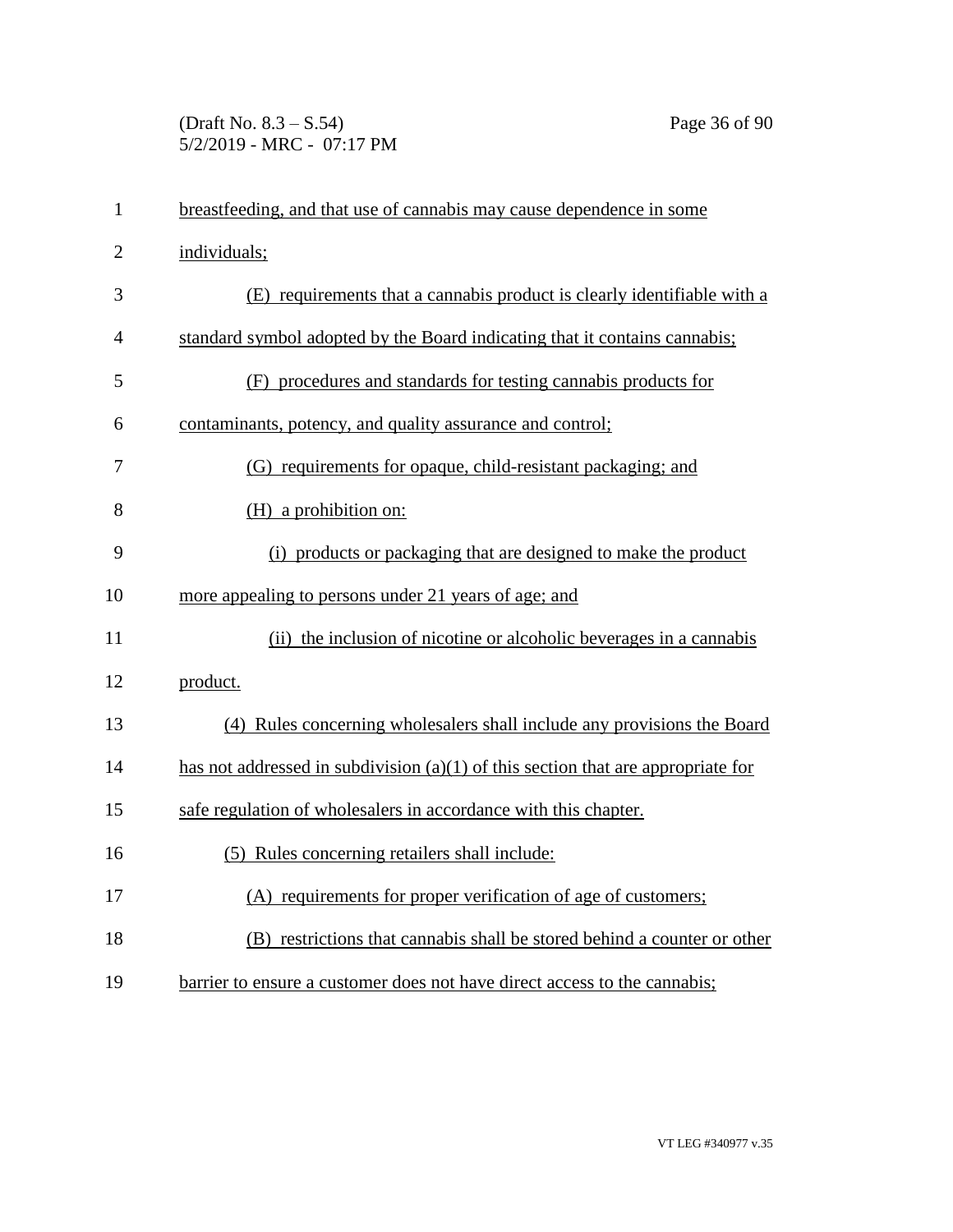breastfeeding, and that use of cannabis may cause dependence in some individuals;

(E) requirements that a cannabis product is clearly identifiable with a standard symbol adopted by the Board indicating that it contains cannabis;

(F) procedures and standards for testing cannabis products for contaminants, potency, and quality assurance and control;

(G) requirements for opaque, child-resistant packaging; and

(H) a prohibition on:

(i) products or packaging that are designed to make the product more appealing to persons under 21 years of age; and

(ii) the inclusion of nicotine or alcoholic beverages in a cannabis product.

(4) Rules concerning wholesalers shall include any provisions the Board has not addressed in subdivision (a)(1) of this section that are appropriate for safe regulation of wholesalers in accordance with this chapter.

(5) Rules concerning retailers shall include:

(A) requirements for proper verification of age of customers;

(B) restrictions that cannabis shall be stored behind a counter or other barrier to ensure a customer does not have direct access to the cannabis;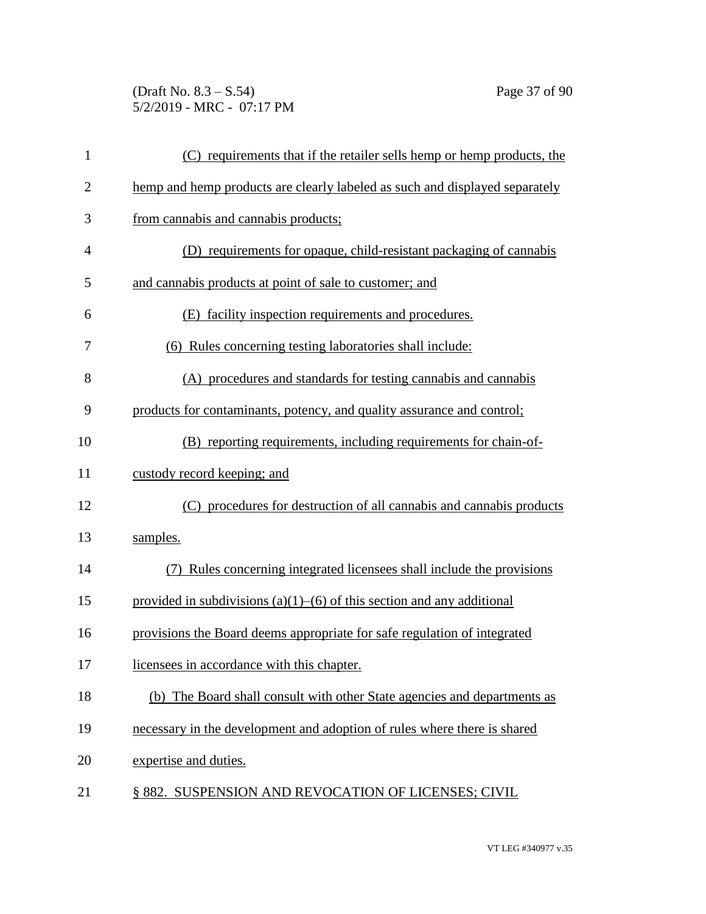(C) requirements that if the retailer sells hemp or hemp products, the hemp and hemp products are clearly labeled as such and displayed separately from cannabis and cannabis products;

(D) requirements for opaque, child-resistant packaging of cannabis and cannabis products at point of sale to customer; and

(E) facility inspection requirements and procedures.

(6) Rules concerning testing laboratories shall include:

(A) procedures and standards for testing cannabis and cannabis products for contaminants, potency, and quality assurance and control;

(B) reporting requirements, including requirements for chain-of-custody record keeping; and

(C) procedures for destruction of all cannabis and cannabis products samples.

(7) Rules concerning integrated licensees shall include the provisions provided in subdivisions (a)(1)–(6) of this section and any additional provisions the Board deems appropriate for safe regulation of integrated licensees in accordance with this chapter.

(b) The Board shall consult with other State agencies and departments as necessary in the development and adoption of rules where there is shared expertise and duties.

§ 882. SUSPENSION AND REVOCATION OF LICENSES; CIVIL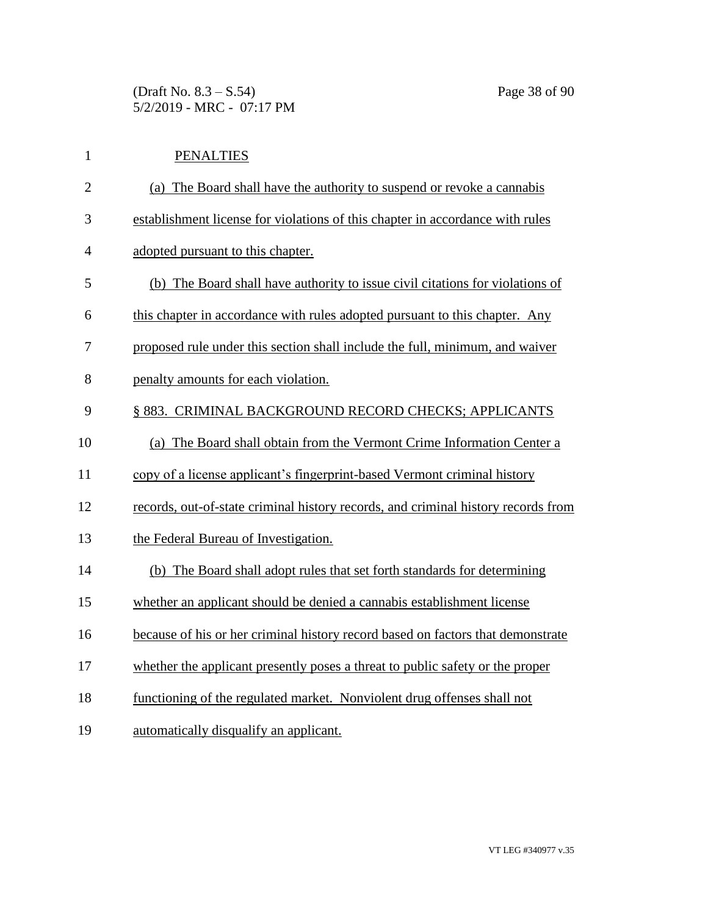PENALTIES

(a) The Board shall have the authority to suspend or revoke a cannabis establishment license for violations of this chapter in accordance with rules adopted pursuant to this chapter.

(b) The Board shall have authority to issue civil citations for violations of this chapter in accordance with rules adopted pursuant to this chapter. Any proposed rule under this section shall include the full, minimum, and waiver penalty amounts for each violation.

§ 883. CRIMINAL BACKGROUND RECORD CHECKS; APPLICANTS

(a) The Board shall obtain from the Vermont Crime Information Center a copy of a license applicant's fingerprint-based Vermont criminal history records, out-of-state criminal history records, and criminal history records from the Federal Bureau of Investigation.

(b) The Board shall adopt rules that set forth standards for determining whether an applicant should be denied a cannabis establishment license because of his or her criminal history record based on factors that demonstrate whether the applicant presently poses a threat to public safety or the proper functioning of the regulated market. Nonviolent drug offenses shall not automatically disqualify an applicant.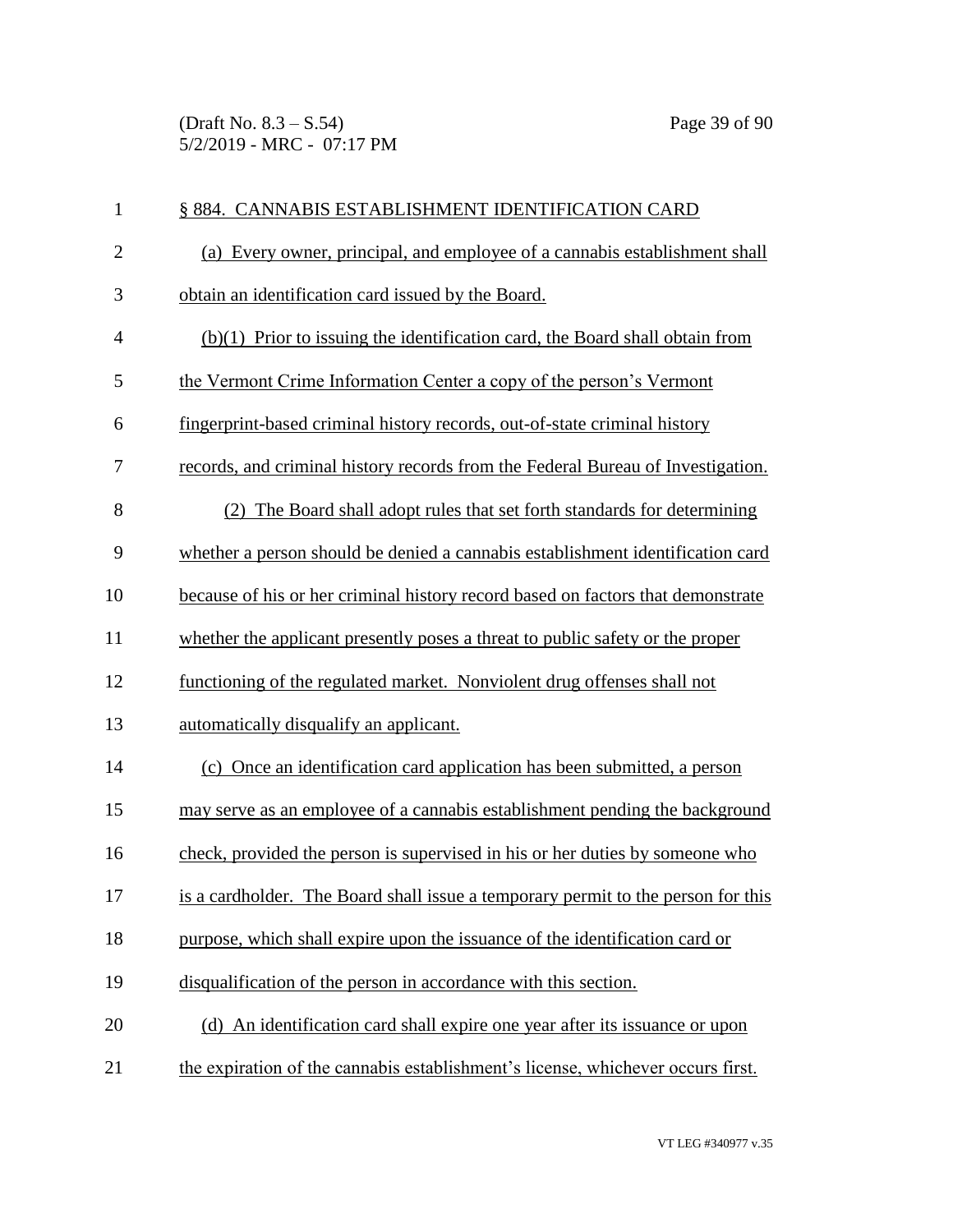§ 884. CANNABIS ESTABLISHMENT IDENTIFICATION CARD

(a) Every owner, principal, and employee of a cannabis establishment shall obtain an identification card issued by the Board.

(b)(1) Prior to issuing the identification card, the Board shall obtain from the Vermont Crime Information Center a copy of the person's Vermont fingerprint-based criminal history records, out-of-state criminal history records, and criminal history records from the Federal Bureau of Investigation.

(2) The Board shall adopt rules that set forth standards for determining whether a person should be denied a cannabis establishment identification card because of his or her criminal history record based on factors that demonstrate whether the applicant presently poses a threat to public safety or the proper functioning of the regulated market. Nonviolent drug offenses shall not automatically disqualify an applicant.

(c) Once an identification card application has been submitted, a person may serve as an employee of a cannabis establishment pending the background check, provided the person is supervised in his or her duties by someone who is a cardholder. The Board shall issue a temporary permit to the person for this purpose, which shall expire upon the issuance of the identification card or disqualification of the person in accordance with this section.

(d) An identification card shall expire one year after its issuance or upon the expiration of the cannabis establishment's license, whichever occurs first.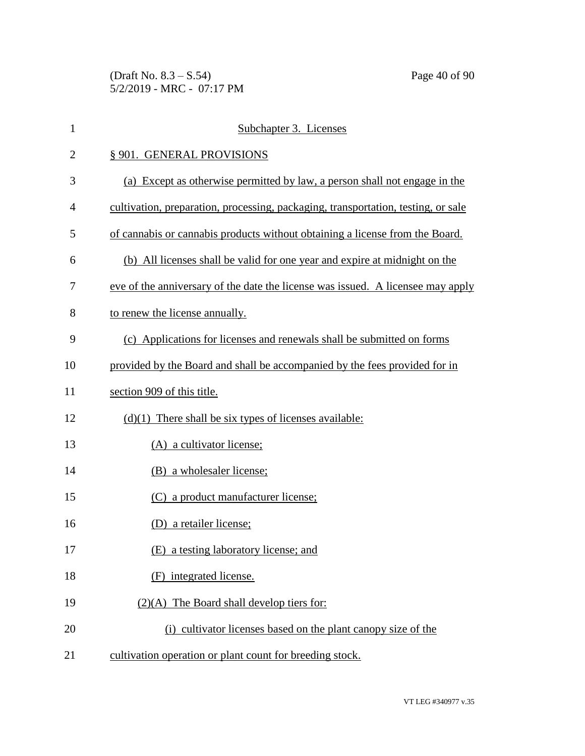Subchapter 3. Licenses

§ 901. GENERAL PROVISIONS

(a) Except as otherwise permitted by law, a person shall not engage in the cultivation, preparation, processing, packaging, transportation, testing, or sale of cannabis or cannabis products without obtaining a license from the Board.

(b) All licenses shall be valid for one year and expire at midnight on the eve of the anniversary of the date the license was issued. A licensee may apply to renew the license annually.

(c) Applications for licenses and renewals shall be submitted on forms provided by the Board and shall be accompanied by the fees provided for in section 909 of this title.

(d)(1) There shall be six types of licenses available:

(A) a cultivator license;

(B) a wholesaler license;

(C) a product manufacturer license;

(D) a retailer license;

(E) a testing laboratory license; and

(F) integrated license.

(2)(A) The Board shall develop tiers for:

(i) cultivator licenses based on the plant canopy size of the cultivation operation or plant count for breeding stock.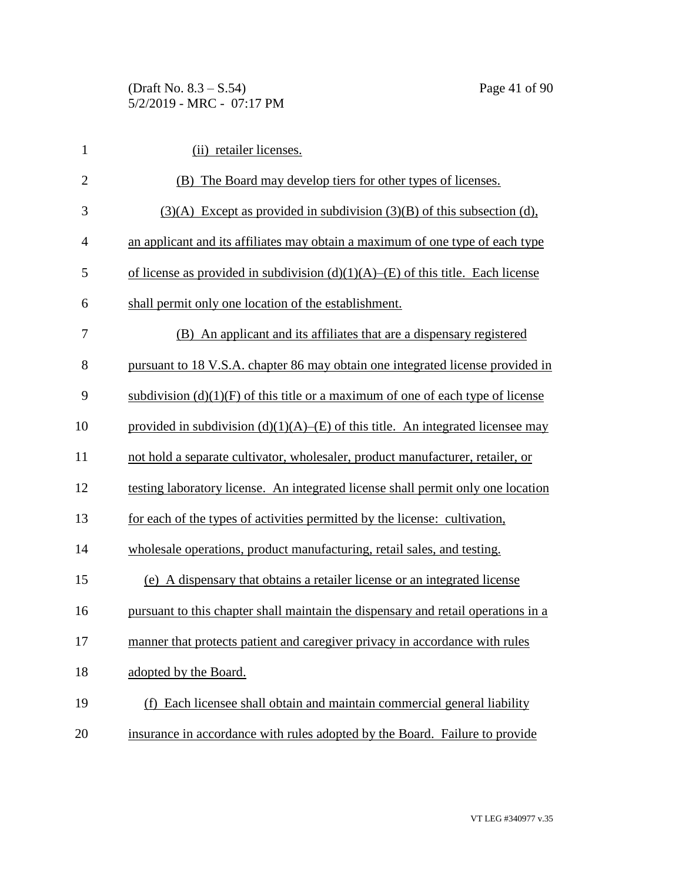(ii) retailer licenses.

(B) The Board may develop tiers for other types of licenses.

(3)(A) Except as provided in subdivision (3)(B) of this subsection (d), an applicant and its affiliates may obtain a maximum of one type of each type of license as provided in subdivision (d)(1)(A)–(E) of this title. Each license shall permit only one location of the establishment.

(B) An applicant and its affiliates that are a dispensary registered pursuant to 18 V.S.A. chapter 86 may obtain one integrated license provided in subdivision (d)(1)(F) of this title or a maximum of one of each type of license provided in subdivision (d)(1)(A)–(E) of this title. An integrated licensee may not hold a separate cultivator, wholesaler, product manufacturer, retailer, or testing laboratory license. An integrated license shall permit only one location for each of the types of activities permitted by the license: cultivation, wholesale operations, product manufacturing, retail sales, and testing.

(e) A dispensary that obtains a retailer license or an integrated license pursuant to this chapter shall maintain the dispensary and retail operations in a manner that protects patient and caregiver privacy in accordance with rules adopted by the Board.

(f) Each licensee shall obtain and maintain commercial general liability insurance in accordance with rules adopted by the Board. Failure to provide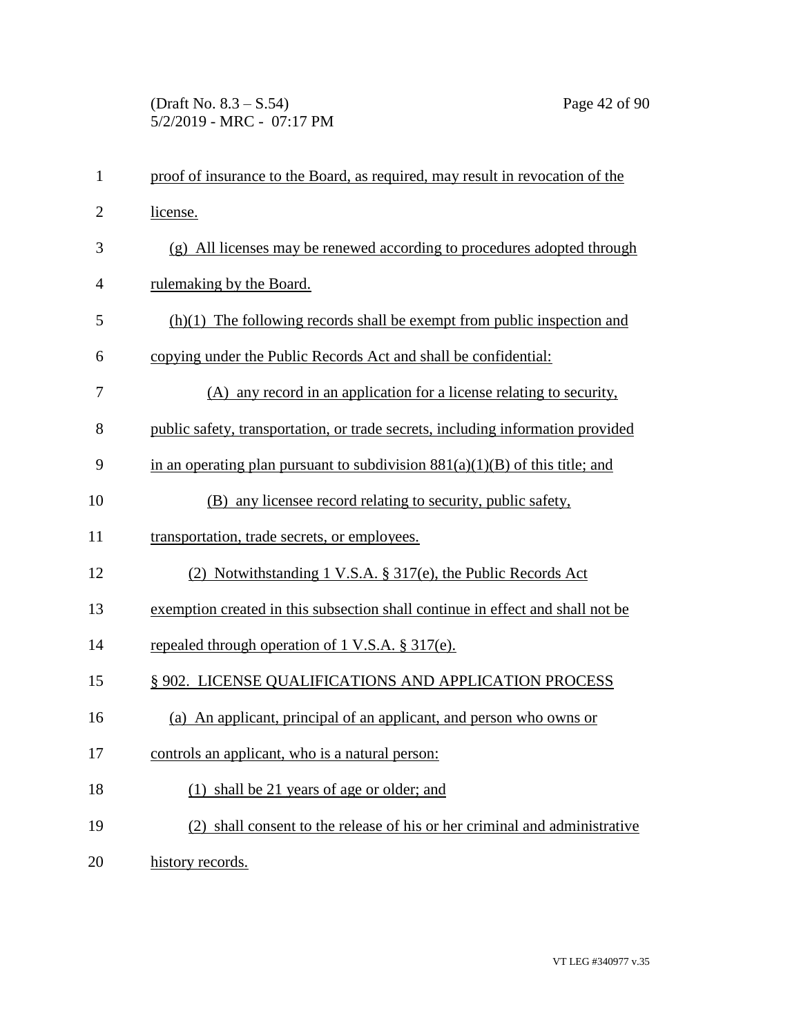proof of insurance to the Board, as required, may result in revocation of the license.

(g) All licenses may be renewed according to procedures adopted through rulemaking by the Board.

(h)(1) The following records shall be exempt from public inspection and copying under the Public Records Act and shall be confidential:

(A) any record in an application for a license relating to security, public safety, transportation, or trade secrets, including information provided in an operating plan pursuant to subdivision 881(a)(1)(B) of this title; and

(B) any licensee record relating to security, public safety, transportation, trade secrets, or employees.

(2) Notwithstanding 1 V.S.A. § 317(e), the Public Records Act exemption created in this subsection shall continue in effect and shall not be repealed through operation of 1 V.S.A. § 317(e).

§ 902. LICENSE QUALIFICATIONS AND APPLICATION PROCESS

(a) An applicant, principal of an applicant, and person who owns or controls an applicant, who is a natural person:

(1) shall be 21 years of age or older; and

(2) shall consent to the release of his or her criminal and administrative history records.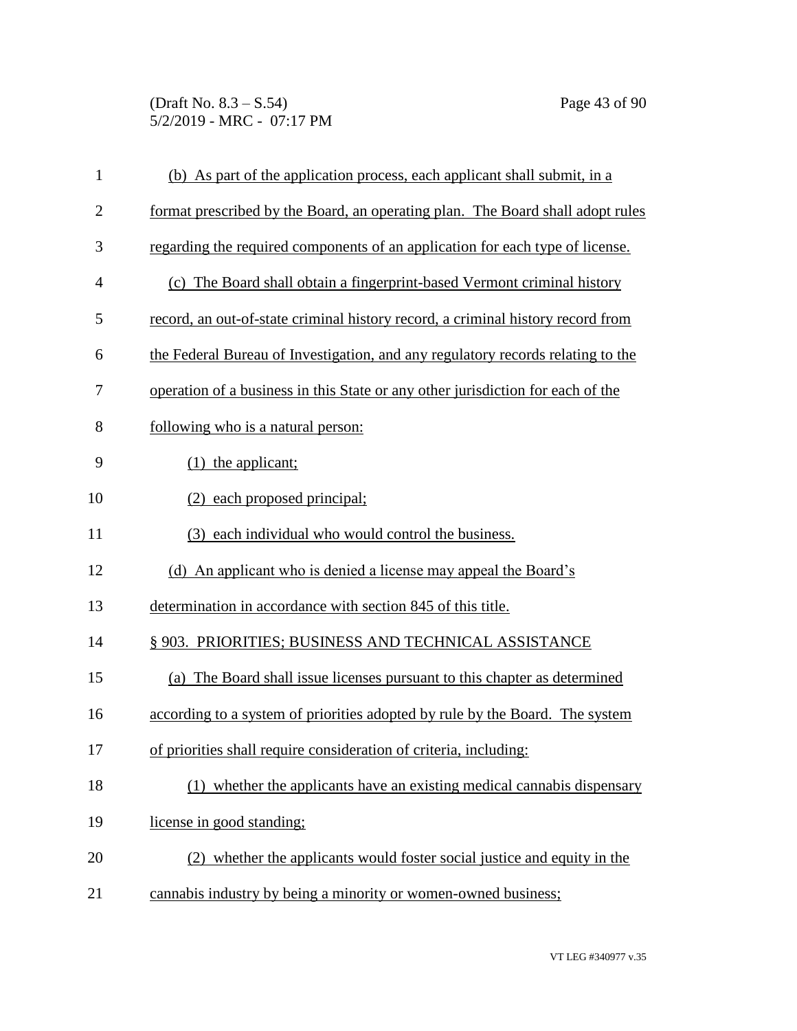(b) As part of the application process, each applicant shall submit, in a format prescribed by the Board, an operating plan. The Board shall adopt rules regarding the required components of an application for each type of license.

(c) The Board shall obtain a fingerprint-based Vermont criminal history record, an out-of-state criminal history record, a criminal history record from the Federal Bureau of Investigation, and any regulatory records relating to the operation of a business in this State or any other jurisdiction for each of the following who is a natural person:

(1) the applicant;

(2) each proposed principal;

(3) each individual who would control the business.

(d) An applicant who is denied a license may appeal the Board's determination in accordance with section 845 of this title.

§ 903. PRIORITIES; BUSINESS AND TECHNICAL ASSISTANCE

(a) The Board shall issue licenses pursuant to this chapter as determined according to a system of priorities adopted by rule by the Board. The system of priorities shall require consideration of criteria, including:

(1) whether the applicants have an existing medical cannabis dispensary license in good standing;

(2) whether the applicants would foster social justice and equity in the cannabis industry by being a minority or women-owned business;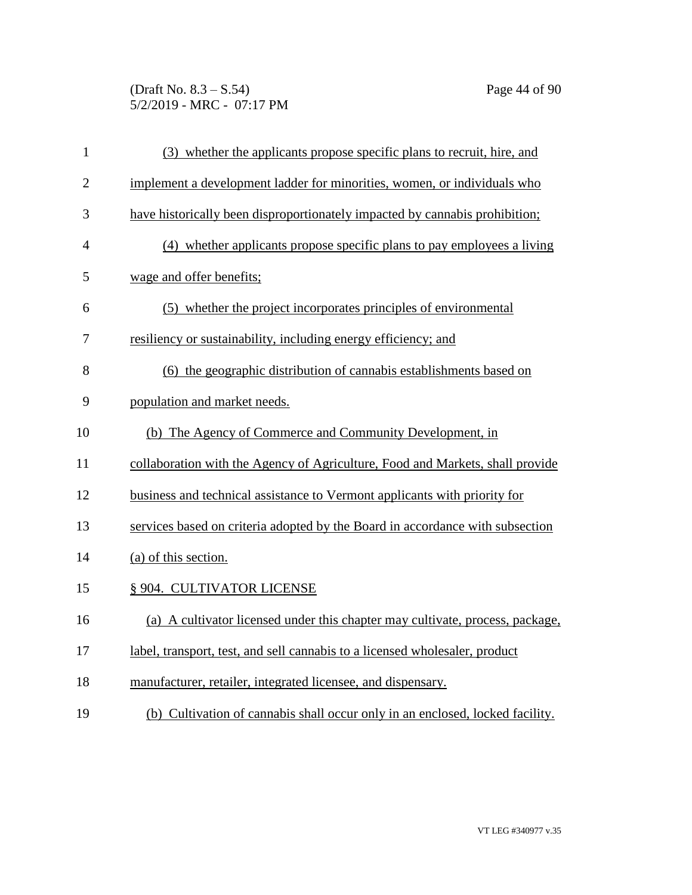(3) whether the applicants propose specific plans to recruit, hire, and implement a development ladder for minorities, women, or individuals who have historically been disproportionately impacted by cannabis prohibition;

(4) whether applicants propose specific plans to pay employees a living wage and offer benefits;

(5) whether the project incorporates principles of environmental resiliency or sustainability, including energy efficiency; and

(6) the geographic distribution of cannabis establishments based on population and market needs.

(b) The Agency of Commerce and Community Development, in collaboration with the Agency of Agriculture, Food and Markets, shall provide business and technical assistance to Vermont applicants with priority for services based on criteria adopted by the Board in accordance with subsection (a) of this section.

§ 904. CULTIVATOR LICENSE

(a) A cultivator licensed under this chapter may cultivate, process, package, label, transport, test, and sell cannabis to a licensed wholesaler, product manufacturer, retailer, integrated licensee, and dispensary.

(b) Cultivation of cannabis shall occur only in an enclosed, locked facility.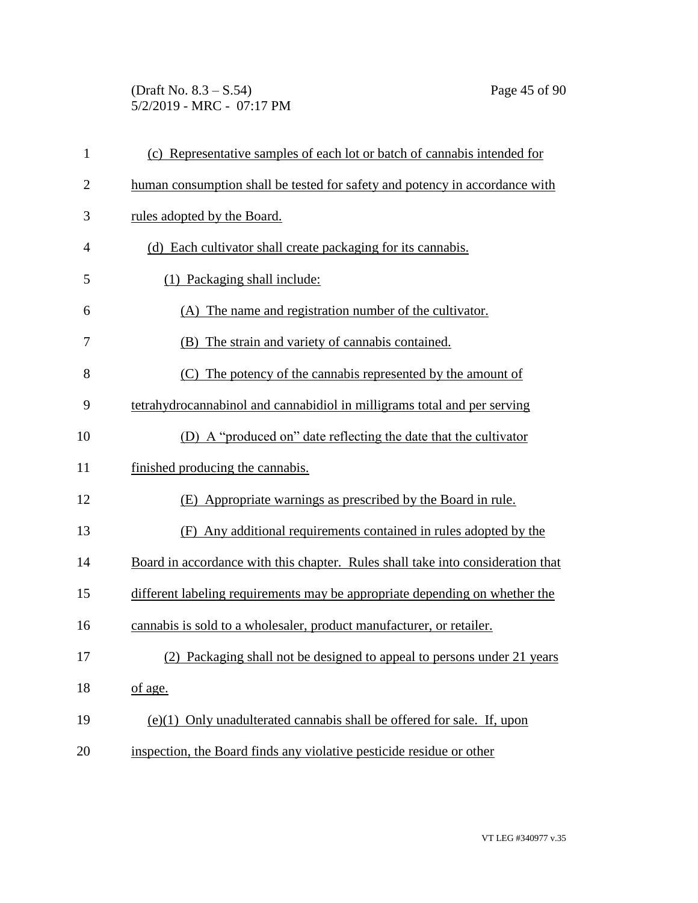(c) Representative samples of each lot or batch of cannabis intended for human consumption shall be tested for safety and potency in accordance with rules adopted by the Board.

(d) Each cultivator shall create packaging for its cannabis.

(1) Packaging shall include:

(A) The name and registration number of the cultivator.

(B) The strain and variety of cannabis contained.

(C) The potency of the cannabis represented by the amount of tetrahydrocannabinol and cannabidiol in milligrams total and per serving

(D) A "produced on" date reflecting the date that the cultivator finished producing the cannabis.

(E) Appropriate warnings as prescribed by the Board in rule.

(F) Any additional requirements contained in rules adopted by the Board in accordance with this chapter. Rules shall take into consideration that different labeling requirements may be appropriate depending on whether the cannabis is sold to a wholesaler, product manufacturer, or retailer.

(2) Packaging shall not be designed to appeal to persons under 21 years of age.

(e)(1) Only unadulterated cannabis shall be offered for sale. If, upon inspection, the Board finds any violative pesticide residue or other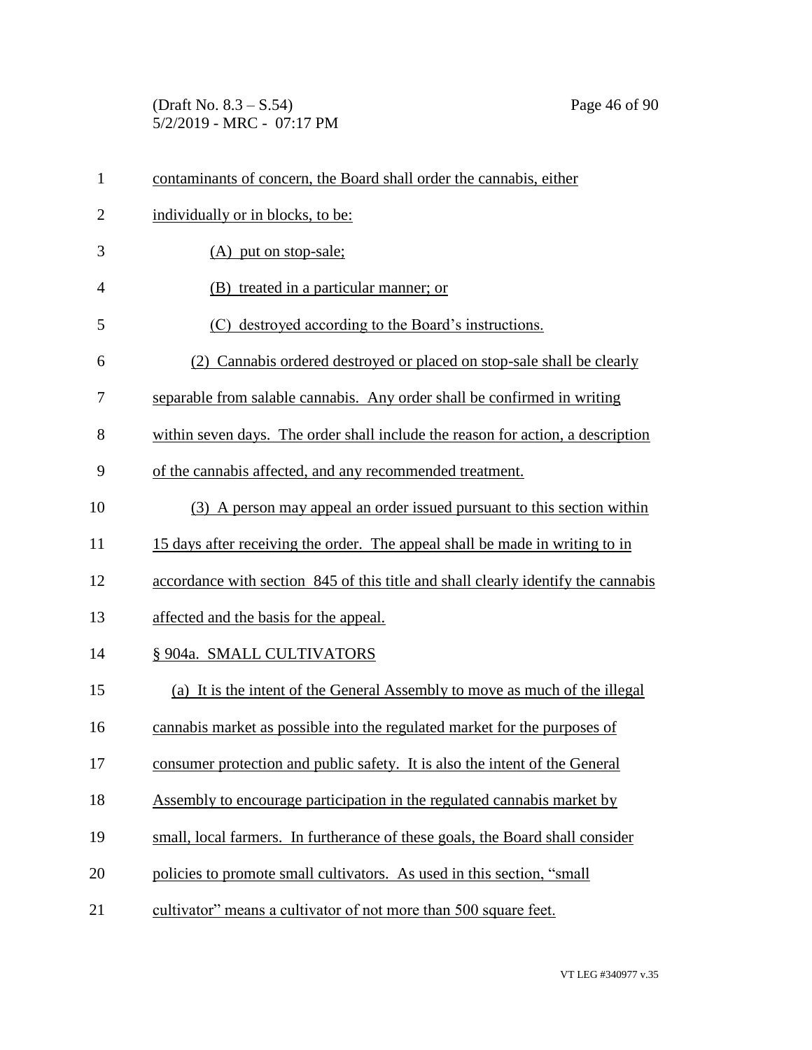contaminants of concern, the Board shall order the cannabis, either individually or in blocks, to be:

(A) put on stop-sale;

(B) treated in a particular manner; or

(C) destroyed according to the Board's instructions.

(2) Cannabis ordered destroyed or placed on stop-sale shall be clearly separable from salable cannabis. Any order shall be confirmed in writing within seven days. The order shall include the reason for action, a description of the cannabis affected, and any recommended treatment.

(3) A person may appeal an order issued pursuant to this section within 15 days after receiving the order. The appeal shall be made in writing to in accordance with section 845 of this title and shall clearly identify the cannabis affected and the basis for the appeal.

§ 904a. SMALL CULTIVATORS

(a) It is the intent of the General Assembly to move as much of the illegal cannabis market as possible into the regulated market for the purposes of consumer protection and public safety. It is also the intent of the General Assembly to encourage participation in the regulated cannabis market by small, local farmers. In furtherance of these goals, the Board shall consider policies to promote small cultivators. As used in this section, "small cultivator" means a cultivator of not more than 500 square feet.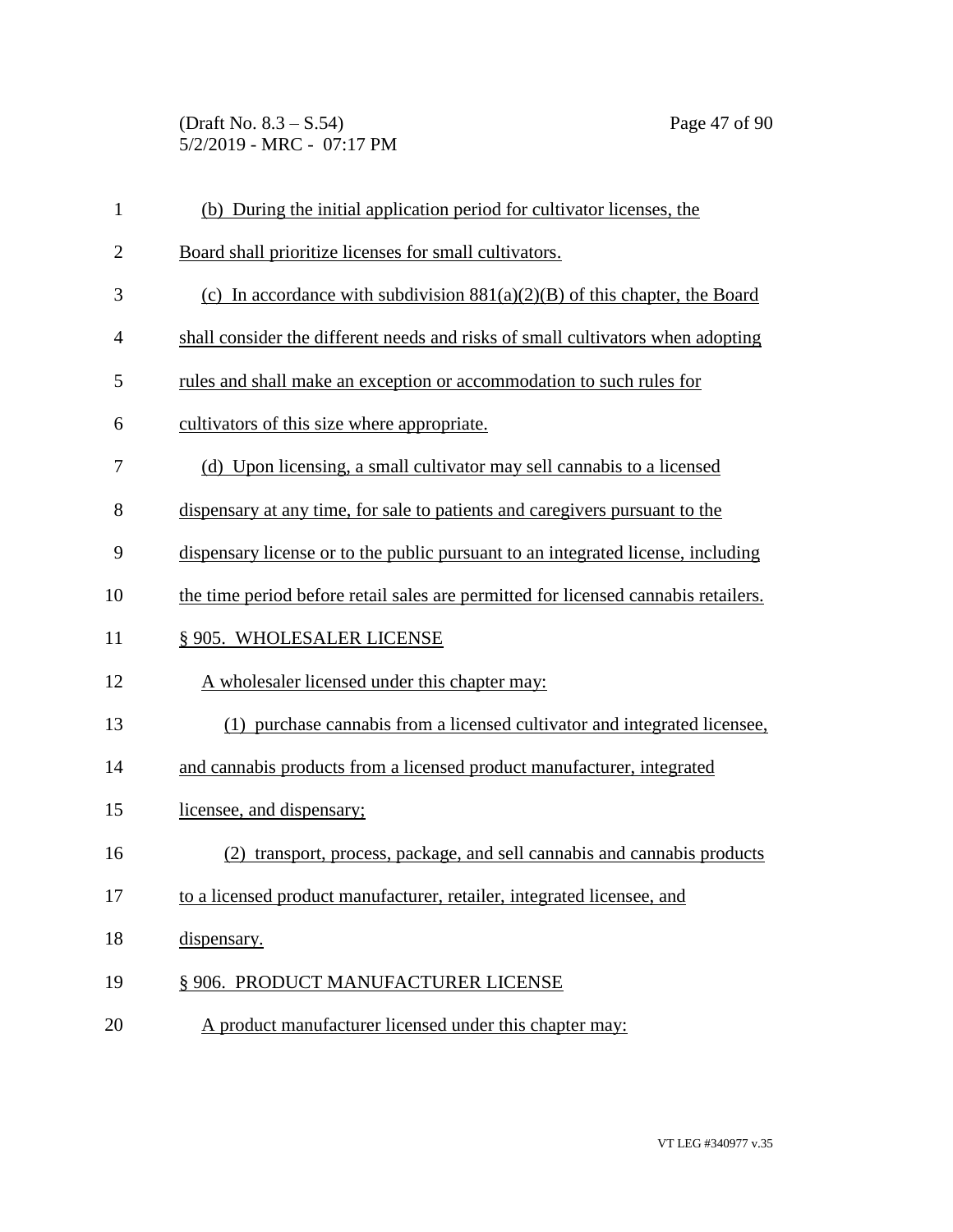(b) During the initial application period for cultivator licenses, the Board shall prioritize licenses for small cultivators.

(c) In accordance with subdivision 881(a)(2)(B) of this chapter, the Board shall consider the different needs and risks of small cultivators when adopting rules and shall make an exception or accommodation to such rules for cultivators of this size where appropriate.

(d) Upon licensing, a small cultivator may sell cannabis to a licensed dispensary at any time, for sale to patients and caregivers pursuant to the dispensary license or to the public pursuant to an integrated license, including the time period before retail sales are permitted for licensed cannabis retailers.

§ 905. WHOLESALER LICENSE

A wholesaler licensed under this chapter may:

(1) purchase cannabis from a licensed cultivator and integrated licensee, and cannabis products from a licensed product manufacturer, integrated licensee, and dispensary;

(2) transport, process, package, and sell cannabis and cannabis products to a licensed product manufacturer, retailer, integrated licensee, and dispensary.

§ 906. PRODUCT MANUFACTURER LICENSE

A product manufacturer licensed under this chapter may: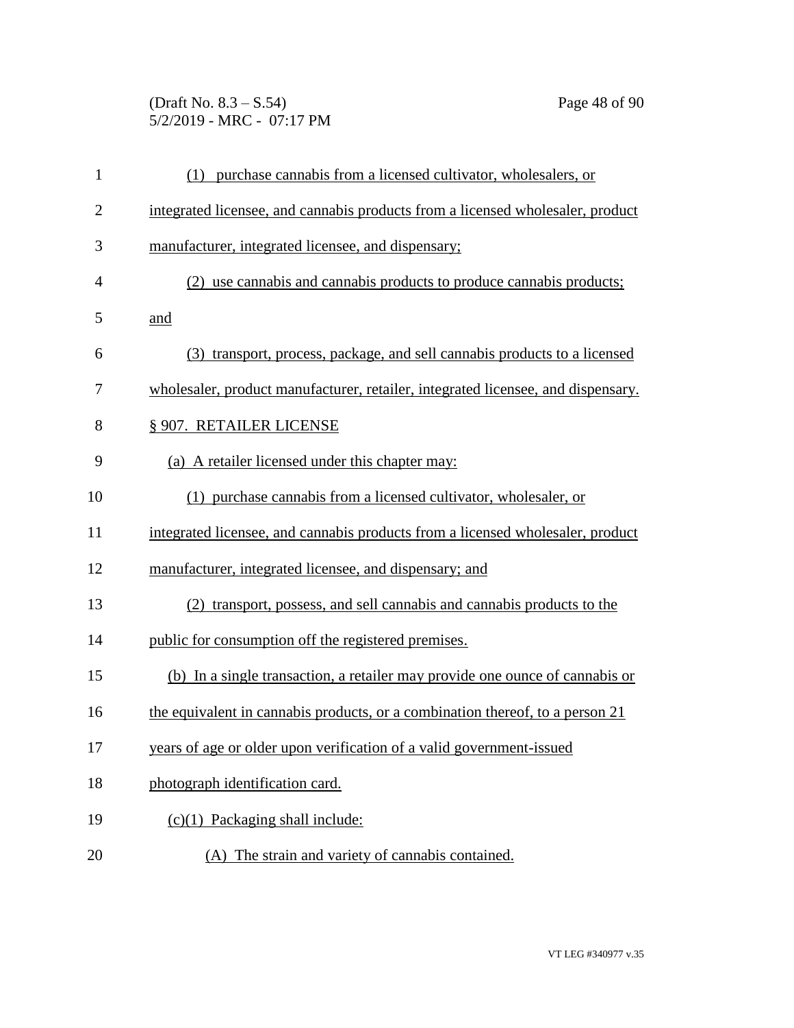(1) purchase cannabis from a licensed cultivator, wholesalers, or integrated licensee, and cannabis products from a licensed wholesaler, product manufacturer, integrated licensee, and dispensary;

(2) use cannabis and cannabis products to produce cannabis products; and

(3) transport, process, package, and sell cannabis products to a licensed wholesaler, product manufacturer, retailer, integrated licensee, and dispensary.

§ 907. RETAILER LICENSE

(a) A retailer licensed under this chapter may:

(1) purchase cannabis from a licensed cultivator, wholesaler, or integrated licensee, and cannabis products from a licensed wholesaler, product manufacturer, integrated licensee, and dispensary; and

(2) transport, possess, and sell cannabis and cannabis products to the public for consumption off the registered premises.

(b) In a single transaction, a retailer may provide one ounce of cannabis or the equivalent in cannabis products, or a combination thereof, to a person 21 years of age or older upon verification of a valid government-issued photograph identification card.

(c)(1) Packaging shall include:

(A) The strain and variety of cannabis contained.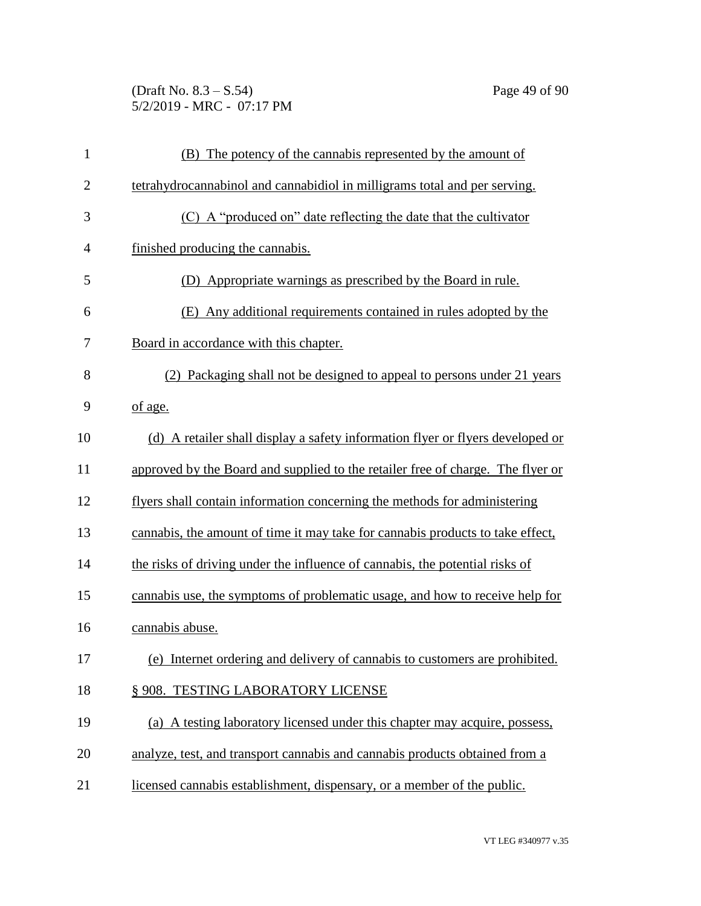(B) The potency of the cannabis represented by the amount of tetrahydrocannabinol and cannabidiol in milligrams total and per serving.

(C) A "produced on" date reflecting the date that the cultivator finished producing the cannabis.

(D) Appropriate warnings as prescribed by the Board in rule.

(E) Any additional requirements contained in rules adopted by the Board in accordance with this chapter.

(2) Packaging shall not be designed to appeal to persons under 21 years of age.

(d) A retailer shall display a safety information flyer or flyers developed or approved by the Board and supplied to the retailer free of charge. The flyer or flyers shall contain information concerning the methods for administering cannabis, the amount of time it may take for cannabis products to take effect, the risks of driving under the influence of cannabis, the potential risks of cannabis use, the symptoms of problematic usage, and how to receive help for cannabis abuse.

(e) Internet ordering and delivery of cannabis to customers are prohibited.

§ 908. TESTING LABORATORY LICENSE

(a) A testing laboratory licensed under this chapter may acquire, possess, analyze, test, and transport cannabis and cannabis products obtained from a licensed cannabis establishment, dispensary, or a member of the public.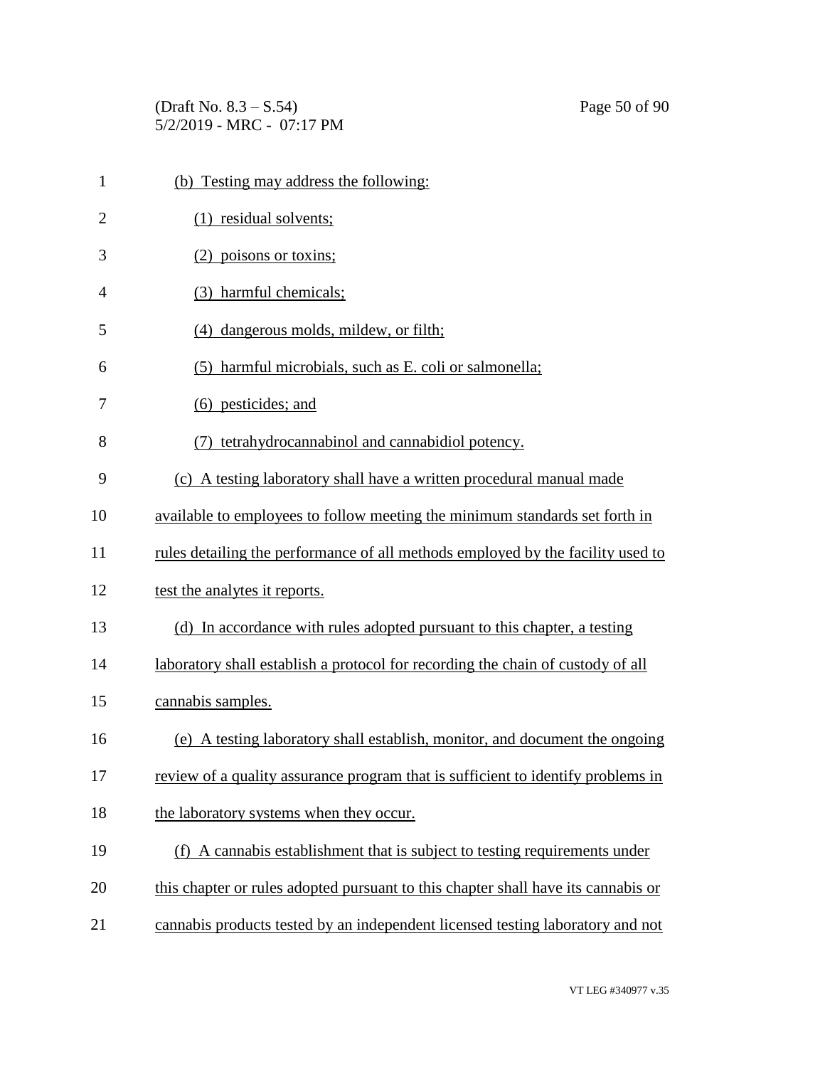(b) Testing may address the following:

(1) residual solvents;

(2) poisons or toxins;

(3) harmful chemicals;

(4) dangerous molds, mildew, or filth;

(5) harmful microbials, such as E. coli or salmonella;

(6) pesticides; and

(7) tetrahydrocannabinol and cannabidiol potency.

(c) A testing laboratory shall have a written procedural manual made available to employees to follow meeting the minimum standards set forth in rules detailing the performance of all methods employed by the facility used to test the analytes it reports.

(d) In accordance with rules adopted pursuant to this chapter, a testing laboratory shall establish a protocol for recording the chain of custody of all cannabis samples.

(e) A testing laboratory shall establish, monitor, and document the ongoing review of a quality assurance program that is sufficient to identify problems in the laboratory systems when they occur.

(f) A cannabis establishment that is subject to testing requirements under this chapter or rules adopted pursuant to this chapter shall have its cannabis or cannabis products tested by an independent licensed testing laboratory and not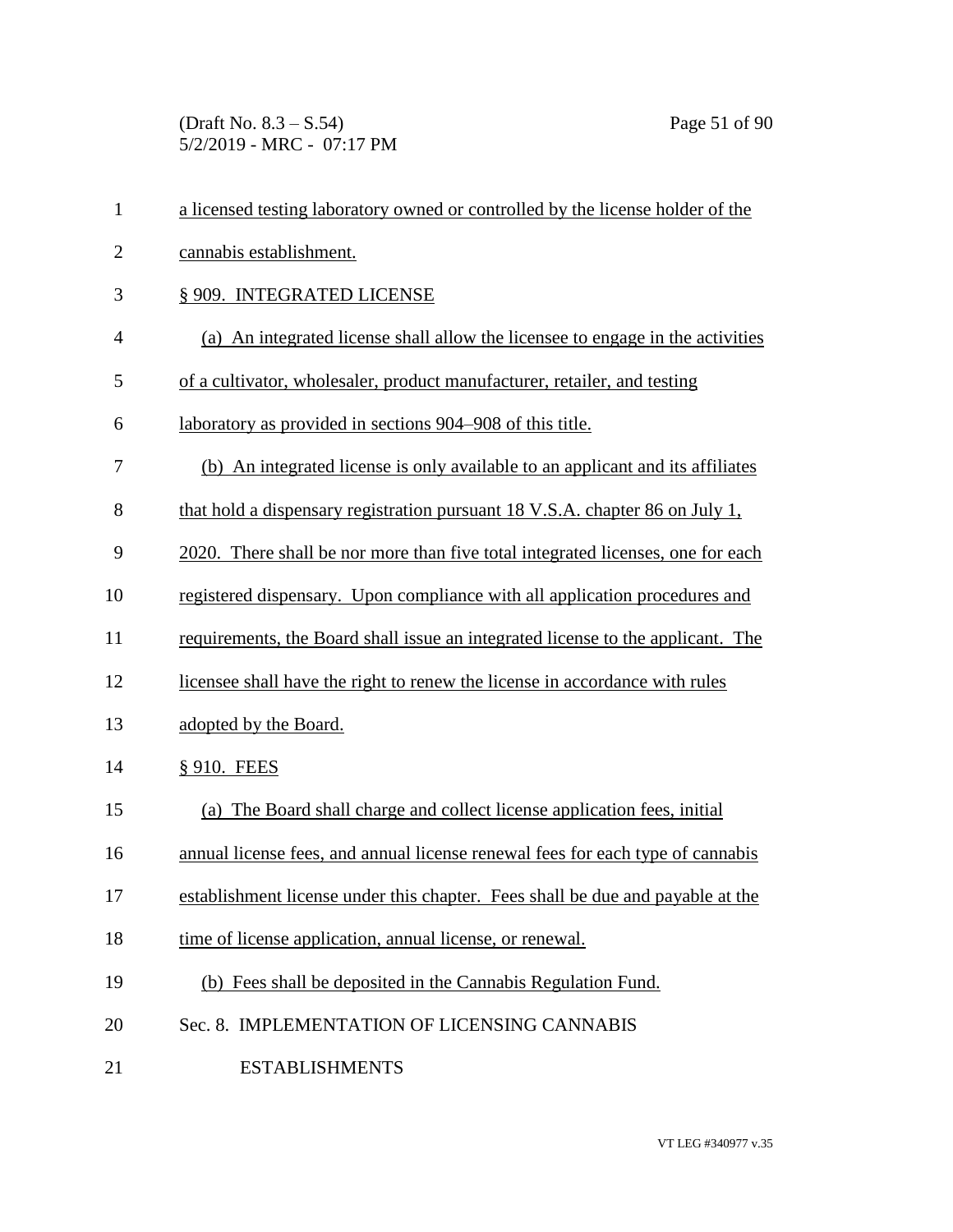a licensed testing laboratory owned or controlled by the license holder of the cannabis establishment.

§ 909. INTEGRATED LICENSE

(a) An integrated license shall allow the licensee to engage in the activities of a cultivator, wholesaler, product manufacturer, retailer, and testing laboratory as provided in sections 904–908 of this title.

(b) An integrated license is only available to an applicant and its affiliates that hold a dispensary registration pursuant 18 V.S.A. chapter 86 on July 1, 2020. There shall be nor more than five total integrated licenses, one for each registered dispensary. Upon compliance with all application procedures and requirements, the Board shall issue an integrated license to the applicant. The licensee shall have the right to renew the license in accordance with rules adopted by the Board.

§ 910. FEES

(a) The Board shall charge and collect license application fees, initial annual license fees, and annual license renewal fees for each type of cannabis establishment license under this chapter. Fees shall be due and payable at the time of license application, annual license, or renewal.

(b) Fees shall be deposited in the Cannabis Regulation Fund.

Sec. 8. IMPLEMENTATION OF LICENSING CANNABIS ESTABLISHMENTS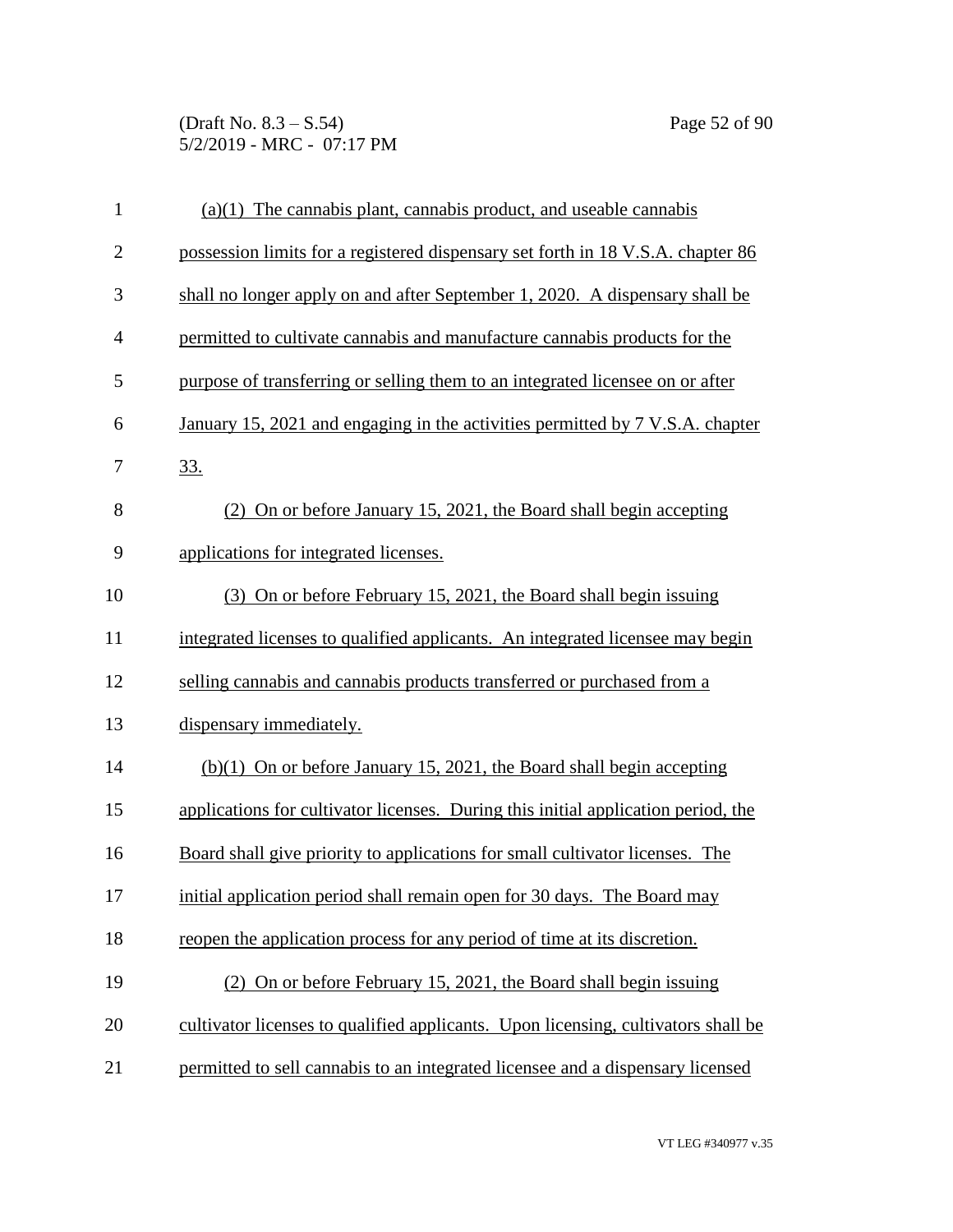(a)(1) The cannabis plant, cannabis product, and useable cannabis possession limits for a registered dispensary set forth in 18 V.S.A. chapter 86 shall no longer apply on and after September 1, 2020. A dispensary shall be permitted to cultivate cannabis and manufacture cannabis products for the purpose of transferring or selling them to an integrated licensee on or after January 15, 2021 and engaging in the activities permitted by 7 V.S.A. chapter 33.

(2) On or before January 15, 2021, the Board shall begin accepting applications for integrated licenses.

(3) On or before February 15, 2021, the Board shall begin issuing integrated licenses to qualified applicants. An integrated licensee may begin selling cannabis and cannabis products transferred or purchased from a dispensary immediately.

(b)(1) On or before January 15, 2021, the Board shall begin accepting applications for cultivator licenses. During this initial application period, the Board shall give priority to applications for small cultivator licenses. The initial application period shall remain open for 30 days. The Board may reopen the application process for any period of time at its discretion.

(2) On or before February 15, 2021, the Board shall begin issuing cultivator licenses to qualified applicants. Upon licensing, cultivators shall be permitted to sell cannabis to an integrated licensee and a dispensary licensed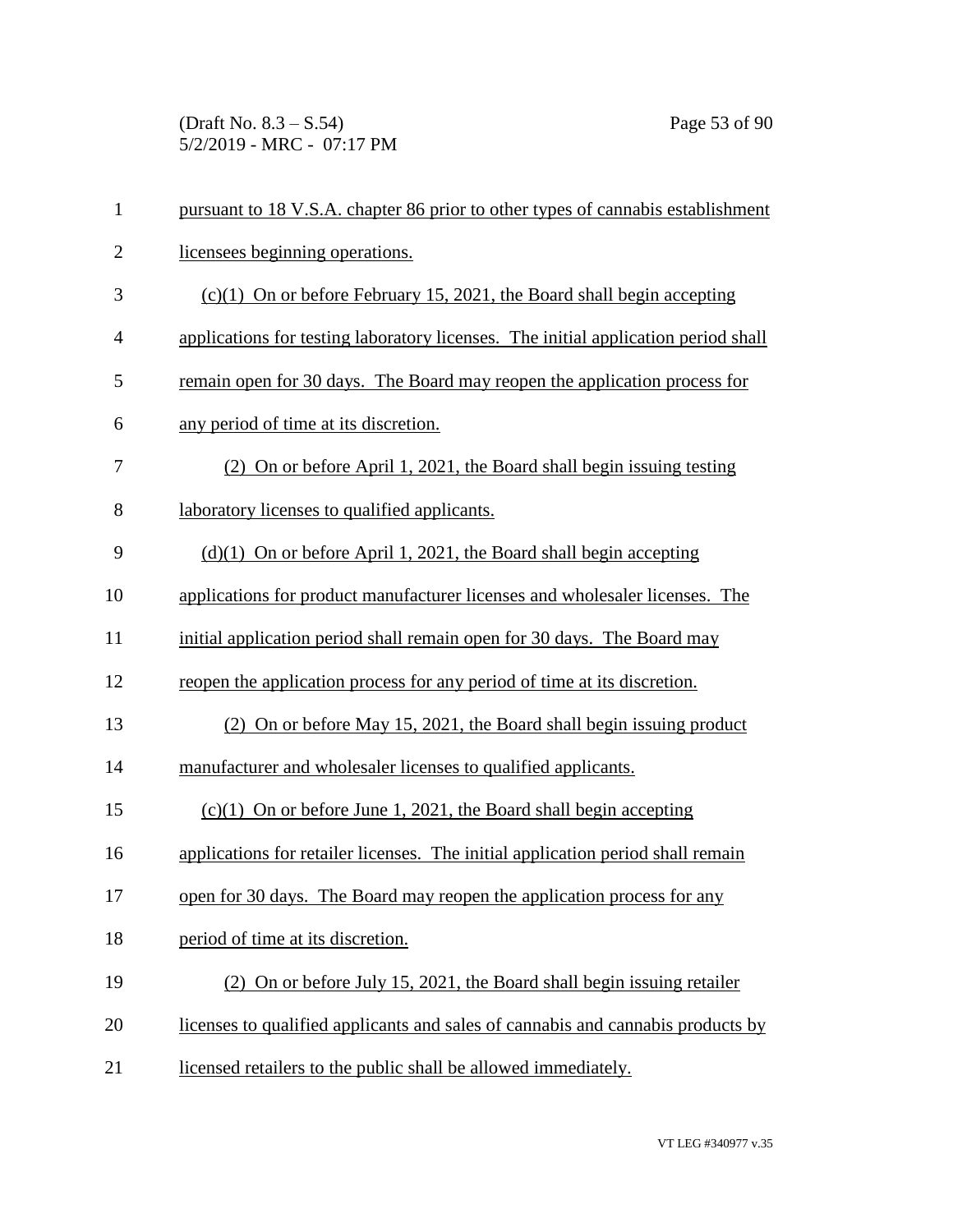pursuant to 18 V.S.A. chapter 86 prior to other types of cannabis establishment licensees beginning operations.

(c)(1) On or before February 15, 2021, the Board shall begin accepting applications for testing laboratory licenses. The initial application period shall remain open for 30 days. The Board may reopen the application process for any period of time at its discretion.

(2) On or before April 1, 2021, the Board shall begin issuing testing laboratory licenses to qualified applicants.

(d)(1) On or before April 1, 2021, the Board shall begin accepting applications for product manufacturer licenses and wholesaler licenses. The initial application period shall remain open for 30 days. The Board may reopen the application process for any period of time at its discretion.

(2) On or before May 15, 2021, the Board shall begin issuing product manufacturer and wholesaler licenses to qualified applicants.

(c)(1) On or before June 1, 2021, the Board shall begin accepting applications for retailer licenses. The initial application period shall remain open for 30 days. The Board may reopen the application process for any period of time at its discretion.

(2) On or before July 15, 2021, the Board shall begin issuing retailer licenses to qualified applicants and sales of cannabis and cannabis products by licensed retailers to the public shall be allowed immediately.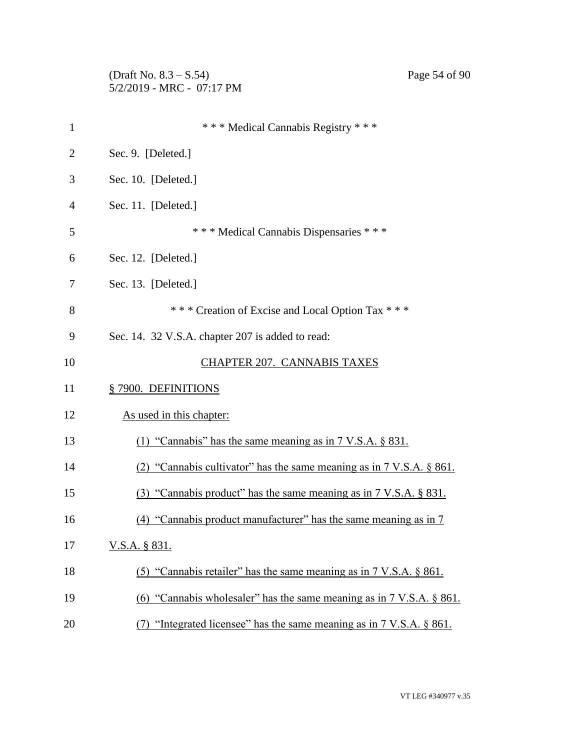\* \* \* Medical Cannabis Registry \* \* \*

Sec. 9. [Deleted.]

Sec. 10. [Deleted.]

Sec. 11. [Deleted.]

\* \* \* Medical Cannabis Dispensaries \* \* \*

Sec. 12. [Deleted.]

Sec. 13. [Deleted.]

\* \* \* Creation of Excise and Local Option Tax \* \* \*

Sec. 14. 32 V.S.A. chapter 207 is added to read:

CHAPTER 207. CANNABIS TAXES

§ 7900. DEFINITIONS

As used in this chapter:

(1) "Cannabis" has the same meaning as in 7 V.S.A. § 831.

(2) "Cannabis cultivator" has the same meaning as in 7 V.S.A. § 861.

(3) "Cannabis product" has the same meaning as in 7 V.S.A. § 831.

(4) "Cannabis product manufacturer" has the same meaning as in 7 V.S.A. § 831.

(5) "Cannabis retailer" has the same meaning as in 7 V.S.A. § 861.

(6) "Cannabis wholesaler" has the same meaning as in 7 V.S.A. § 861.

(7) "Integrated licensee" has the same meaning as in 7 V.S.A. § 861.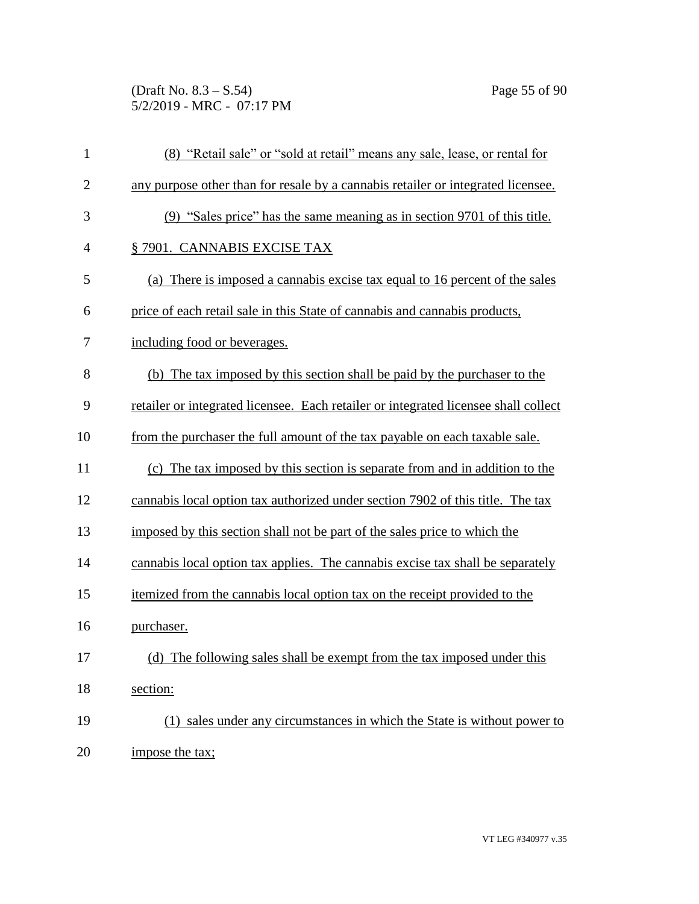(8) "Retail sale" or "sold at retail" means any sale, lease, or rental for any purpose other than for resale by a cannabis retailer or integrated licensee.

(9) "Sales price" has the same meaning as in section 9701 of this title.

§ 7901. CANNABIS EXCISE TAX

(a) There is imposed a cannabis excise tax equal to 16 percent of the sales price of each retail sale in this State of cannabis and cannabis products, including food or beverages.

(b) The tax imposed by this section shall be paid by the purchaser to the retailer or integrated licensee. Each retailer or integrated licensee shall collect from the purchaser the full amount of the tax payable on each taxable sale.

(c) The tax imposed by this section is separate from and in addition to the cannabis local option tax authorized under section 7902 of this title. The tax imposed by this section shall not be part of the sales price to which the cannabis local option tax applies. The cannabis excise tax shall be separately itemized from the cannabis local option tax on the receipt provided to the purchaser.

(d) The following sales shall be exempt from the tax imposed under this section:

(1) sales under any circumstances in which the State is without power to impose the tax;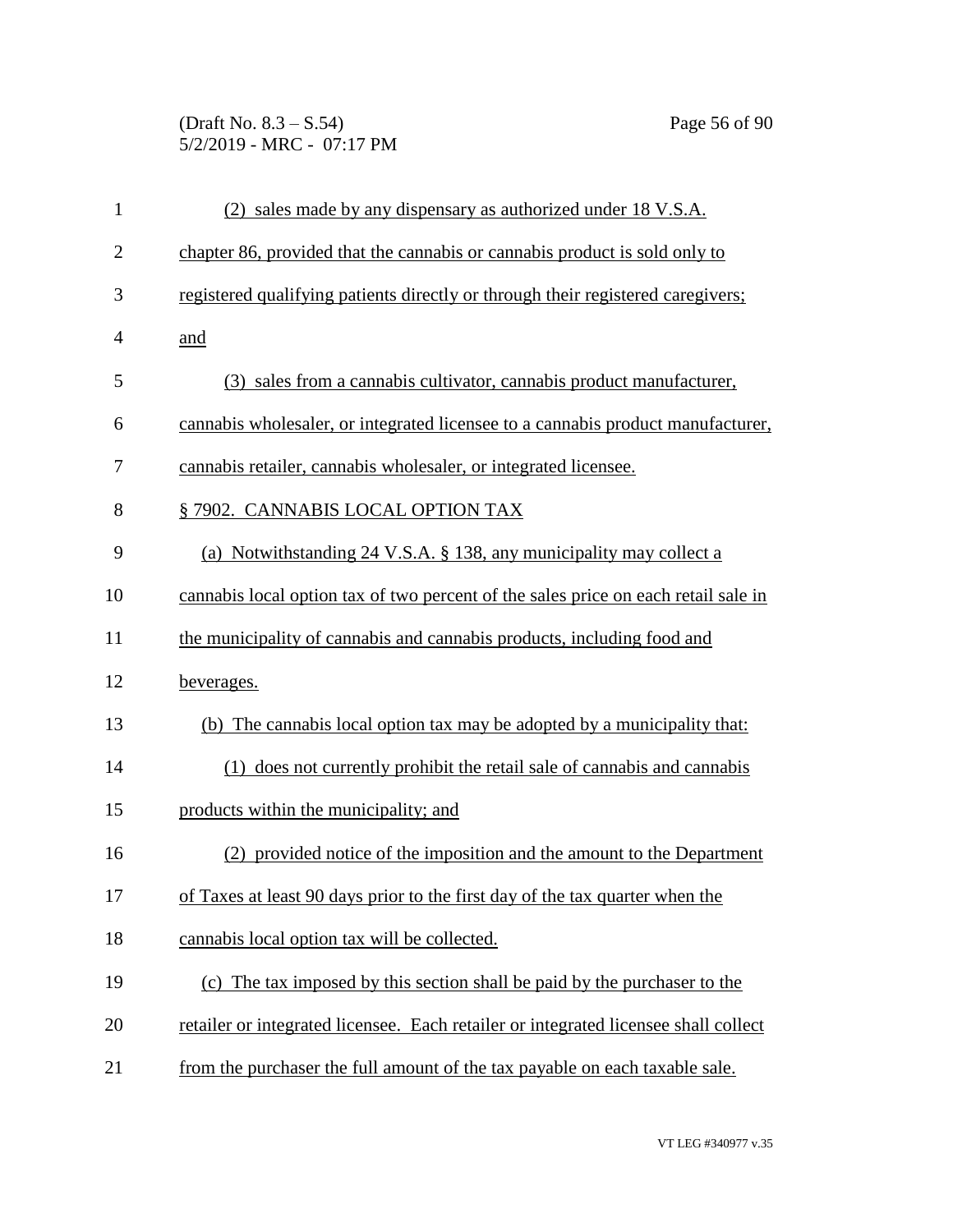(2) sales made by any dispensary as authorized under 18 V.S.A. chapter 86, provided that the cannabis or cannabis product is sold only to registered qualifying patients directly or through their registered caregivers; and

(3) sales from a cannabis cultivator, cannabis product manufacturer, cannabis wholesaler, or integrated licensee to a cannabis product manufacturer, cannabis retailer, cannabis wholesaler, or integrated licensee.

§ 7902. CANNABIS LOCAL OPTION TAX

(a) Notwithstanding 24 V.S.A. § 138, any municipality may collect a cannabis local option tax of two percent of the sales price on each retail sale in the municipality of cannabis and cannabis products, including food and beverages.

(b) The cannabis local option tax may be adopted by a municipality that:

(1) does not currently prohibit the retail sale of cannabis and cannabis products within the municipality; and

(2) provided notice of the imposition and the amount to the Department of Taxes at least 90 days prior to the first day of the tax quarter when the cannabis local option tax will be collected.

(c) The tax imposed by this section shall be paid by the purchaser to the retailer or integrated licensee. Each retailer or integrated licensee shall collect from the purchaser the full amount of the tax payable on each taxable sale.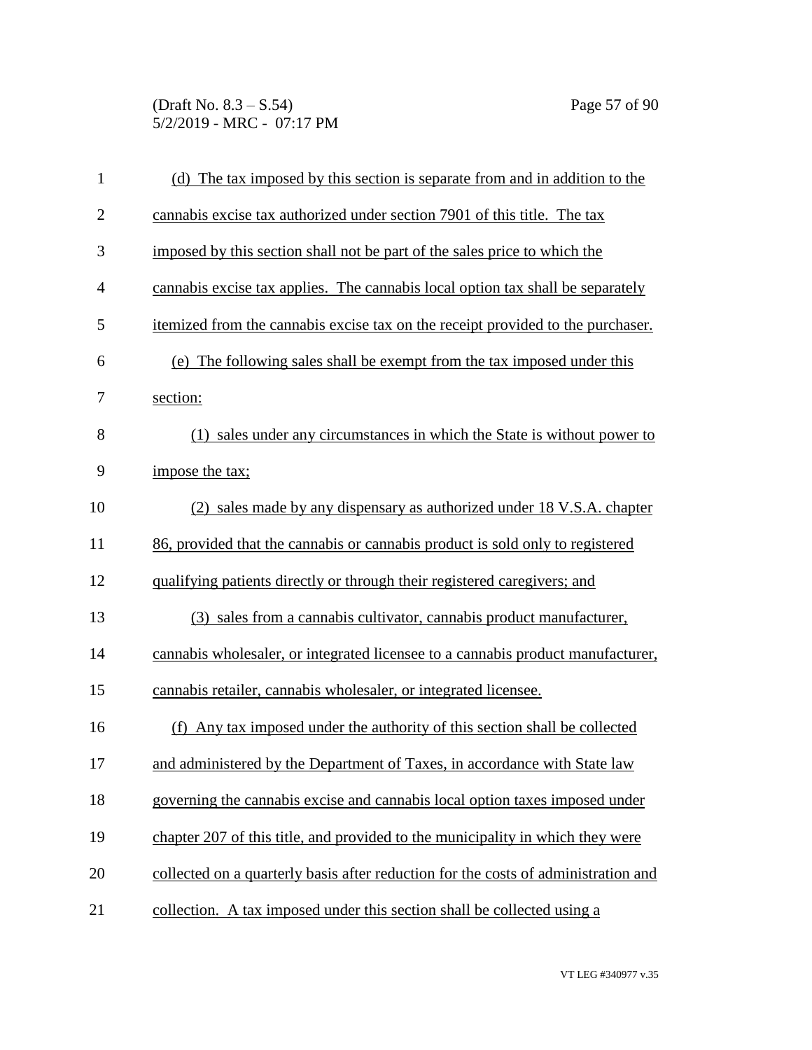(d) The tax imposed by this section is separate from and in addition to the cannabis excise tax authorized under section 7901 of this title. The tax imposed by this section shall not be part of the sales price to which the cannabis excise tax applies. The cannabis local option tax shall be separately itemized from the cannabis excise tax on the receipt provided to the purchaser.

(e) The following sales shall be exempt from the tax imposed under this section:

(1) sales under any circumstances in which the State is without power to impose the tax;

(2) sales made by any dispensary as authorized under 18 V.S.A. chapter 86, provided that the cannabis or cannabis product is sold only to registered qualifying patients directly or through their registered caregivers; and

(3) sales from a cannabis cultivator, cannabis product manufacturer, cannabis wholesaler, or integrated licensee to a cannabis product manufacturer, cannabis retailer, cannabis wholesaler, or integrated licensee.

(f) Any tax imposed under the authority of this section shall be collected and administered by the Department of Taxes, in accordance with State law governing the cannabis excise and cannabis local option taxes imposed under chapter 207 of this title, and provided to the municipality in which they were collected on a quarterly basis after reduction for the costs of administration and collection. A tax imposed under this section shall be collected using a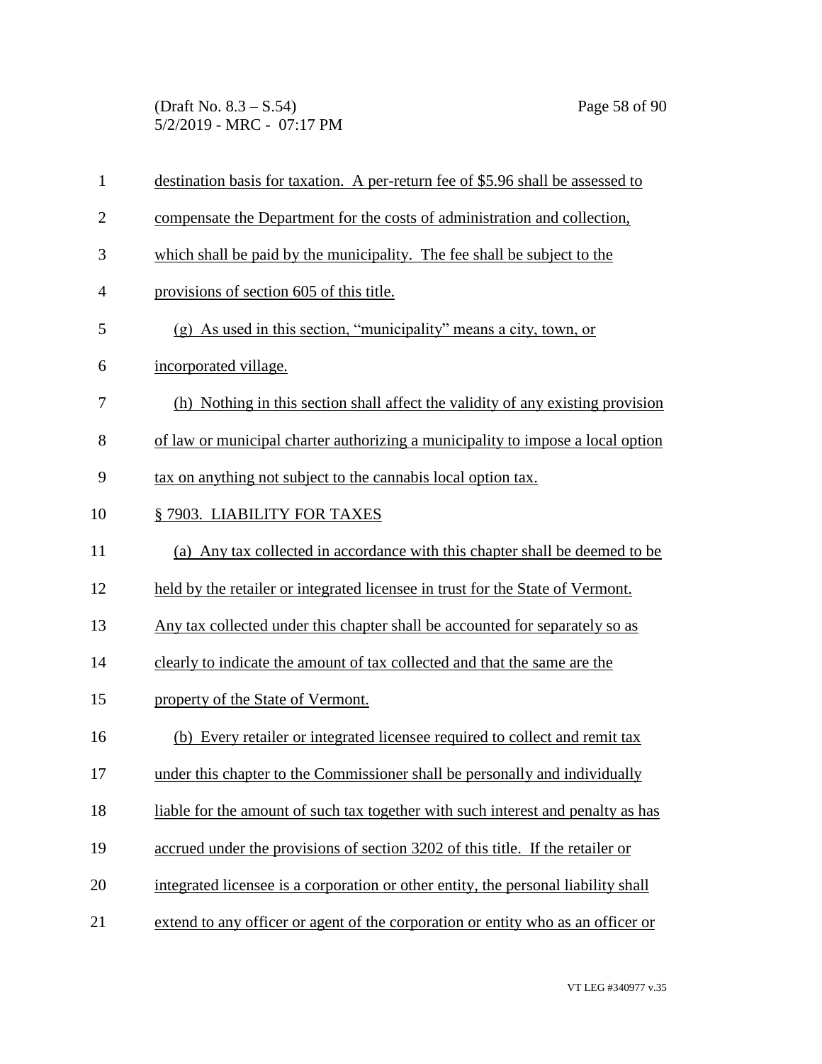destination basis for taxation. A per-return fee of $5.96 shall be assessed to compensate the Department for the costs of administration and collection, which shall be paid by the municipality. The fee shall be subject to the provisions of section 605 of this title.

(g) As used in this section, "municipality" means a city, town, or incorporated village.

(h) Nothing in this section shall affect the validity of any existing provision of law or municipal charter authorizing a municipality to impose a local option tax on anything not subject to the cannabis local option tax.

§ 7903. LIABILITY FOR TAXES

(a) Any tax collected in accordance with this chapter shall be deemed to be held by the retailer or integrated licensee in trust for the State of Vermont. Any tax collected under this chapter shall be accounted for separately so as clearly to indicate the amount of tax collected and that the same are the property of the State of Vermont.

(b) Every retailer or integrated licensee required to collect and remit tax under this chapter to the Commissioner shall be personally and individually liable for the amount of such tax together with such interest and penalty as has accrued under the provisions of section 3202 of this title. If the retailer or integrated licensee is a corporation or other entity, the personal liability shall extend to any officer or agent of the corporation or entity who as an officer or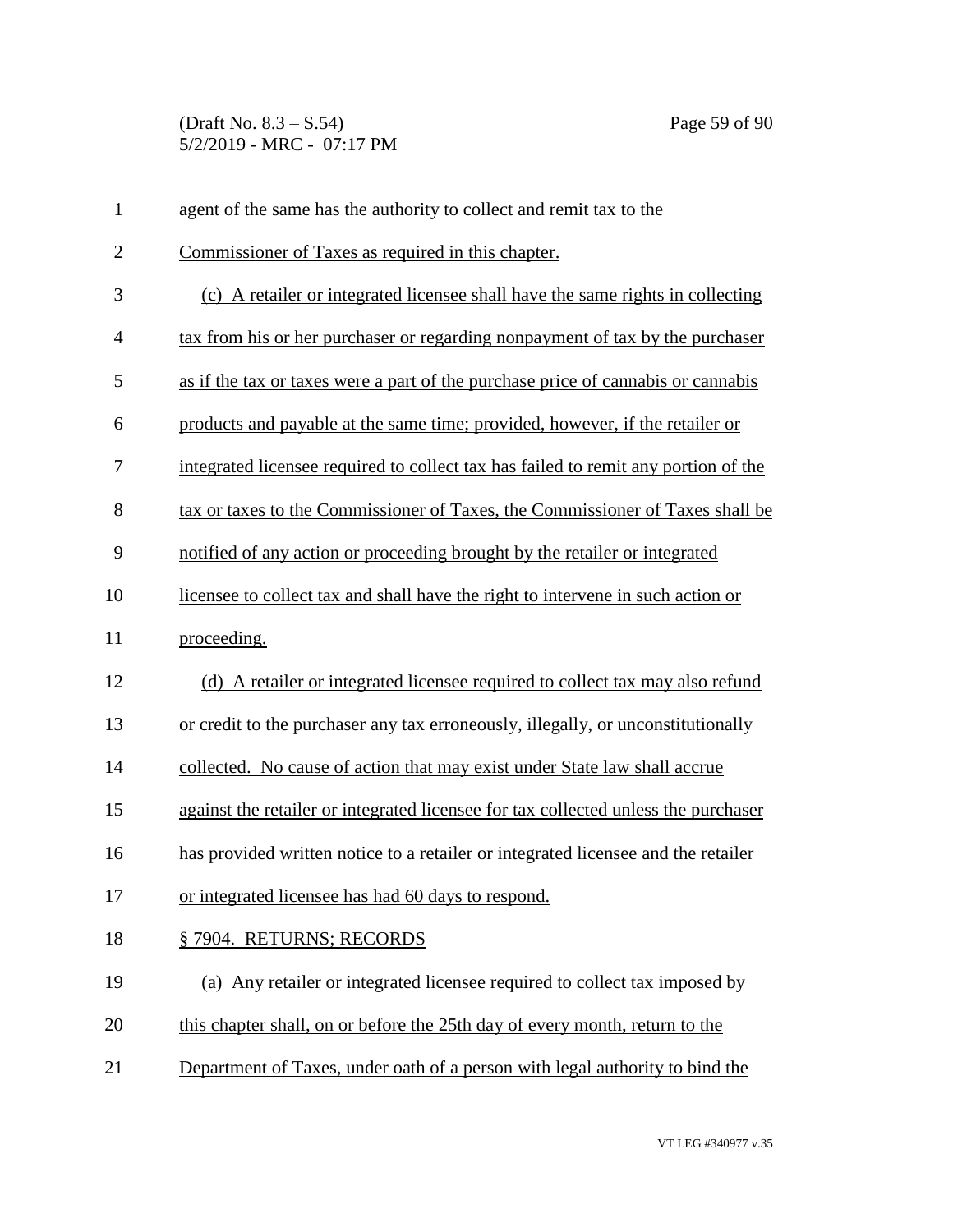agent of the same has the authority to collect and remit tax to the Commissioner of Taxes as required in this chapter.

(c) A retailer or integrated licensee shall have the same rights in collecting tax from his or her purchaser or regarding nonpayment of tax by the purchaser as if the tax or taxes were a part of the purchase price of cannabis or cannabis products and payable at the same time; provided, however, if the retailer or integrated licensee required to collect tax has failed to remit any portion of the tax or taxes to the Commissioner of Taxes, the Commissioner of Taxes shall be notified of any action or proceeding brought by the retailer or integrated licensee to collect tax and shall have the right to intervene in such action or proceeding.

(d) A retailer or integrated licensee required to collect tax may also refund or credit to the purchaser any tax erroneously, illegally, or unconstitutionally collected. No cause of action that may exist under State law shall accrue against the retailer or integrated licensee for tax collected unless the purchaser has provided written notice to a retailer or integrated licensee and the retailer or integrated licensee has had 60 days to respond.

§ 7904. RETURNS; RECORDS

(a) Any retailer or integrated licensee required to collect tax imposed by this chapter shall, on or before the 25th day of every month, return to the Department of Taxes, under oath of a person with legal authority to bind the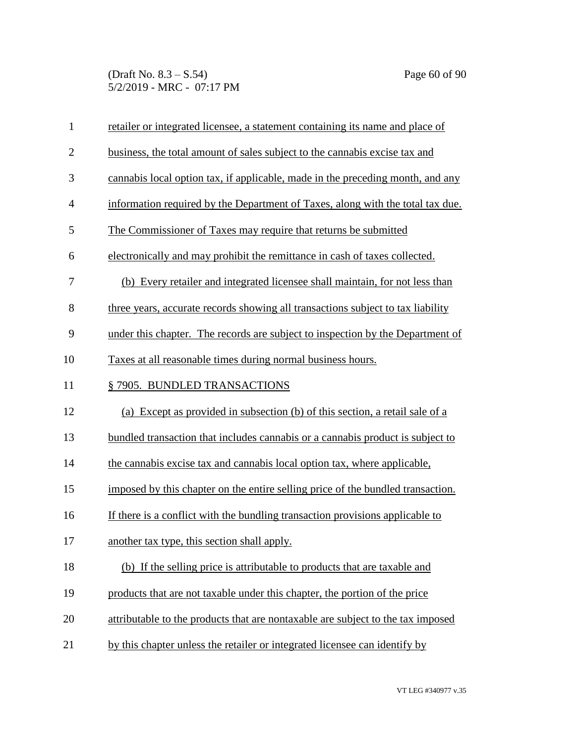retailer or integrated licensee, a statement containing its name and place of business, the total amount of sales subject to the cannabis excise tax and cannabis local option tax, if applicable, made in the preceding month, and any information required by the Department of Taxes, along with the total tax due. The Commissioner of Taxes may require that returns be submitted electronically and may prohibit the remittance in cash of taxes collected.

(b) Every retailer and integrated licensee shall maintain, for not less than three years, accurate records showing all transactions subject to tax liability under this chapter. The records are subject to inspection by the Department of Taxes at all reasonable times during normal business hours.

§ 7905. BUNDLED TRANSACTIONS

(a) Except as provided in subsection (b) of this section, a retail sale of a bundled transaction that includes cannabis or a cannabis product is subject to the cannabis excise tax and cannabis local option tax, where applicable, imposed by this chapter on the entire selling price of the bundled transaction. If there is a conflict with the bundling transaction provisions applicable to another tax type, this section shall apply.

(b) If the selling price is attributable to products that are taxable and products that are not taxable under this chapter, the portion of the price attributable to the products that are nontaxable are subject to the tax imposed by this chapter unless the retailer or integrated licensee can identify by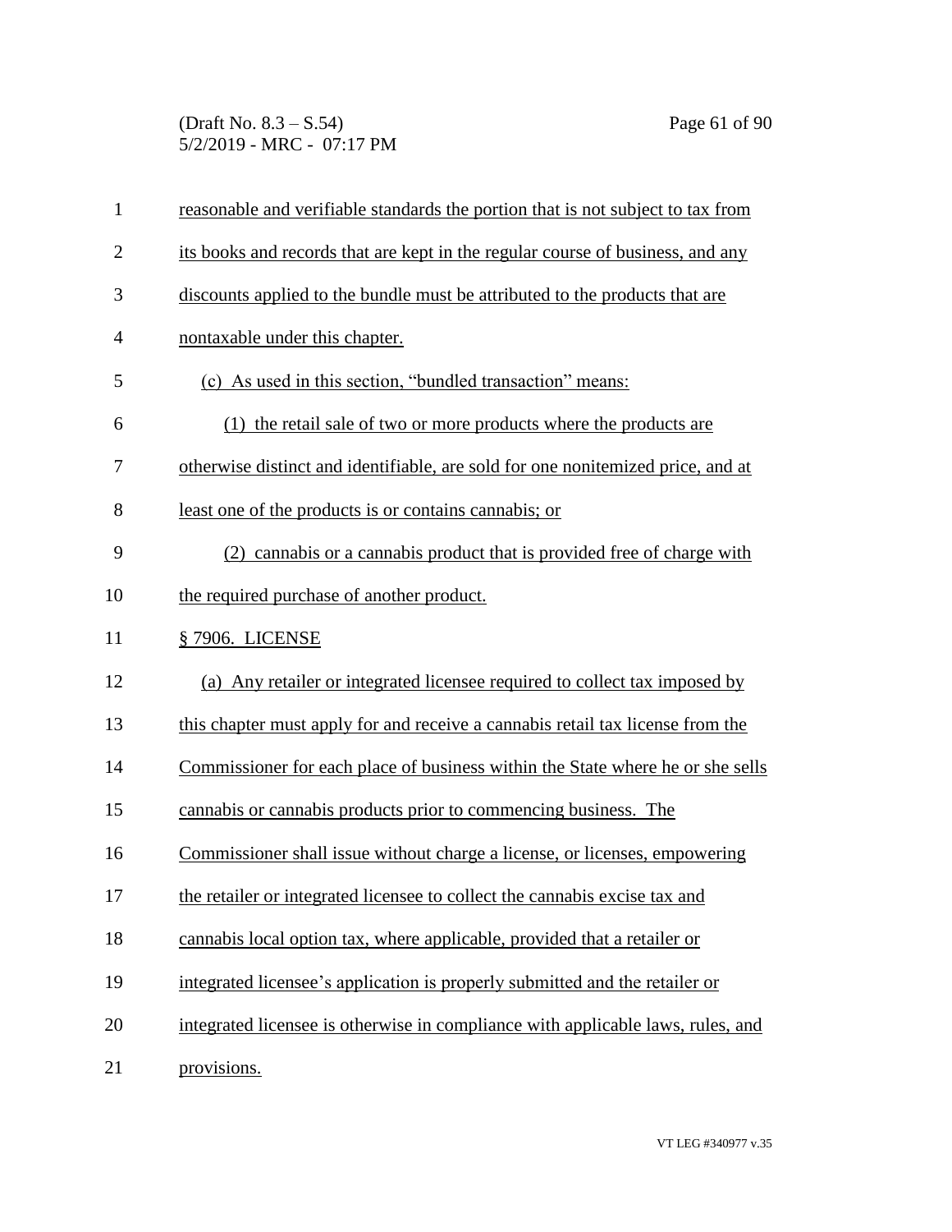reasonable and verifiable standards the portion that is not subject to tax from its books and records that are kept in the regular course of business, and any discounts applied to the bundle must be attributed to the products that are nontaxable under this chapter.

(c) As used in this section, "bundled transaction" means:

(1) the retail sale of two or more products where the products are otherwise distinct and identifiable, are sold for one nonitemized price, and at least one of the products is or contains cannabis; or

(2) cannabis or a cannabis product that is provided free of charge with the required purchase of another product.

§ 7906. LICENSE

(a) Any retailer or integrated licensee required to collect tax imposed by this chapter must apply for and receive a cannabis retail tax license from the Commissioner for each place of business within the State where he or she sells cannabis or cannabis products prior to commencing business. The Commissioner shall issue without charge a license, or licenses, empowering the retailer or integrated licensee to collect the cannabis excise tax and cannabis local option tax, where applicable, provided that a retailer or integrated licensee's application is properly submitted and the retailer or integrated licensee is otherwise in compliance with applicable laws, rules, and provisions.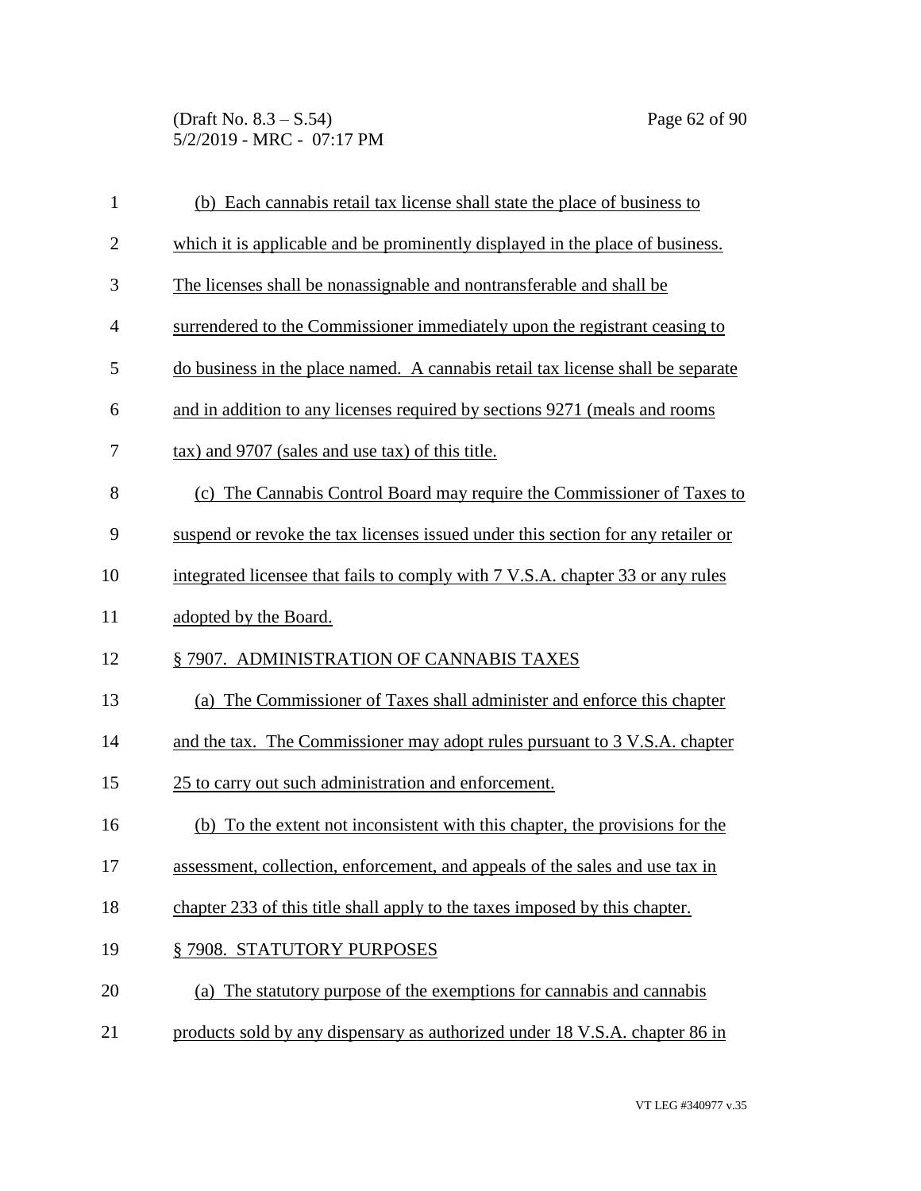(b) Each cannabis retail tax license shall state the place of business to which it is applicable and be prominently displayed in the place of business. The licenses shall be nonassignable and nontransferable and shall be surrendered to the Commissioner immediately upon the registrant ceasing to do business in the place named. A cannabis retail tax license shall be separate and in addition to any licenses required by sections 9271 (meals and rooms tax) and 9707 (sales and use tax) of this title.

(c) The Cannabis Control Board may require the Commissioner of Taxes to suspend or revoke the tax licenses issued under this section for any retailer or integrated licensee that fails to comply with 7 V.S.A. chapter 33 or any rules adopted by the Board.

§ 7907. ADMINISTRATION OF CANNABIS TAXES

(a) The Commissioner of Taxes shall administer and enforce this chapter and the tax. The Commissioner may adopt rules pursuant to 3 V.S.A. chapter 25 to carry out such administration and enforcement.

(b) To the extent not inconsistent with this chapter, the provisions for the assessment, collection, enforcement, and appeals of the sales and use tax in chapter 233 of this title shall apply to the taxes imposed by this chapter.

§ 7908. STATUTORY PURPOSES

(a) The statutory purpose of the exemptions for cannabis and cannabis products sold by any dispensary as authorized under 18 V.S.A. chapter 86 in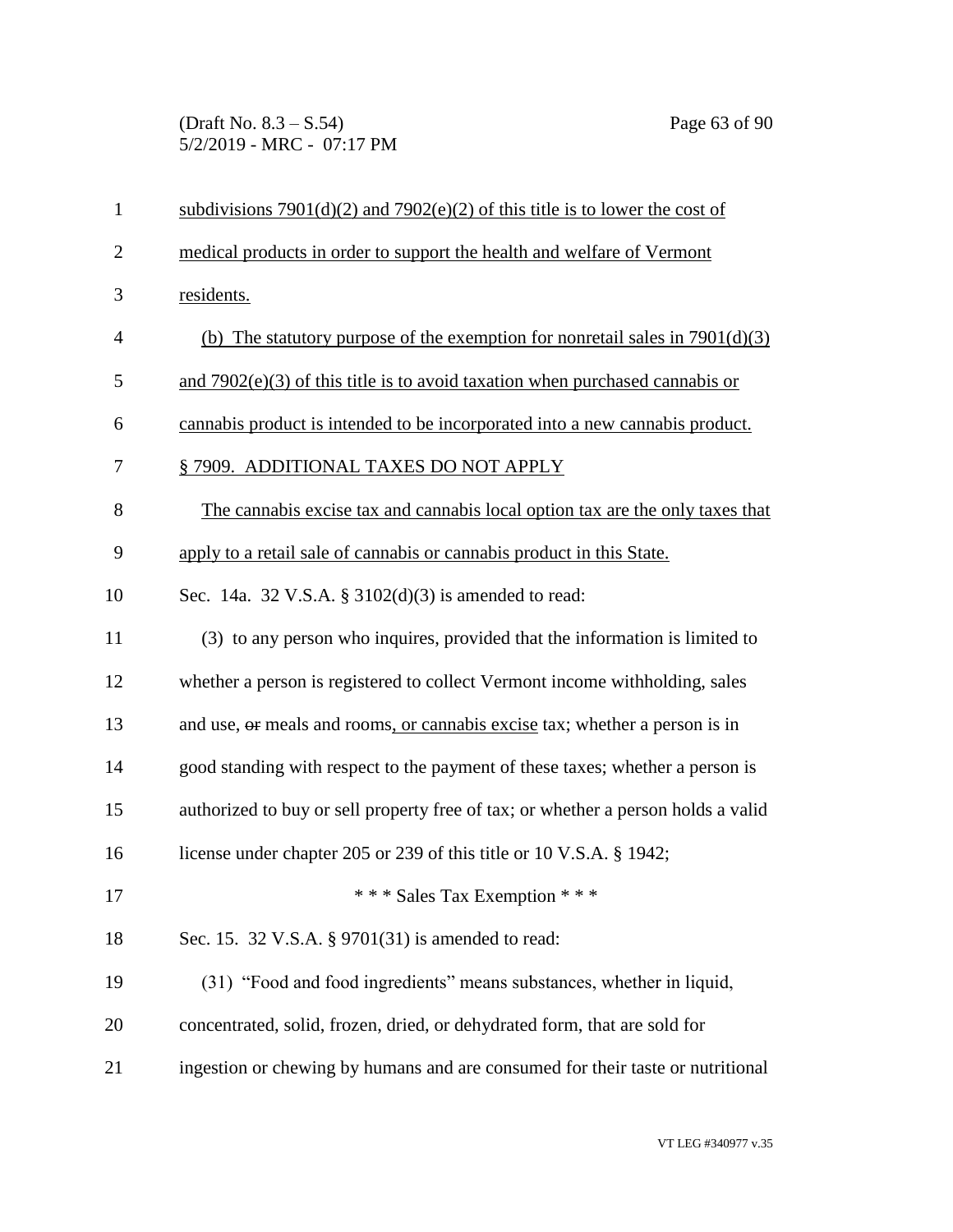subdivisions 7901(d)(2) and 7902(e)(2) of this title is to lower the cost of medical products in order to support the health and welfare of Vermont residents.

(b) The statutory purpose of the exemption for nonretail sales in 7901(d)(3) and 7902(e)(3) of this title is to avoid taxation when purchased cannabis or cannabis product is intended to be incorporated into a new cannabis product.

§ 7909. ADDITIONAL TAXES DO NOT APPLY

The cannabis excise tax and cannabis local option tax are the only taxes that apply to a retail sale of cannabis or cannabis product in this State.

Sec. 14a. 32 V.S.A. § 3102(d)(3) is amended to read:

(3) to any person who inquires, provided that the information is limited to whether a person is registered to collect Vermont income withholding, sales and use, ~~or~~ meals and rooms, or cannabis excise tax; whether a person is in good standing with respect to the payment of these taxes; whether a person is authorized to buy or sell property free of tax; or whether a person holds a valid license under chapter 205 or 239 of this title or 10 V.S.A. § 1942;

\* \* \* Sales Tax Exemption \* \* \*

Sec. 15. 32 V.S.A. § 9701(31) is amended to read:

(31) "Food and food ingredients" means substances, whether in liquid, concentrated, solid, frozen, dried, or dehydrated form, that are sold for ingestion or chewing by humans and are consumed for their taste or nutritional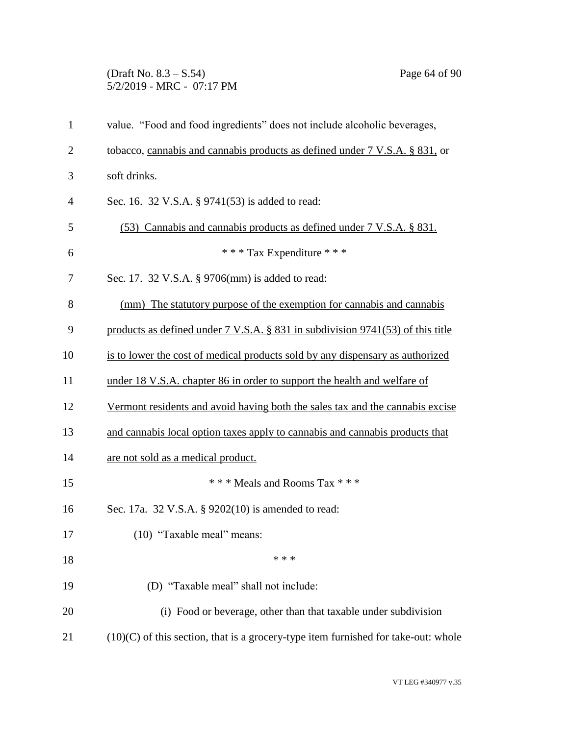value. "Food and food ingredients" does not include alcoholic beverages, tobacco, <u>cannabis and cannabis products as defined under 7 V.S.A. § 831,</u> or soft drinks.

Sec. 16. 32 V.S.A. § 9741(53) is added to read:

<u>(53) Cannabis and cannabis products as defined under 7 V.S.A. § 831.</u>

\* \* \* Tax Expenditure \* \* \*

Sec. 17. 32 V.S.A. § 9706(mm) is added to read:

<u>(mm) The statutory purpose of the exemption for cannabis and cannabis products as defined under 7 V.S.A. § 831 in subdivision 9741(53) of this title is to lower the cost of medical products sold by any dispensary as authorized under 18 V.S.A. chapter 86 in order to support the health and welfare of Vermont residents and avoid having both the sales tax and the cannabis excise and cannabis local option taxes apply to cannabis and cannabis products that are not sold as a medical product.</u>

\* \* \* Meals and Rooms Tax \* \* \*

Sec. 17a. 32 V.S.A. § 9202(10) is amended to read:

(10) "Taxable meal" means:

\* \* \*

(D) "Taxable meal" shall not include:

(i) Food or beverage, other than that taxable under subdivision (10)(C) of this section, that is a grocery-type item furnished for take-out: whole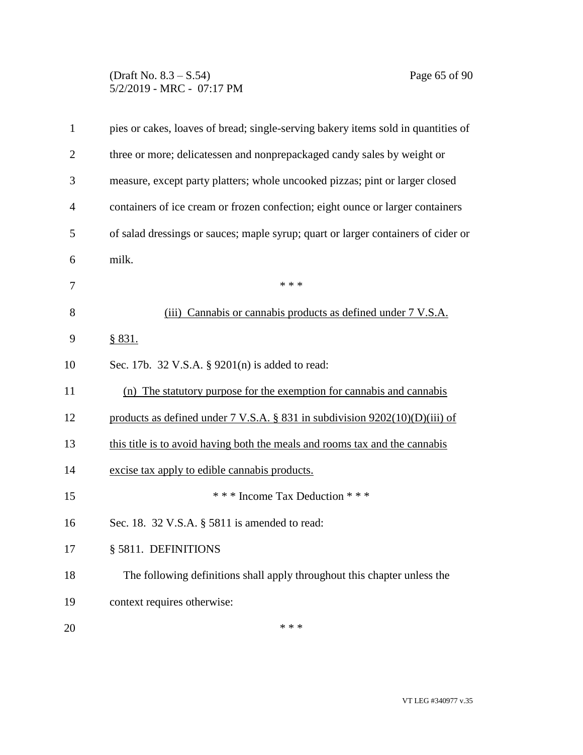pies or cakes, loaves of bread; single-serving bakery items sold in quantities of three or more; delicatessen and nonprepackaged candy sales by weight or measure, except party platters; whole uncooked pizzas; pint or larger closed containers of ice cream or frozen confection; eight ounce or larger containers of salad dressings or sauces; maple syrup; quart or larger containers of cider or milk.

\* \* \*

(iii) Cannabis or cannabis products as defined under 7 V.S.A. § 831.

Sec. 17b. 32 V.S.A. § 9201(n) is added to read:

(n) The statutory purpose for the exemption for cannabis and cannabis products as defined under 7 V.S.A. § 831 in subdivision 9202(10)(D)(iii) of this title is to avoid having both the meals and rooms tax and the cannabis excise tax apply to edible cannabis products.

\* \* \* Income Tax Deduction \* \* \*

Sec. 18. 32 V.S.A. § 5811 is amended to read:

§ 5811. DEFINITIONS

The following definitions shall apply throughout this chapter unless the context requires otherwise:

\* \* \*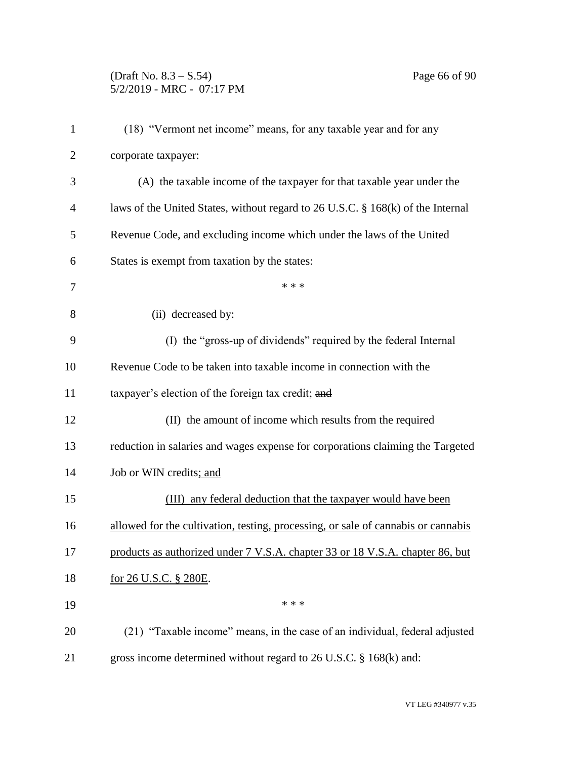(18) "Vermont net income" means, for any taxable year and for any corporate taxpayer:

(A) the taxable income of the taxpayer for that taxable year under the laws of the United States, without regard to 26 U.S.C. § 168(k) of the Internal Revenue Code, and excluding income which under the laws of the United States is exempt from taxation by the states:

\* \* \*

(ii) decreased by:

(I) the "gross-up of dividends" required by the federal Internal Revenue Code to be taken into taxable income in connection with the taxpayer's election of the foreign tax credit; ~~and~~

(II) the amount of income which results from the required reduction in salaries and wages expense for corporations claiming the Targeted Job or WIN credits<u>; and</u>

<u>(III) any federal deduction that the taxpayer would have been allowed for the cultivation, testing, processing, or sale of cannabis or cannabis products as authorized under 7 V.S.A. chapter 33 or 18 V.S.A. chapter 86, but for 26 U.S.C. § 280E</u>.

\* \* \*

(21) "Taxable income" means, in the case of an individual, federal adjusted gross income determined without regard to 26 U.S.C. § 168(k) and: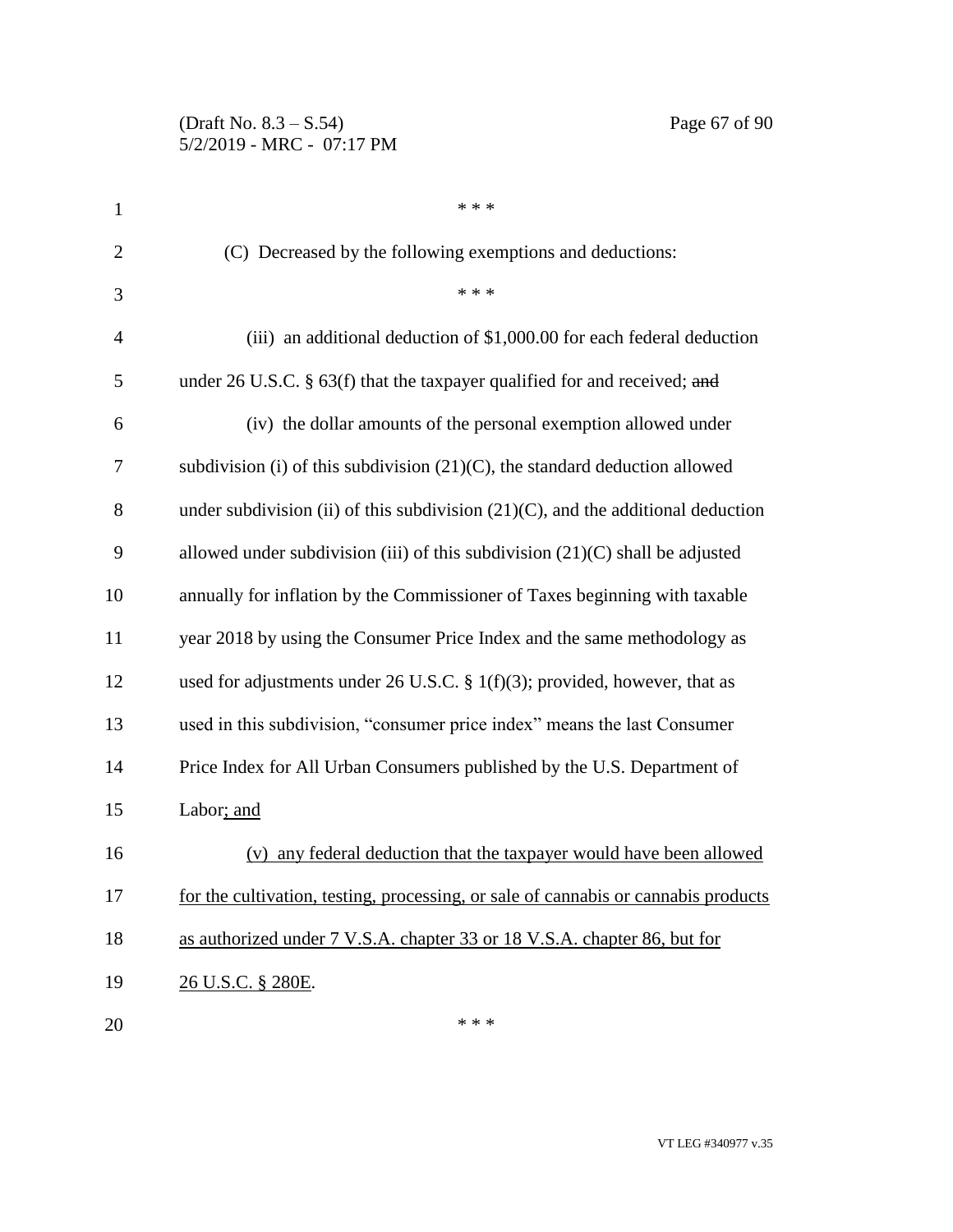\* \* \*

(C) Decreased by the following exemptions and deductions:

\* \* \*

(iii) an additional deduction of $1,000.00 for each federal deduction under 26 U.S.C. § 63(f) that the taxpayer qualified for and received; ~~and~~

(iv) the dollar amounts of the personal exemption allowed under subdivision (i) of this subdivision (21)(C), the standard deduction allowed under subdivision (ii) of this subdivision (21)(C), and the additional deduction allowed under subdivision (iii) of this subdivision (21)(C) shall be adjusted annually for inflation by the Commissioner of Taxes beginning with taxable year 2018 by using the Consumer Price Index and the same methodology as used for adjustments under 26 U.S.C. § 1(f)(3); provided, however, that as used in this subdivision, "consumer price index" means the last Consumer Price Index for All Urban Consumers published by the U.S. Department of Labor<u>; and</u>

<u>(v) any federal deduction that the taxpayer would have been allowed for the cultivation, testing, processing, or sale of cannabis or cannabis products as authorized under 7 V.S.A. chapter 33 or 18 V.S.A. chapter 86, but for 26 U.S.C. § 280E</u>.

\* \* \*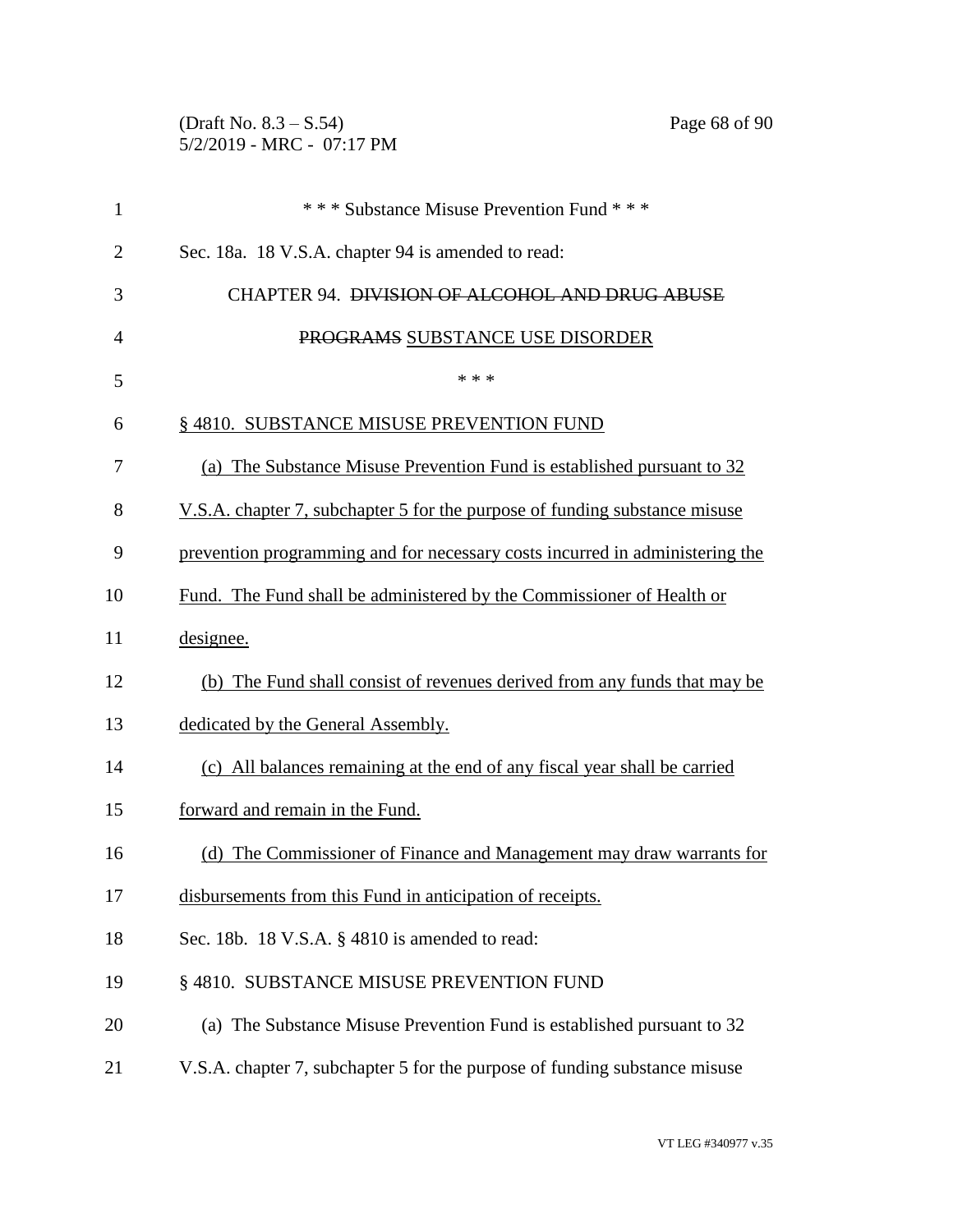\* \* \* Substance Misuse Prevention Fund \* \* \*

Sec. 18a. 18 V.S.A. chapter 94 is amended to read:

CHAPTER 94. ~~DIVISION OF ALCOHOL AND DRUG ABUSE PROGRAMS~~ <u>SUBSTANCE USE DISORDER</u>

\* \* \*

<u>§ 4810. SUBSTANCE MISUSE PREVENTION FUND</u>

<u>(a) The Substance Misuse Prevention Fund is established pursuant to 32 V.S.A. chapter 7, subchapter 5 for the purpose of funding substance misuse prevention programming and for necessary costs incurred in administering the Fund. The Fund shall be administered by the Commissioner of Health or designee.</u>

<u>(b) The Fund shall consist of revenues derived from any funds that may be dedicated by the General Assembly.</u>

<u>(c) All balances remaining at the end of any fiscal year shall be carried forward and remain in the Fund.</u>

<u>(d) The Commissioner of Finance and Management may draw warrants for disbursements from this Fund in anticipation of receipts.</u>

Sec. 18b. 18 V.S.A. § 4810 is amended to read:

§ 4810. SUBSTANCE MISUSE PREVENTION FUND

(a) The Substance Misuse Prevention Fund is established pursuant to 32 V.S.A. chapter 7, subchapter 5 for the purpose of funding substance misuse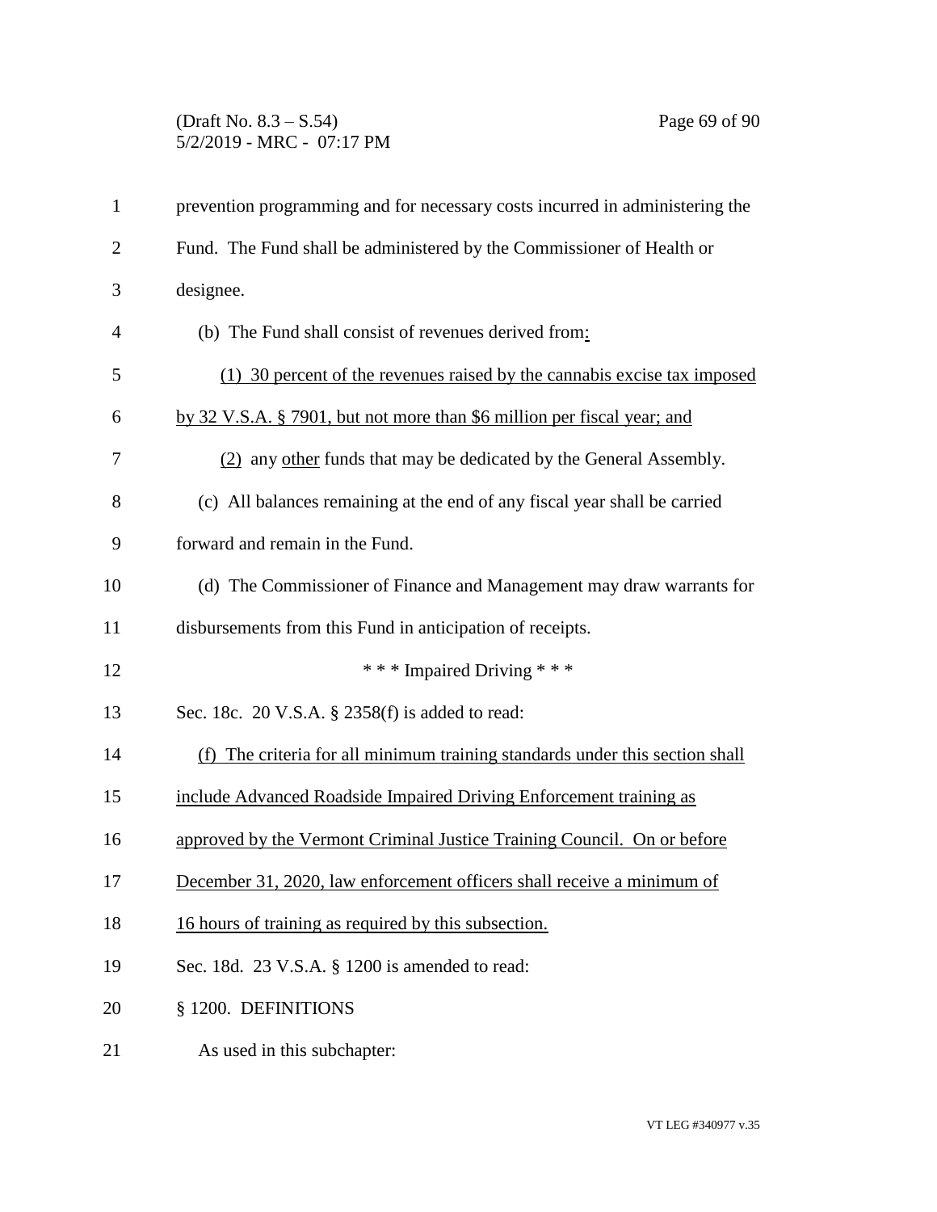prevention programming and for necessary costs incurred in administering the Fund. The Fund shall be administered by the Commissioner of Health or designee.

(b) The Fund shall consist of revenues derived from:

(1) 30 percent of the revenues raised by the cannabis excise tax imposed by 32 V.S.A. § 7901, but not more than $6 million per fiscal year; and

(2) any other funds that may be dedicated by the General Assembly.

(c) All balances remaining at the end of any fiscal year shall be carried forward and remain in the Fund.

(d) The Commissioner of Finance and Management may draw warrants for disbursements from this Fund in anticipation of receipts.

*** Impaired Driving ***

Sec. 18c. 20 V.S.A. § 2358(f) is added to read:

(f) The criteria for all minimum training standards under this section shall include Advanced Roadside Impaired Driving Enforcement training as approved by the Vermont Criminal Justice Training Council. On or before December 31, 2020, law enforcement officers shall receive a minimum of 16 hours of training as required by this subsection.

Sec. 18d. 23 V.S.A. § 1200 is amended to read:

§ 1200. DEFINITIONS

As used in this subchapter: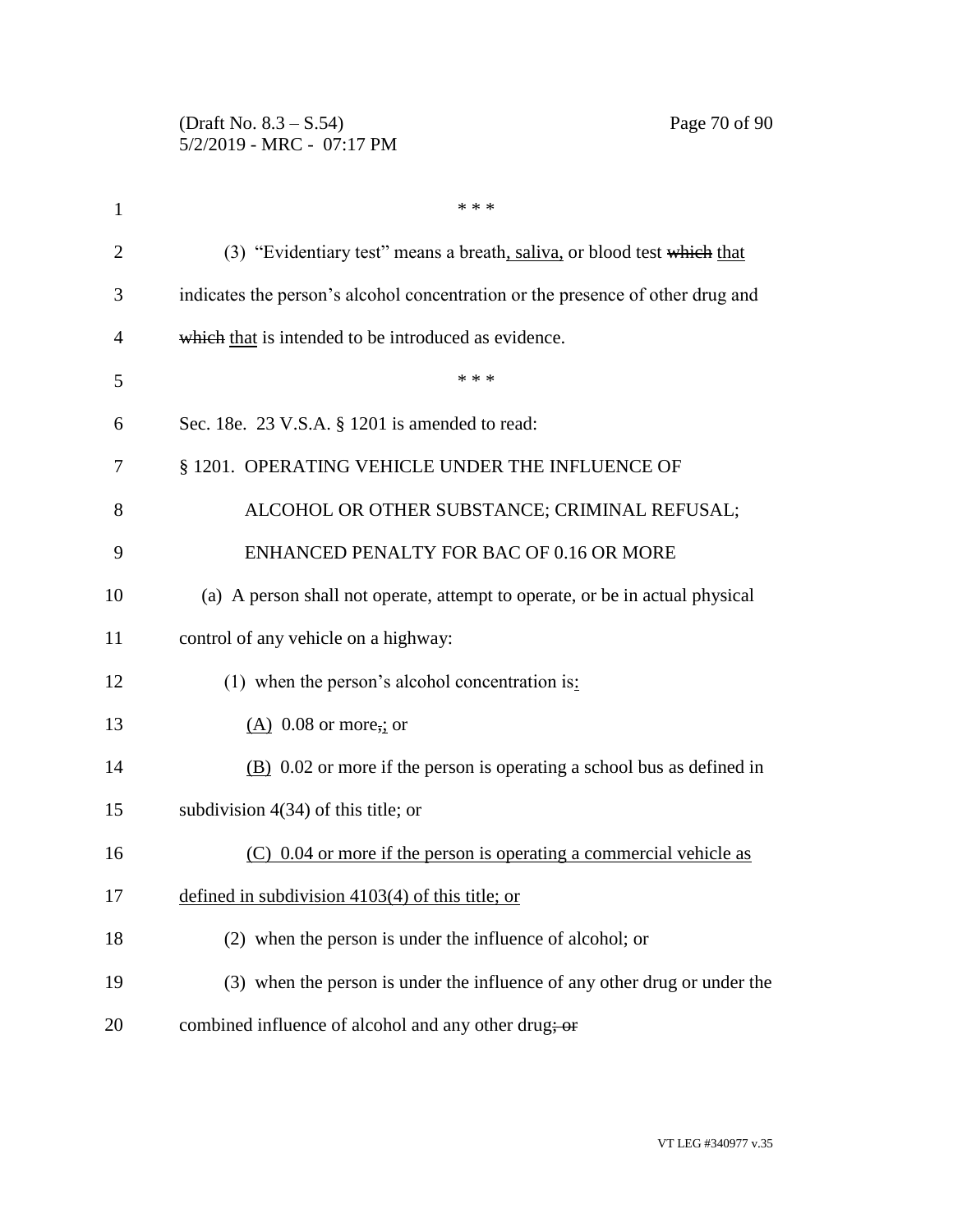\* \* \*

(3) "Evidentiary test" means a breath, saliva, or blood test ~~which~~ that indicates the person's alcohol concentration or the presence of other drug and ~~which~~ that is intended to be introduced as evidence.

\* \* \*

Sec. 18e. 23 V.S.A. § 1201 is amended to read:

§ 1201. OPERATING VEHICLE UNDER THE INFLUENCE OF ALCOHOL OR OTHER SUBSTANCE; CRIMINAL REFUSAL; ENHANCED PENALTY FOR BAC OF 0.16 OR MORE

(a) A person shall not operate, attempt to operate, or be in actual physical control of any vehicle on a highway:

(1) when the person's alcohol concentration is:

(A) 0.08 or more~~,~~; or

(B) 0.02 or more if the person is operating a school bus as defined in subdivision 4(34) of this title; or

(C) 0.04 or more if the person is operating a commercial vehicle as defined in subdivision 4103(4) of this title; or

(2) when the person is under the influence of alcohol; or

(3) when the person is under the influence of any other drug or under the combined influence of alcohol and any other drug~~; or~~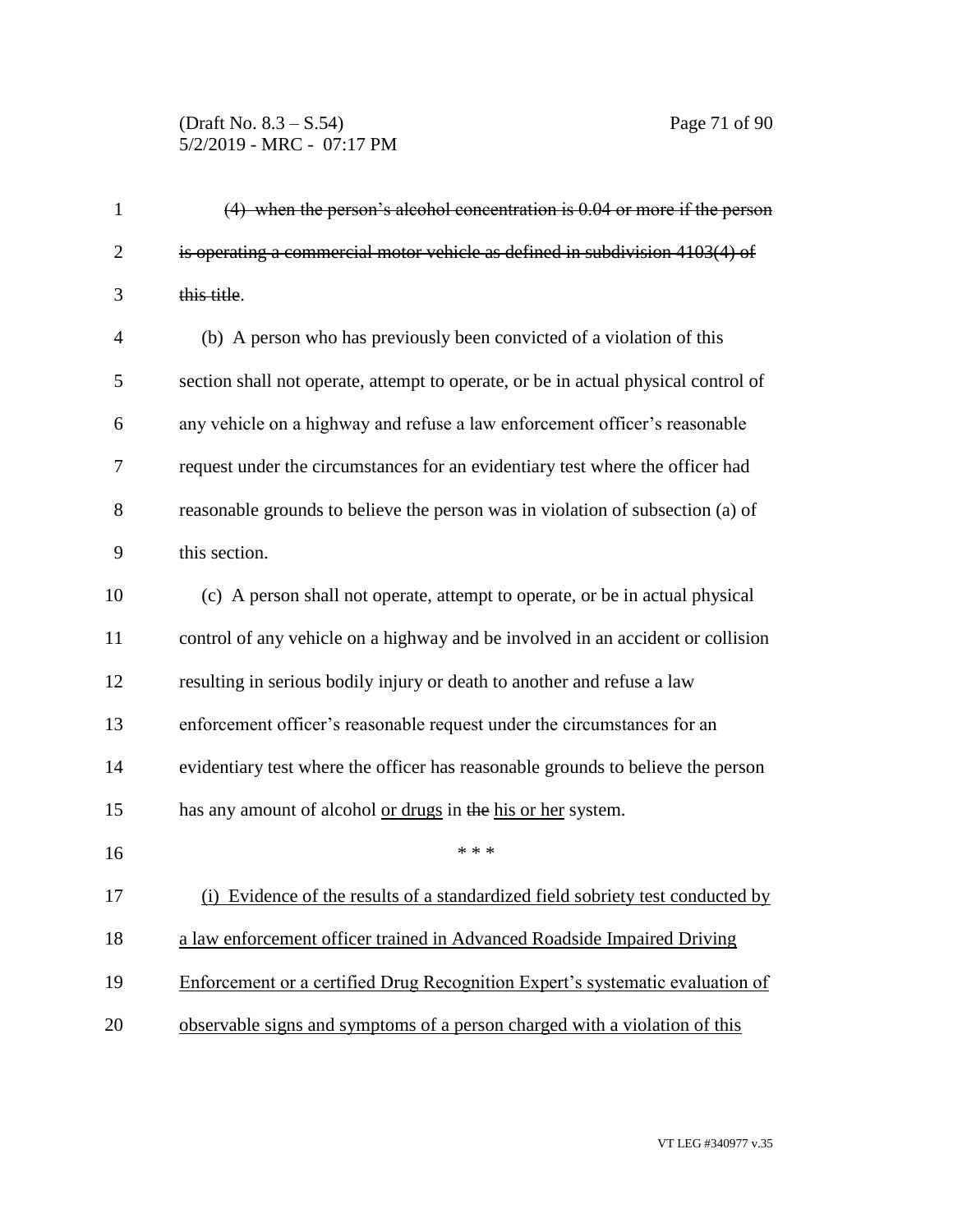~~(4) when the person's alcohol concentration is 0.04 or more if the person is operating a commercial motor vehicle as defined in subdivision 4103(4) of this title~~.

(b) A person who has previously been convicted of a violation of this section shall not operate, attempt to operate, or be in actual physical control of any vehicle on a highway and refuse a law enforcement officer's reasonable request under the circumstances for an evidentiary test where the officer had reasonable grounds to believe the person was in violation of subsection (a) of this section.

(c) A person shall not operate, attempt to operate, or be in actual physical control of any vehicle on a highway and be involved in an accident or collision resulting in serious bodily injury or death to another and refuse a law enforcement officer's reasonable request under the circumstances for an evidentiary test where the officer has reasonable grounds to believe the person has any amount of alcohol <u>or drugs</u> in ~~the~~ <u>his or her</u> system.

\* \* \*

<u>(i) Evidence of the results of a standardized field sobriety test conducted by a law enforcement officer trained in Advanced Roadside Impaired Driving Enforcement or a certified Drug Recognition Expert's systematic evaluation of observable signs and symptoms of a person charged with a violation of this</u>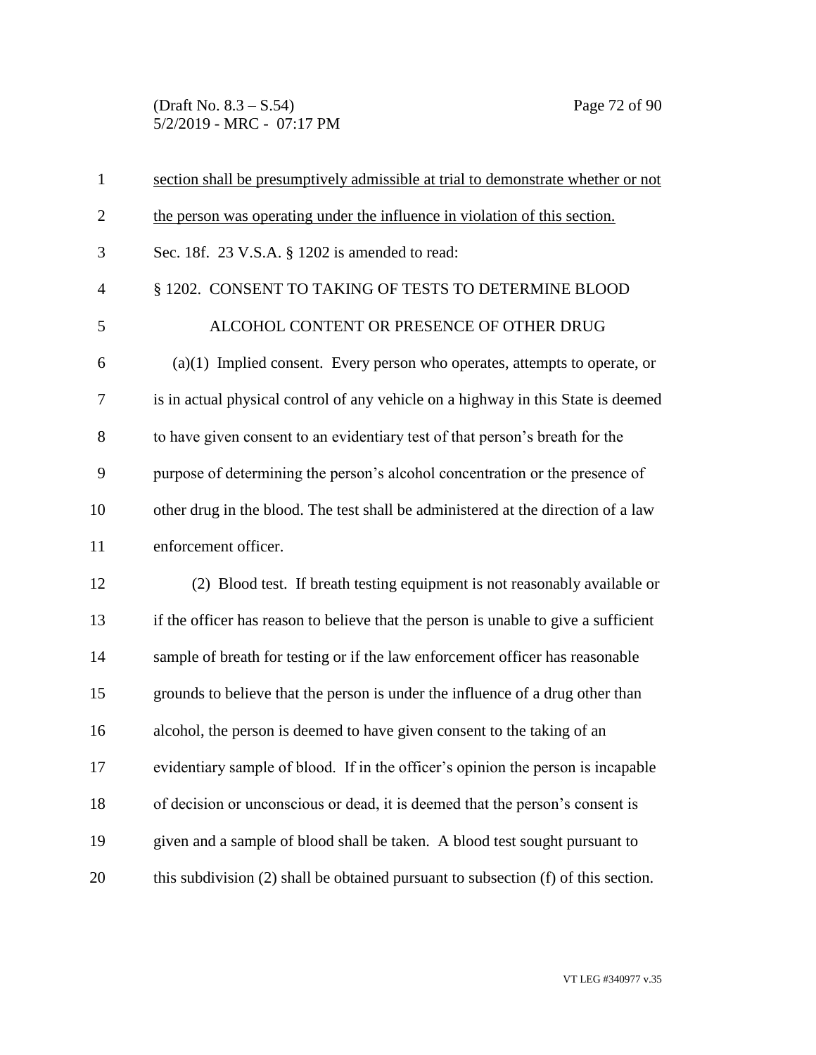section shall be presumptively admissible at trial to demonstrate whether or not the person was operating under the influence in violation of this section.

Sec. 18f. 23 V.S.A. § 1202 is amended to read:

§ 1202. CONSENT TO TAKING OF TESTS TO DETERMINE BLOOD ALCOHOL CONTENT OR PRESENCE OF OTHER DRUG

(a)(1) Implied consent. Every person who operates, attempts to operate, or is in actual physical control of any vehicle on a highway in this State is deemed to have given consent to an evidentiary test of that person's breath for the purpose of determining the person's alcohol concentration or the presence of other drug in the blood. The test shall be administered at the direction of a law enforcement officer.

(2) Blood test. If breath testing equipment is not reasonably available or if the officer has reason to believe that the person is unable to give a sufficient sample of breath for testing or if the law enforcement officer has reasonable grounds to believe that the person is under the influence of a drug other than alcohol, the person is deemed to have given consent to the taking of an evidentiary sample of blood. If in the officer's opinion the person is incapable of decision or unconscious or dead, it is deemed that the person's consent is given and a sample of blood shall be taken. A blood test sought pursuant to this subdivision (2) shall be obtained pursuant to subsection (f) of this section.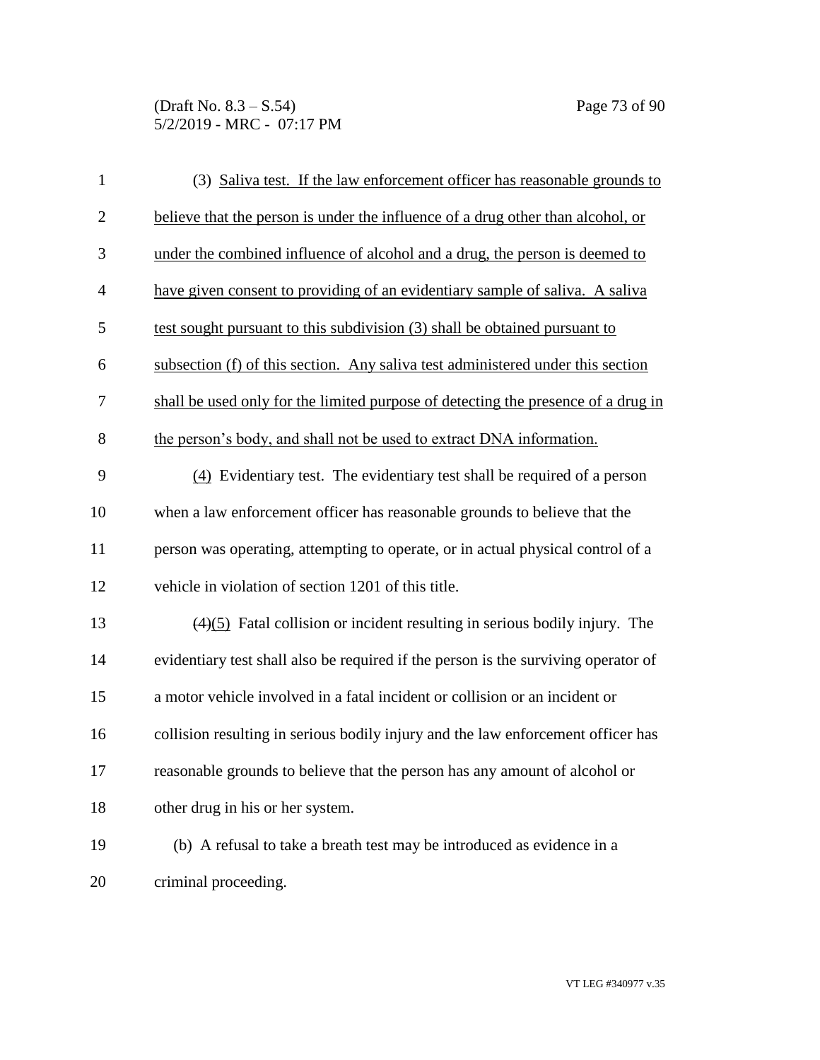(3) Saliva test. If the law enforcement officer has reasonable grounds to believe that the person is under the influence of a drug other than alcohol, or under the combined influence of alcohol and a drug, the person is deemed to have given consent to providing of an evidentiary sample of saliva. A saliva test sought pursuant to this subdivision (3) shall be obtained pursuant to subsection (f) of this section. Any saliva test administered under this section shall be used only for the limited purpose of detecting the presence of a drug in the person's body, and shall not be used to extract DNA information.

(4) Evidentiary test. The evidentiary test shall be required of a person when a law enforcement officer has reasonable grounds to believe that the person was operating, attempting to operate, or in actual physical control of a vehicle in violation of section 1201 of this title.

~~(4)~~(5) Fatal collision or incident resulting in serious bodily injury. The evidentiary test shall also be required if the person is the surviving operator of a motor vehicle involved in a fatal incident or collision or an incident or collision resulting in serious bodily injury and the law enforcement officer has reasonable grounds to believe that the person has any amount of alcohol or other drug in his or her system.

(b) A refusal to take a breath test may be introduced as evidence in a criminal proceeding.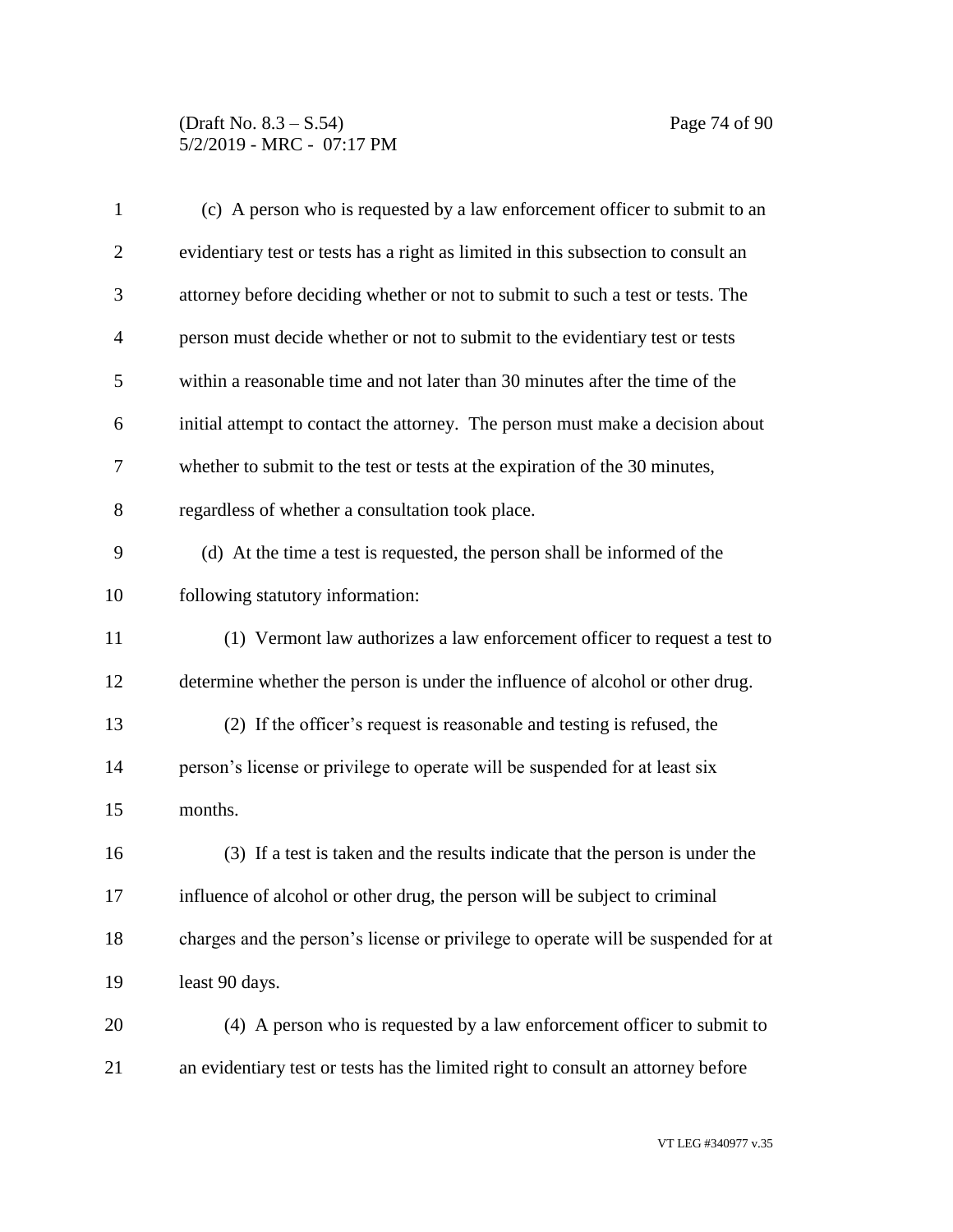(c) A person who is requested by a law enforcement officer to submit to an evidentiary test or tests has a right as limited in this subsection to consult an attorney before deciding whether or not to submit to such a test or tests. The person must decide whether or not to submit to the evidentiary test or tests within a reasonable time and not later than 30 minutes after the time of the initial attempt to contact the attorney. The person must make a decision about whether to submit to the test or tests at the expiration of the 30 minutes, regardless of whether a consultation took place.

(d) At the time a test is requested, the person shall be informed of the following statutory information:

(1) Vermont law authorizes a law enforcement officer to request a test to determine whether the person is under the influence of alcohol or other drug.

(2) If the officer's request is reasonable and testing is refused, the person's license or privilege to operate will be suspended for at least six months.

(3) If a test is taken and the results indicate that the person is under the influence of alcohol or other drug, the person will be subject to criminal charges and the person's license or privilege to operate will be suspended for at least 90 days.

(4) A person who is requested by a law enforcement officer to submit to an evidentiary test or tests has the limited right to consult an attorney before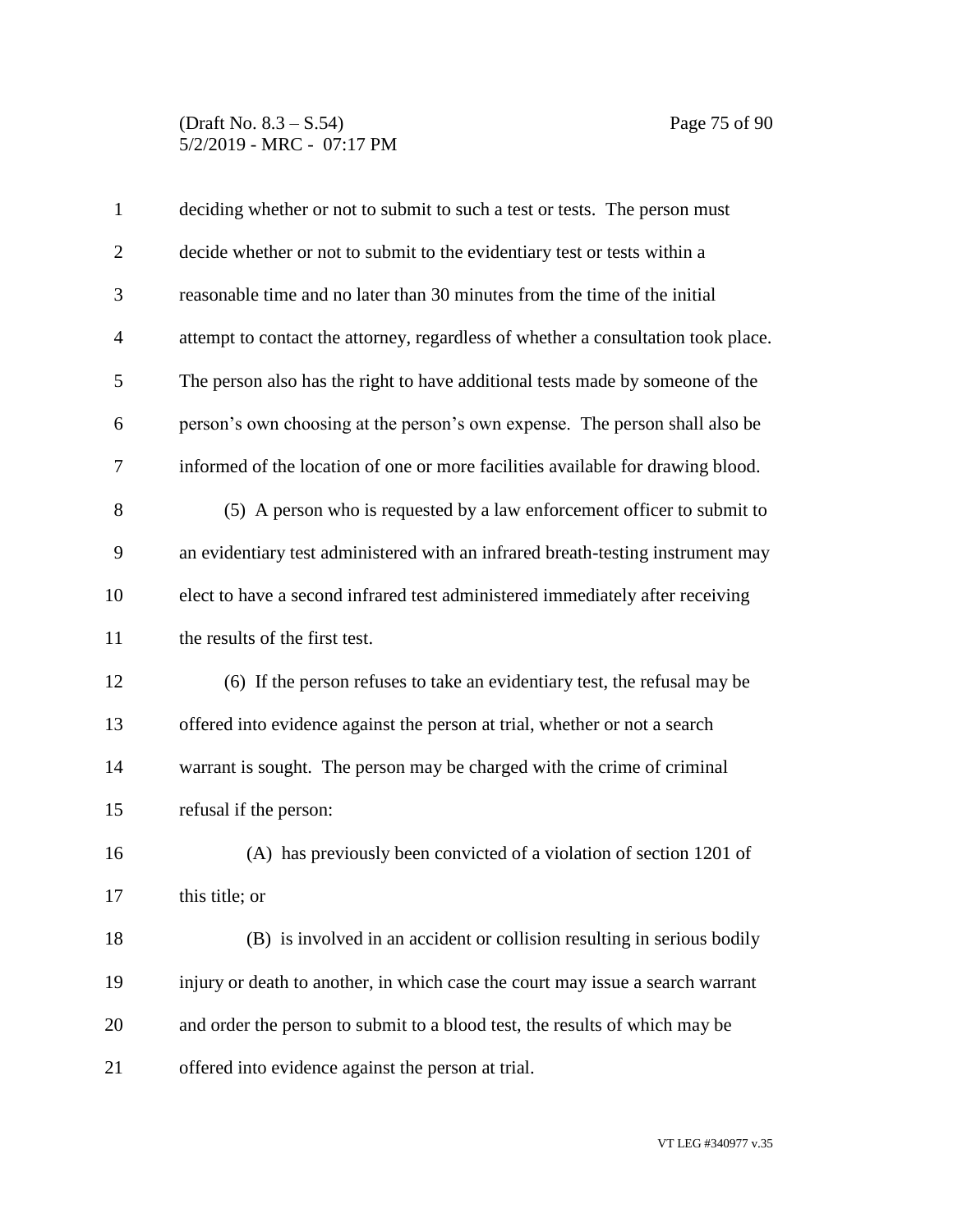deciding whether or not to submit to such a test or tests. The person must decide whether or not to submit to the evidentiary test or tests within a reasonable time and no later than 30 minutes from the time of the initial attempt to contact the attorney, regardless of whether a consultation took place. The person also has the right to have additional tests made by someone of the person's own choosing at the person's own expense. The person shall also be informed of the location of one or more facilities available for drawing blood.

(5) A person who is requested by a law enforcement officer to submit to an evidentiary test administered with an infrared breath-testing instrument may elect to have a second infrared test administered immediately after receiving the results of the first test.

(6) If the person refuses to take an evidentiary test, the refusal may be offered into evidence against the person at trial, whether or not a search warrant is sought. The person may be charged with the crime of criminal refusal if the person:

(A) has previously been convicted of a violation of section 1201 of this title; or

(B) is involved in an accident or collision resulting in serious bodily injury or death to another, in which case the court may issue a search warrant and order the person to submit to a blood test, the results of which may be offered into evidence against the person at trial.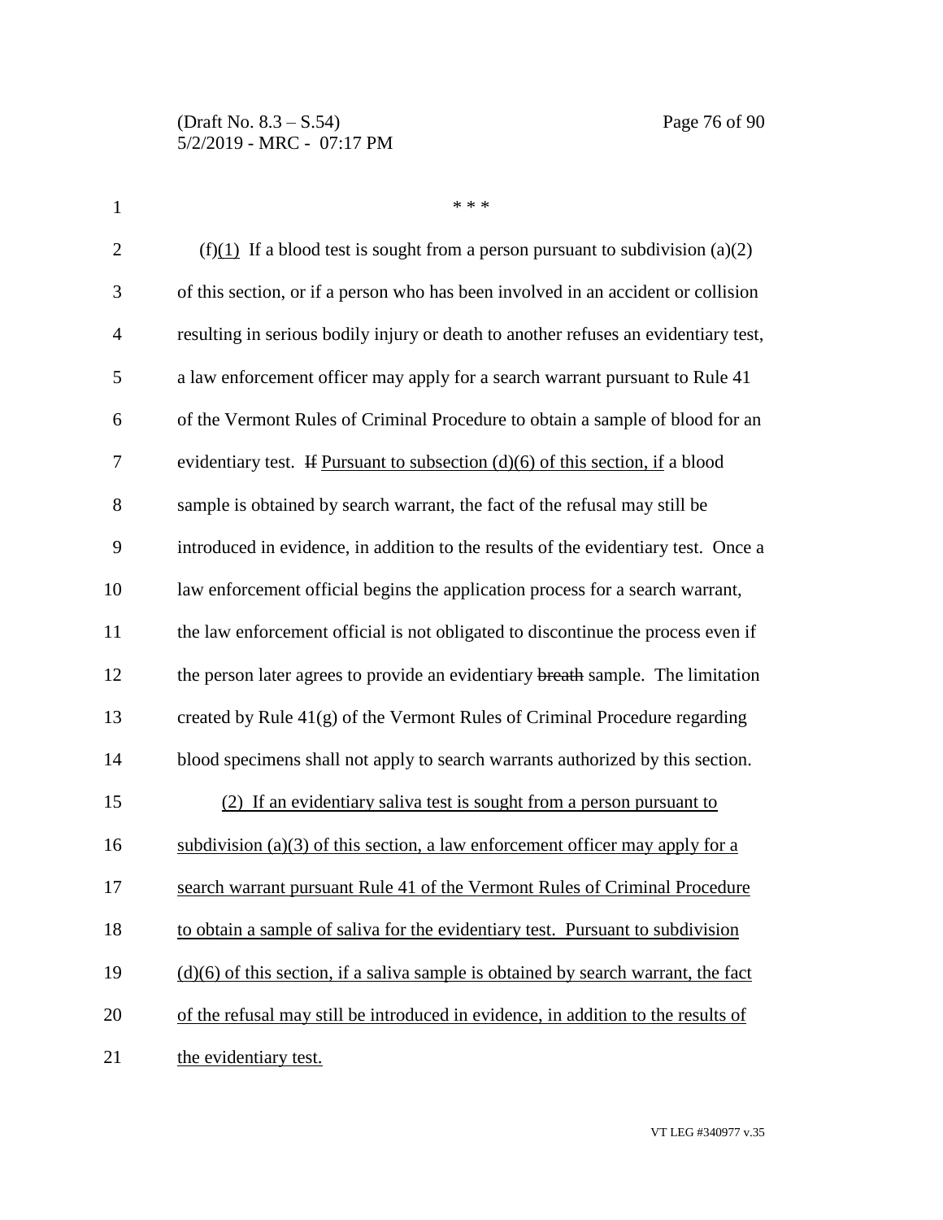\* \* \*

(f)<u>(1)</u> If a blood test is sought from a person pursuant to subdivision (a)(2) of this section, or if a person who has been involved in an accident or collision resulting in serious bodily injury or death to another refuses an evidentiary test, a law enforcement officer may apply for a search warrant pursuant to Rule 41 of the Vermont Rules of Criminal Procedure to obtain a sample of blood for an evidentiary test. ~~If~~ <u>Pursuant to subsection (d)(6) of this section, if</u> a blood sample is obtained by search warrant, the fact of the refusal may still be introduced in evidence, in addition to the results of the evidentiary test. Once a law enforcement official begins the application process for a search warrant, the law enforcement official is not obligated to discontinue the process even if the person later agrees to provide an evidentiary ~~breath~~ sample. The limitation created by Rule 41(g) of the Vermont Rules of Criminal Procedure regarding blood specimens shall not apply to search warrants authorized by this section.

<u>(2) If an evidentiary saliva test is sought from a person pursuant to subdivision (a)(3) of this section, a law enforcement officer may apply for a search warrant pursuant Rule 41 of the Vermont Rules of Criminal Procedure to obtain a sample of saliva for the evidentiary test. Pursuant to subdivision (d)(6) of this section, if a saliva sample is obtained by search warrant, the fact of the refusal may still be introduced in evidence, in addition to the results of the evidentiary test.</u>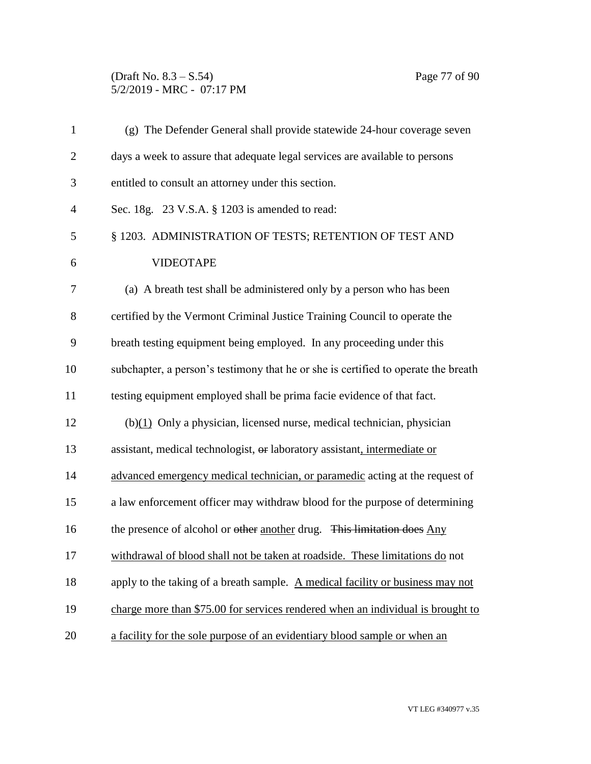(g) The Defender General shall provide statewide 24-hour coverage seven days a week to assure that adequate legal services are available to persons entitled to consult an attorney under this section.

Sec. 18g. 23 V.S.A. § 1203 is amended to read:

§ 1203. ADMINISTRATION OF TESTS; RETENTION OF TEST AND VIDEOTAPE

(a) A breath test shall be administered only by a person who has been certified by the Vermont Criminal Justice Training Council to operate the breath testing equipment being employed. In any proceeding under this subchapter, a person's testimony that he or she is certified to operate the breath testing equipment employed shall be prima facie evidence of that fact.

(b)(1) Only a physician, licensed nurse, medical technician, physician assistant, medical technologist, ~~or~~ laboratory assistant, intermediate or advanced emergency medical technician, or paramedic acting at the request of a law enforcement officer may withdraw blood for the purpose of determining the presence of alcohol or ~~other~~ another drug. ~~This limitation does~~ Any withdrawal of blood shall not be taken at roadside. These limitations do not apply to the taking of a breath sample. A medical facility or business may not charge more than $75.00 for services rendered when an individual is brought to a facility for the sole purpose of an evidentiary blood sample or when an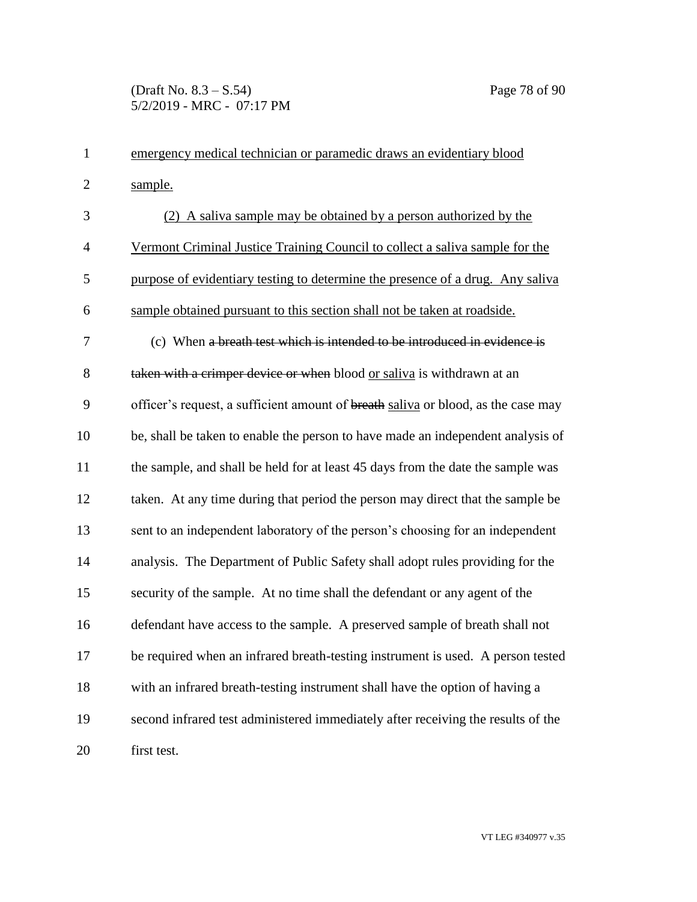emergency medical technician or paramedic draws an evidentiary blood sample.

(2) A saliva sample may be obtained by a person authorized by the Vermont Criminal Justice Training Council to collect a saliva sample for the purpose of evidentiary testing to determine the presence of a drug. Any saliva sample obtained pursuant to this section shall not be taken at roadside.

(c) When ~~a breath test which is intended to be introduced in evidence is taken with a crimper device or when~~ blood or saliva is withdrawn at an officer's request, a sufficient amount of ~~breath~~ saliva or blood, as the case may be, shall be taken to enable the person to have made an independent analysis of the sample, and shall be held for at least 45 days from the date the sample was taken. At any time during that period the person may direct that the sample be sent to an independent laboratory of the person's choosing for an independent analysis. The Department of Public Safety shall adopt rules providing for the security of the sample. At no time shall the defendant or any agent of the defendant have access to the sample. A preserved sample of breath shall not be required when an infrared breath-testing instrument is used. A person tested with an infrared breath-testing instrument shall have the option of having a second infrared test administered immediately after receiving the results of the first test.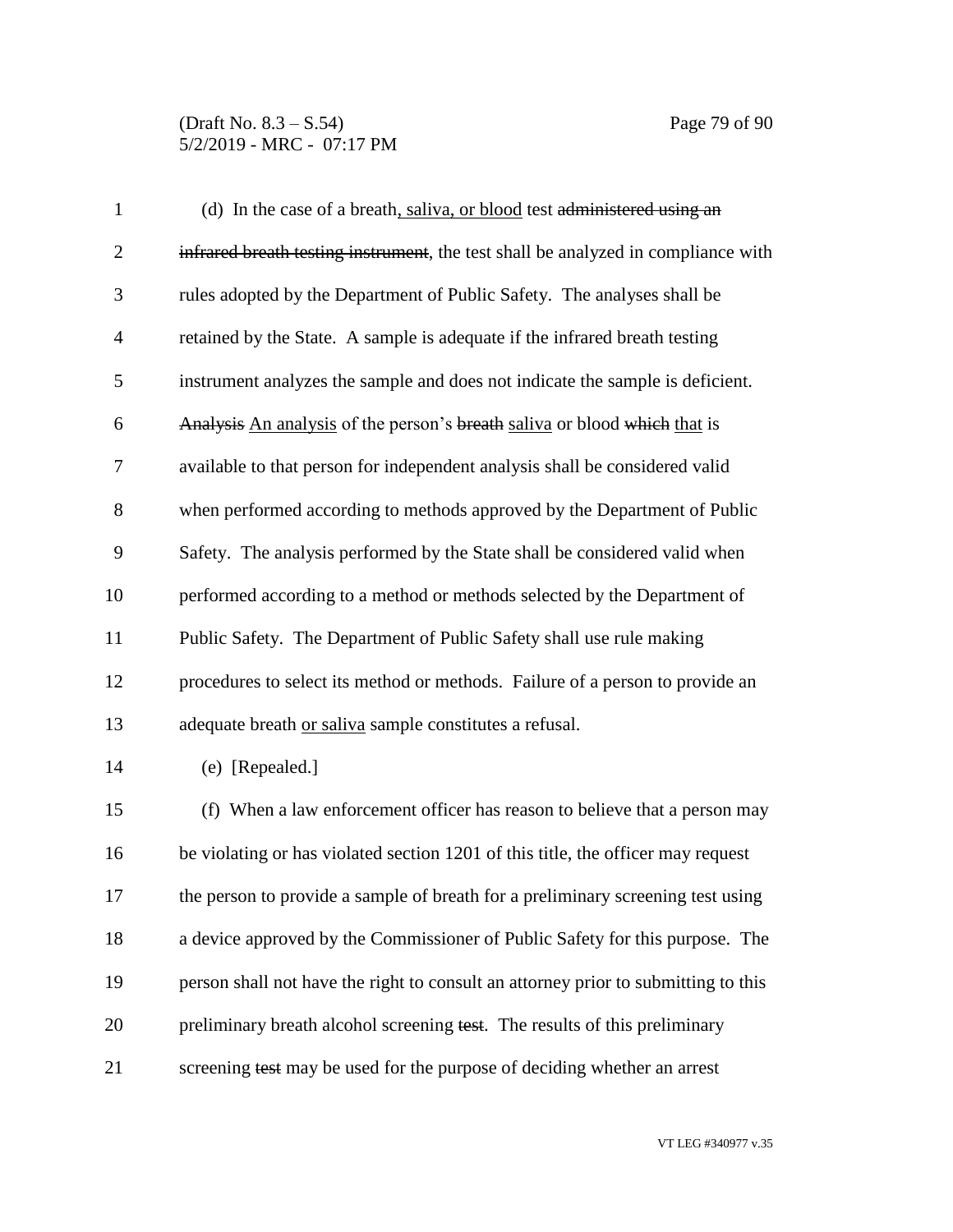(d) In the case of a breath, saliva, or blood test ~~administered using an infrared breath testing instrument~~, the test shall be analyzed in compliance with rules adopted by the Department of Public Safety. The analyses shall be retained by the State. A sample is adequate if the infrared breath testing instrument analyzes the sample and does not indicate the sample is deficient. ~~Analysis~~ An analysis of the person's ~~breath~~ saliva or blood ~~which~~ that is available to that person for independent analysis shall be considered valid when performed according to methods approved by the Department of Public Safety. The analysis performed by the State shall be considered valid when performed according to a method or methods selected by the Department of Public Safety. The Department of Public Safety shall use rule making procedures to select its method or methods. Failure of a person to provide an adequate breath or saliva sample constitutes a refusal.

(e) [Repealed.]

(f) When a law enforcement officer has reason to believe that a person may be violating or has violated section 1201 of this title, the officer may request the person to provide a sample of breath for a preliminary screening test using a device approved by the Commissioner of Public Safety for this purpose. The person shall not have the right to consult an attorney prior to submitting to this preliminary breath alcohol screening ~~test~~. The results of this preliminary screening ~~test~~ may be used for the purpose of deciding whether an arrest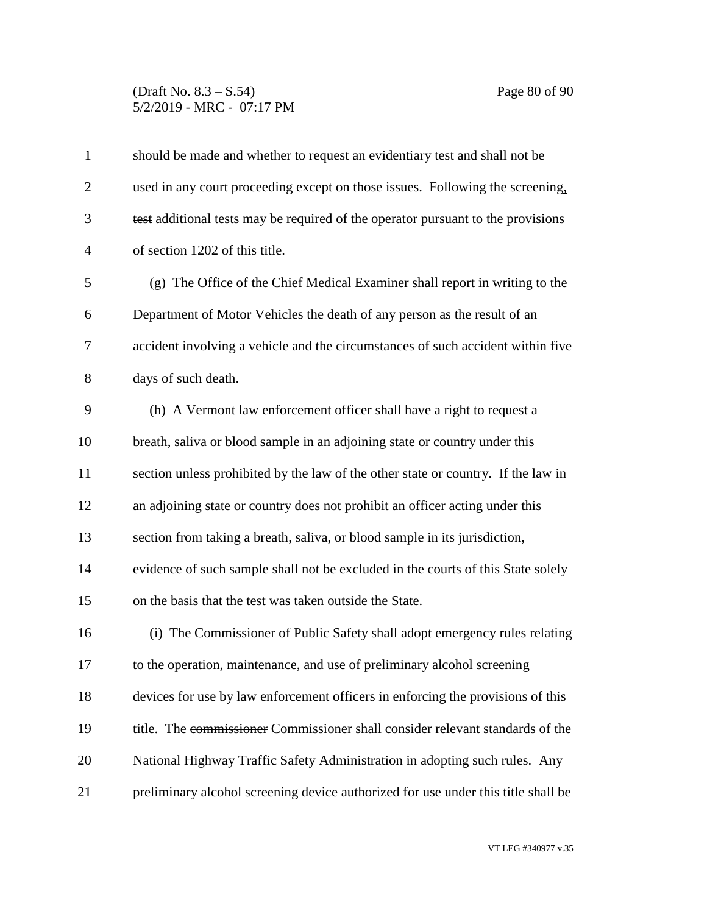should be made and whether to request an evidentiary test and shall not be used in any court proceeding except on those issues. Following the screening, ~~test~~ additional tests may be required of the operator pursuant to the provisions of section 1202 of this title.

(g) The Office of the Chief Medical Examiner shall report in writing to the Department of Motor Vehicles the death of any person as the result of an accident involving a vehicle and the circumstances of such accident within five days of such death.

(h) A Vermont law enforcement officer shall have a right to request a breath, saliva or blood sample in an adjoining state or country under this section unless prohibited by the law of the other state or country. If the law in an adjoining state or country does not prohibit an officer acting under this section from taking a breath, saliva, or blood sample in its jurisdiction, evidence of such sample shall not be excluded in the courts of this State solely on the basis that the test was taken outside the State.

(i) The Commissioner of Public Safety shall adopt emergency rules relating to the operation, maintenance, and use of preliminary alcohol screening devices for use by law enforcement officers in enforcing the provisions of this title. The ~~commissioner~~ Commissioner shall consider relevant standards of the National Highway Traffic Safety Administration in adopting such rules. Any preliminary alcohol screening device authorized for use under this title shall be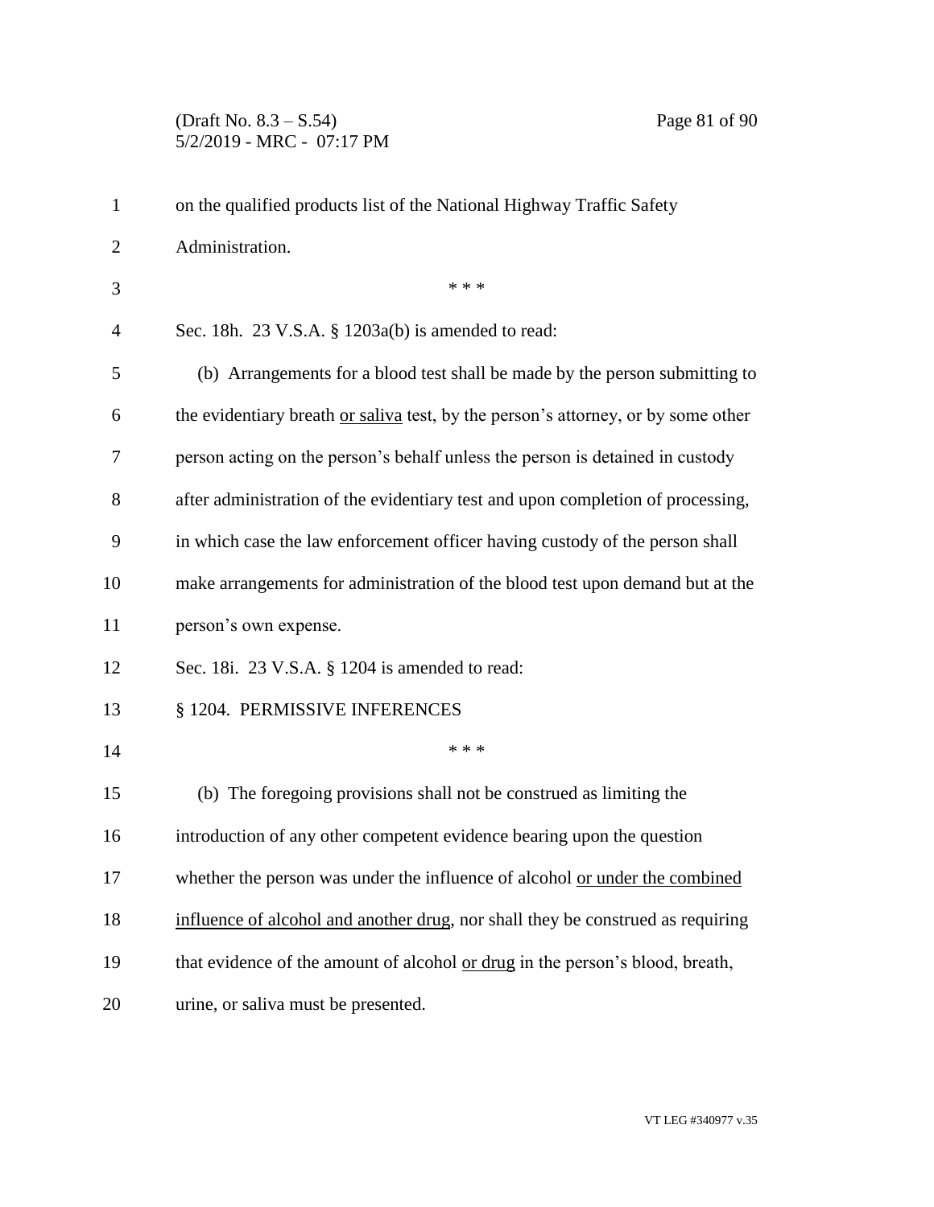on the qualified products list of the National Highway Traffic Safety Administration.

\* \* \*

Sec. 18h. 23 V.S.A. § 1203a(b) is amended to read:

(b) Arrangements for a blood test shall be made by the person submitting to the evidentiary breath <u>or saliva</u> test, by the person's attorney, or by some other person acting on the person's behalf unless the person is detained in custody after administration of the evidentiary test and upon completion of processing, in which case the law enforcement officer having custody of the person shall make arrangements for administration of the blood test upon demand but at the person's own expense.

Sec. 18i. 23 V.S.A. § 1204 is amended to read:

§ 1204. PERMISSIVE INFERENCES

\* \* \*

(b) The foregoing provisions shall not be construed as limiting the introduction of any other competent evidence bearing upon the question whether the person was under the influence of alcohol <u>or under the combined influence of alcohol and another drug</u>, nor shall they be construed as requiring that evidence of the amount of alcohol <u>or drug</u> in the person's blood, breath, urine, or saliva must be presented.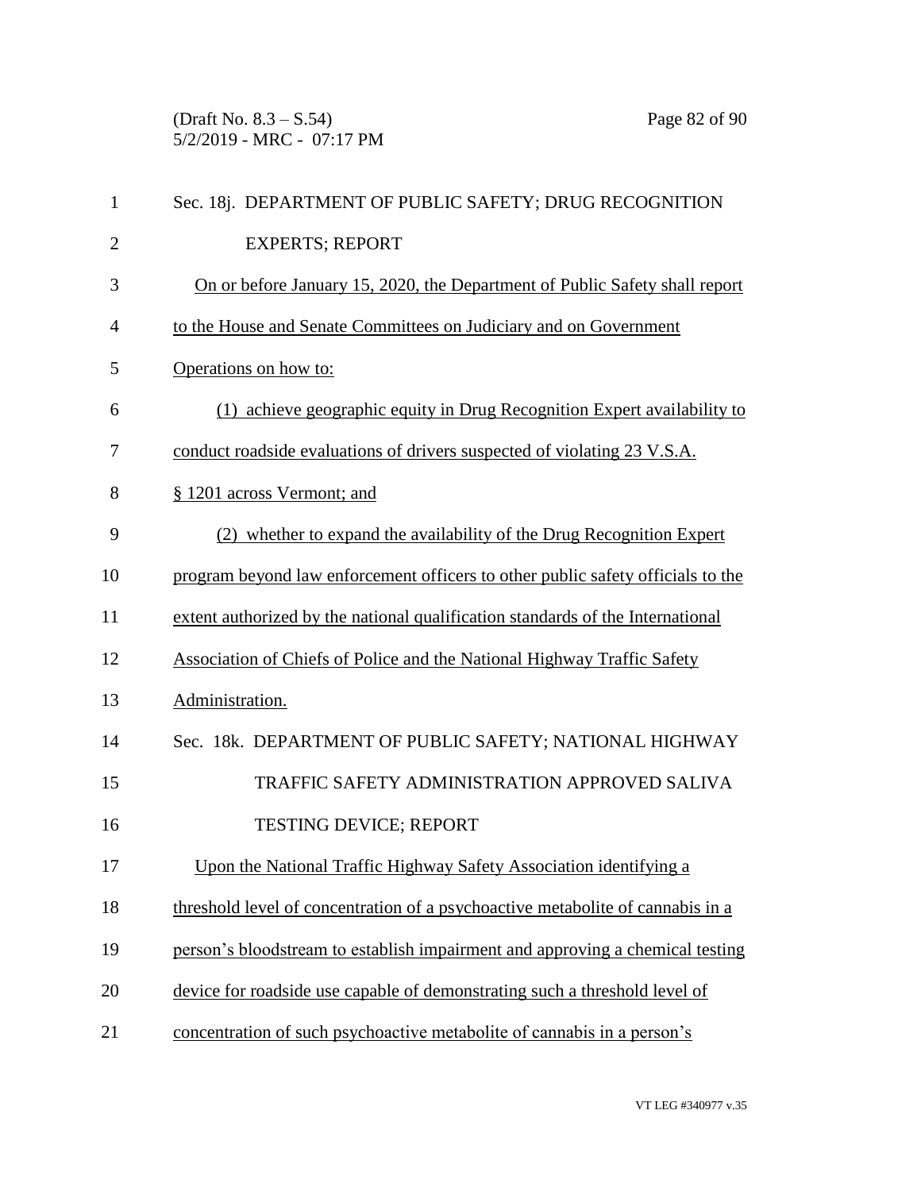Sec. 18j. DEPARTMENT OF PUBLIC SAFETY; DRUG RECOGNITION EXPERTS; REPORT

On or before January 15, 2020, the Department of Public Safety shall report to the House and Senate Committees on Judiciary and on Government Operations on how to:

(1) achieve geographic equity in Drug Recognition Expert availability to conduct roadside evaluations of drivers suspected of violating 23 V.S.A. § 1201 across Vermont; and

(2) whether to expand the availability of the Drug Recognition Expert program beyond law enforcement officers to other public safety officials to the extent authorized by the national qualification standards of the International Association of Chiefs of Police and the National Highway Traffic Safety Administration.

Sec. 18k. DEPARTMENT OF PUBLIC SAFETY; NATIONAL HIGHWAY TRAFFIC SAFETY ADMINISTRATION APPROVED SALIVA TESTING DEVICE; REPORT

Upon the National Traffic Highway Safety Association identifying a threshold level of concentration of a psychoactive metabolite of cannabis in a person's bloodstream to establish impairment and approving a chemical testing device for roadside use capable of demonstrating such a threshold level of concentration of such psychoactive metabolite of cannabis in a person's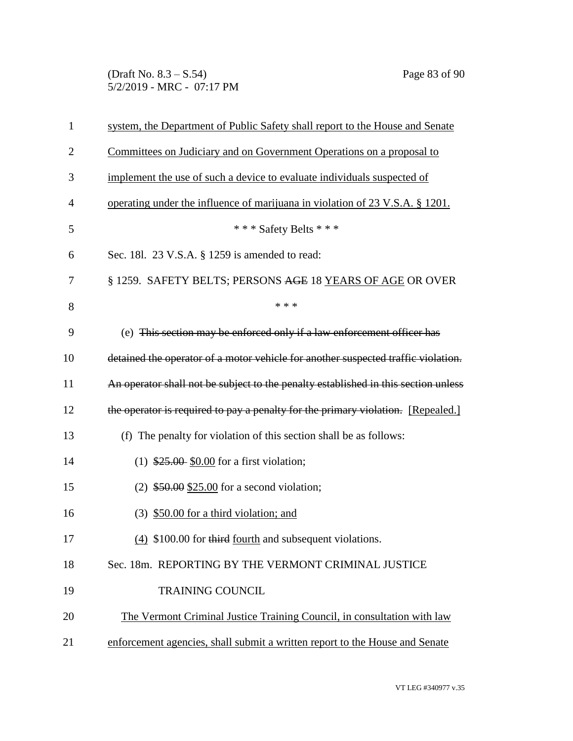system, the Department of Public Safety shall report to the House and Senate Committees on Judiciary and on Government Operations on a proposal to implement the use of such a device to evaluate individuals suspected of operating under the influence of marijuana in violation of 23 V.S.A. § 1201.

\* \* \* Safety Belts \* \* \*

Sec. 18l. 23 V.S.A. § 1259 is amended to read:

§ 1259. SAFETY BELTS; PERSONS ~~AGE~~ 18 YEARS OF AGE OR OVER

\* \* \*

(e) ~~This section may be enforced only if a law enforcement officer has detained the operator of a motor vehicle for another suspected traffic violation. An operator shall not be subject to the penalty established in this section unless the operator is required to pay a penalty for the primary violation.~~ [Repealed.]

(f) The penalty for violation of this section shall be as follows:

(1) ~~$25.00~~ $0.00 for a first violation;

(2) ~~$50.00~~ $25.00 for a second violation;

(3) $50.00 for a third violation; and

(4) $100.00 for ~~third~~ fourth and subsequent violations.

Sec. 18m. REPORTING BY THE VERMONT CRIMINAL JUSTICE TRAINING COUNCIL

The Vermont Criminal Justice Training Council, in consultation with law enforcement agencies, shall submit a written report to the House and Senate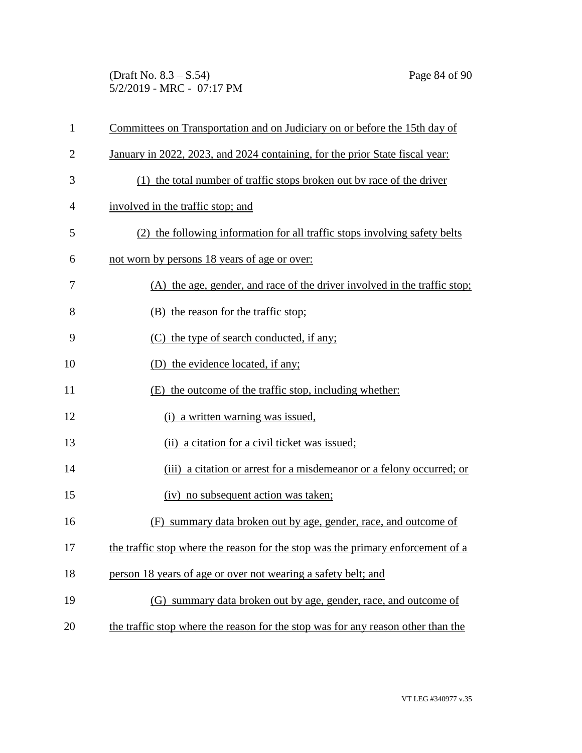Committees on Transportation and on Judiciary on or before the 15th day of January in 2022, 2023, and 2024 containing, for the prior State fiscal year:

(1) the total number of traffic stops broken out by race of the driver involved in the traffic stop; and

(2) the following information for all traffic stops involving safety belts not worn by persons 18 years of age or over:

(A) the age, gender, and race of the driver involved in the traffic stop;

(B) the reason for the traffic stop;

(C) the type of search conducted, if any;

(D) the evidence located, if any;

(E) the outcome of the traffic stop, including whether:

(i) a written warning was issued,

(ii) a citation for a civil ticket was issued;

(iii) a citation or arrest for a misdemeanor or a felony occurred; or

(iv) no subsequent action was taken;

(F) summary data broken out by age, gender, race, and outcome of the traffic stop where the reason for the stop was the primary enforcement of a person 18 years of age or over not wearing a safety belt; and

(G) summary data broken out by age, gender, race, and outcome of the traffic stop where the reason for the stop was for any reason other than the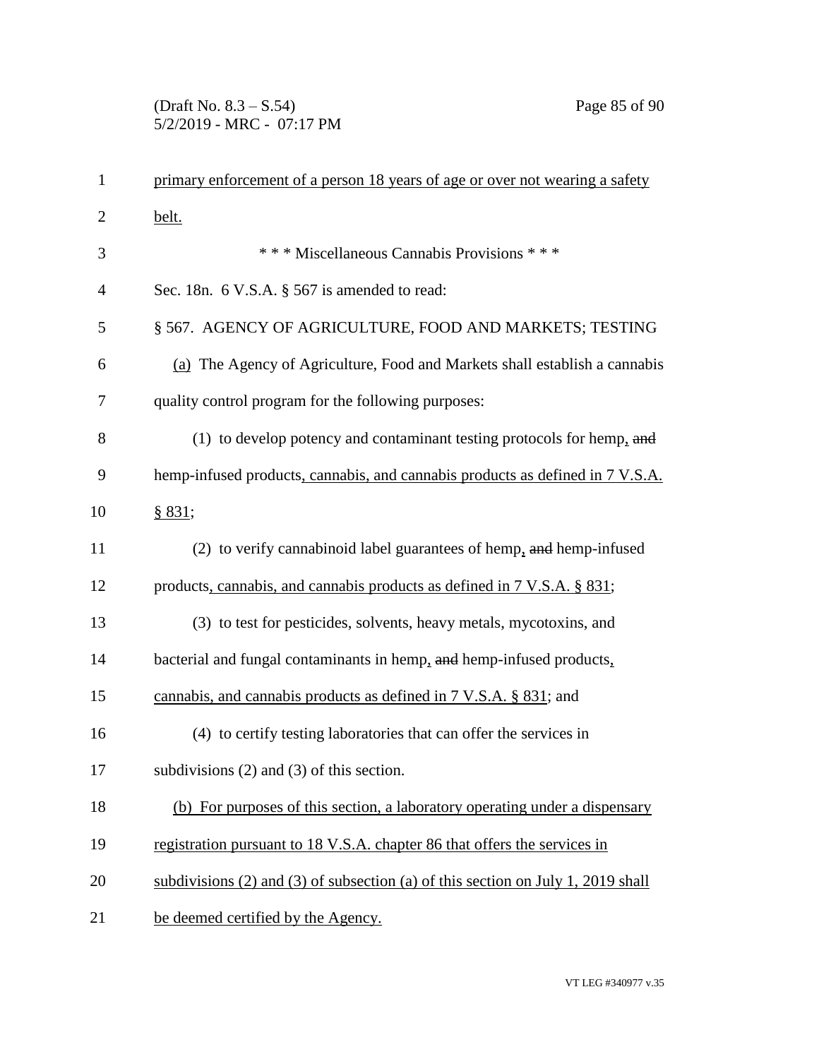primary enforcement of a person 18 years of age or over not wearing a safety belt.

\* \* \* Miscellaneous Cannabis Provisions \* \* \*

Sec. 18n. 6 V.S.A. § 567 is amended to read:

§ 567. AGENCY OF AGRICULTURE, FOOD AND MARKETS; TESTING

(a) The Agency of Agriculture, Food and Markets shall establish a cannabis quality control program for the following purposes:

(1) to develop potency and contaminant testing protocols for hemp, ~~and~~ hemp-infused products, cannabis, and cannabis products as defined in 7 V.S.A. § 831;

(2) to verify cannabinoid label guarantees of hemp, ~~and~~ hemp-infused products, cannabis, and cannabis products as defined in 7 V.S.A. § 831;

(3) to test for pesticides, solvents, heavy metals, mycotoxins, and bacterial and fungal contaminants in hemp, ~~and~~ hemp-infused products, cannabis, and cannabis products as defined in 7 V.S.A. § 831; and

(4) to certify testing laboratories that can offer the services in subdivisions (2) and (3) of this section.

(b) For purposes of this section, a laboratory operating under a dispensary registration pursuant to 18 V.S.A. chapter 86 that offers the services in subdivisions (2) and (3) of subsection (a) of this section on July 1, 2019 shall be deemed certified by the Agency.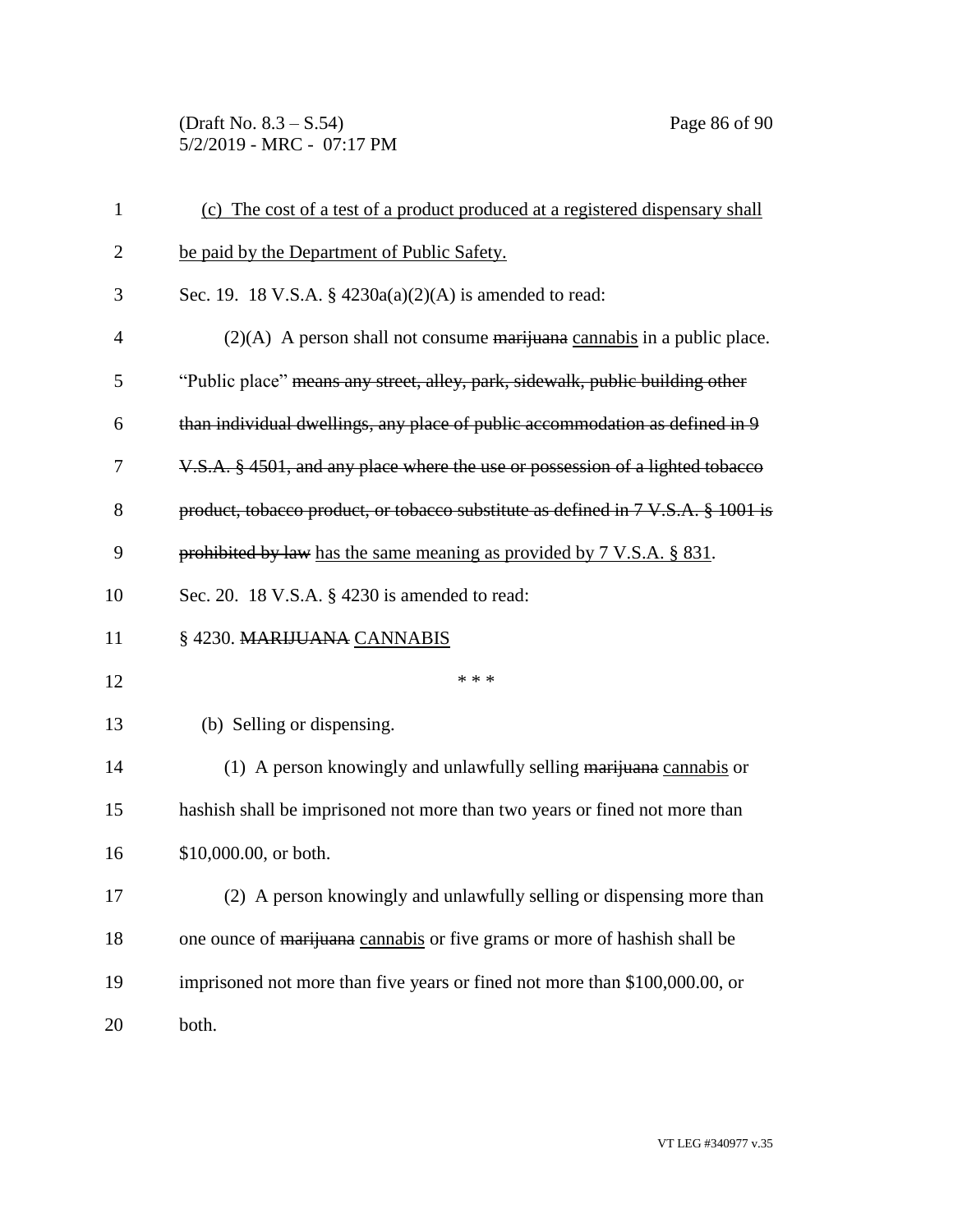(c) The cost of a test of a product produced at a registered dispensary shall be paid by the Department of Public Safety.

Sec. 19. 18 V.S.A. § 4230a(a)(2)(A) is amended to read:

(2)(A) A person shall not consume ~~marijuana~~ cannabis in a public place. "Public place" ~~means any street, alley, park, sidewalk, public building other than individual dwellings, any place of public accommodation as defined in 9 V.S.A. § 4501, and any place where the use or possession of a lighted tobacco product, tobacco product, or tobacco substitute as defined in 7 V.S.A. § 1001 is prohibited by law~~ has the same meaning as provided by 7 V.S.A. § 831.

Sec. 20. 18 V.S.A. § 4230 is amended to read:

§ 4230. ~~MARIJUANA~~ CANNABIS

\* \* \*

(b) Selling or dispensing.

(1) A person knowingly and unlawfully selling ~~marijuana~~ cannabis or hashish shall be imprisoned not more than two years or fined not more than $10,000.00, or both.

(2) A person knowingly and unlawfully selling or dispensing more than one ounce of ~~marijuana~~ cannabis or five grams or more of hashish shall be imprisoned not more than five years or fined not more than $100,000.00, or both.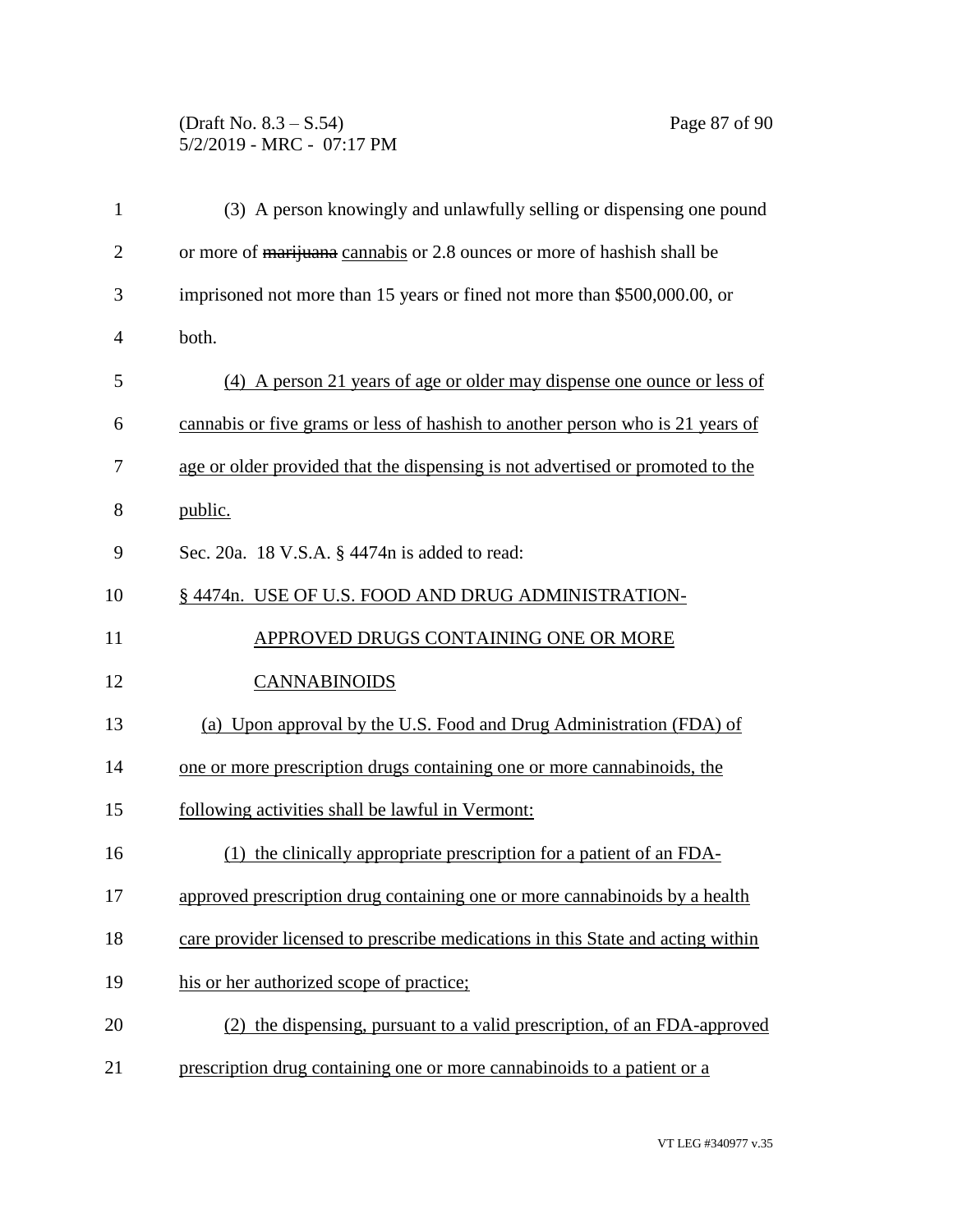(3) A person knowingly and unlawfully selling or dispensing one pound or more of ~~marijuana~~ cannabis or 2.8 ounces or more of hashish shall be imprisoned not more than 15 years or fined not more than $500,000.00, or both.

(4) A person 21 years of age or older may dispense one ounce or less of cannabis or five grams or less of hashish to another person who is 21 years of age or older provided that the dispensing is not advertised or promoted to the public.

Sec. 20a. 18 V.S.A. § 4474n is added to read:

§ 4474n. USE OF U.S. FOOD AND DRUG ADMINISTRATION-APPROVED DRUGS CONTAINING ONE OR MORE CANNABINOIDS

(a) Upon approval by the U.S. Food and Drug Administration (FDA) of one or more prescription drugs containing one or more cannabinoids, the following activities shall be lawful in Vermont:

(1) the clinically appropriate prescription for a patient of an FDA-approved prescription drug containing one or more cannabinoids by a health care provider licensed to prescribe medications in this State and acting within his or her authorized scope of practice;

(2) the dispensing, pursuant to a valid prescription, of an FDA-approved prescription drug containing one or more cannabinoids to a patient or a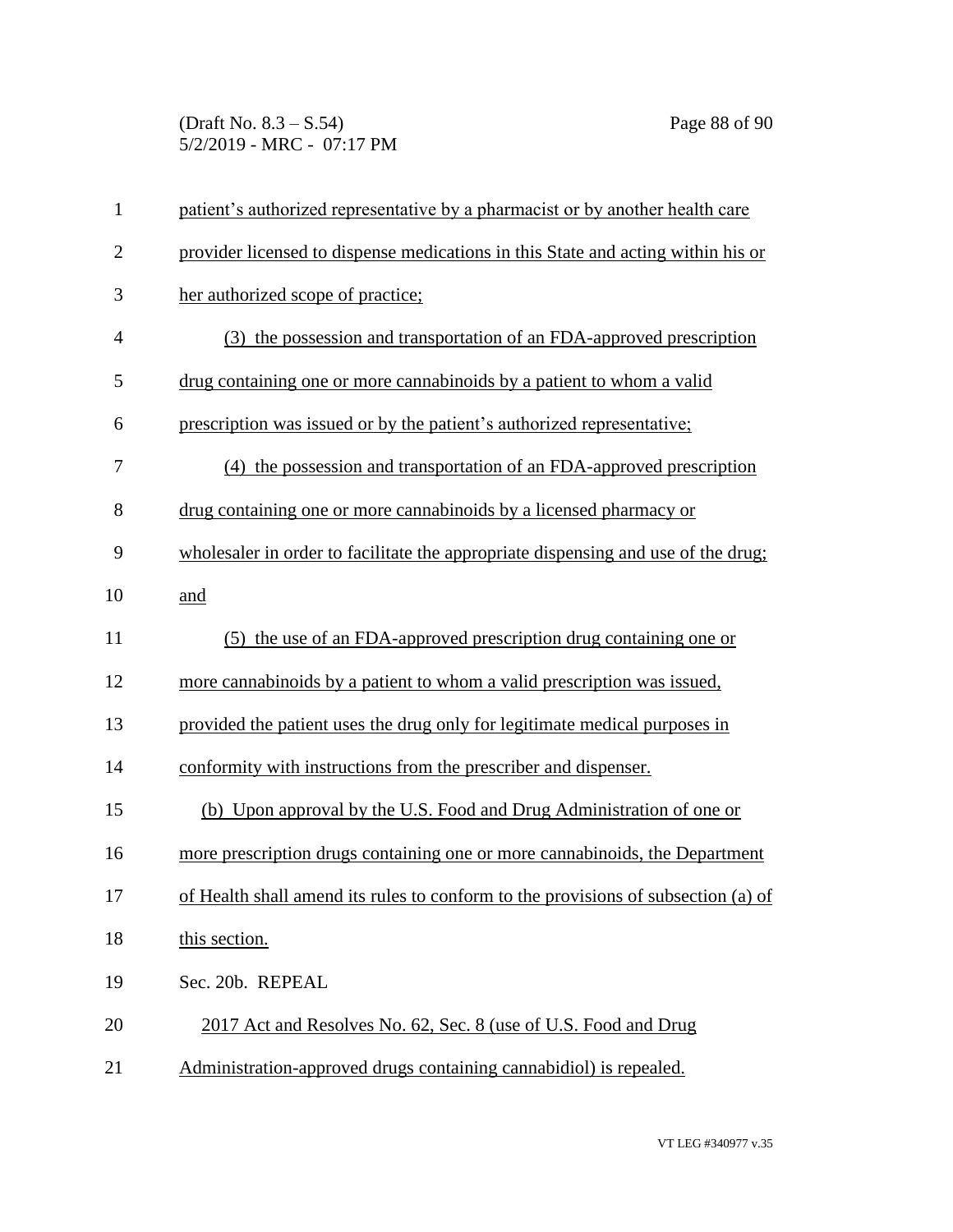patient's authorized representative by a pharmacist or by another health care provider licensed to dispense medications in this State and acting within his or her authorized scope of practice;

(3) the possession and transportation of an FDA-approved prescription drug containing one or more cannabinoids by a patient to whom a valid prescription was issued or by the patient's authorized representative;

(4) the possession and transportation of an FDA-approved prescription drug containing one or more cannabinoids by a licensed pharmacy or wholesaler in order to facilitate the appropriate dispensing and use of the drug; and

(5) the use of an FDA-approved prescription drug containing one or more cannabinoids by a patient to whom a valid prescription was issued, provided the patient uses the drug only for legitimate medical purposes in conformity with instructions from the prescriber and dispenser.

(b) Upon approval by the U.S. Food and Drug Administration of one or more prescription drugs containing one or more cannabinoids, the Department of Health shall amend its rules to conform to the provisions of subsection (a) of this section.

Sec. 20b. REPEAL

2017 Act and Resolves No. 62, Sec. 8 (use of U.S. Food and Drug Administration-approved drugs containing cannabidiol) is repealed.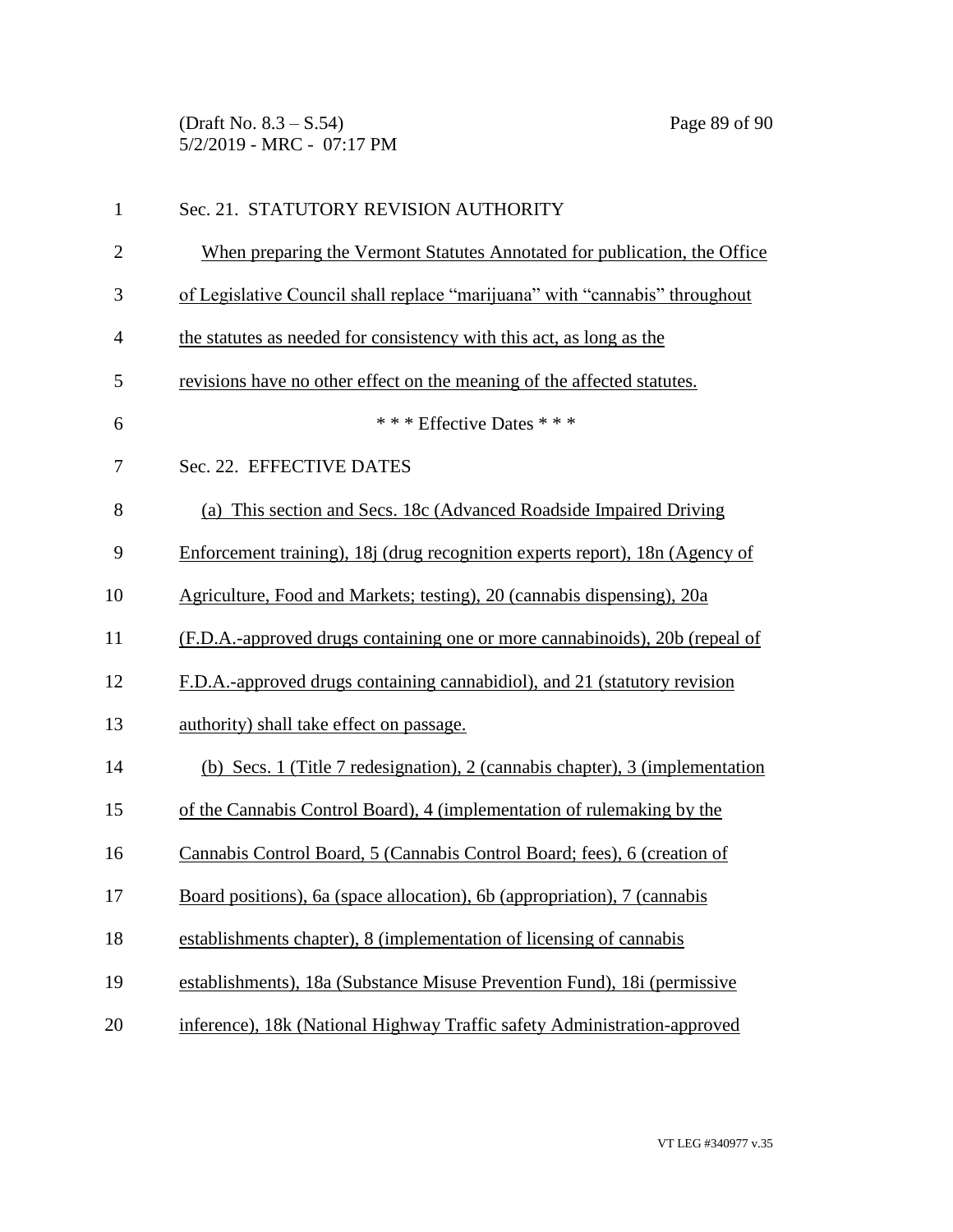Sec. 21. STATUTORY REVISION AUTHORITY

When preparing the Vermont Statutes Annotated for publication, the Office of Legislative Council shall replace "marijuana" with "cannabis" throughout the statutes as needed for consistency with this act, as long as the revisions have no other effect on the meaning of the affected statutes.

\* \* \* Effective Dates \* \* \*

Sec. 22. EFFECTIVE DATES

(a) This section and Secs. 18c (Advanced Roadside Impaired Driving Enforcement training), 18j (drug recognition experts report), 18n (Agency of Agriculture, Food and Markets; testing), 20 (cannabis dispensing), 20a (F.D.A.-approved drugs containing one or more cannabinoids), 20b (repeal of F.D.A.-approved drugs containing cannabidiol), and 21 (statutory revision authority) shall take effect on passage.

(b) Secs. 1 (Title 7 redesignation), 2 (cannabis chapter), 3 (implementation of the Cannabis Control Board), 4 (implementation of rulemaking by the Cannabis Control Board, 5 (Cannabis Control Board; fees), 6 (creation of Board positions), 6a (space allocation), 6b (appropriation), 7 (cannabis establishments chapter), 8 (implementation of licensing of cannabis establishments), 18a (Substance Misuse Prevention Fund), 18i (permissive inference), 18k (National Highway Traffic safety Administration-approved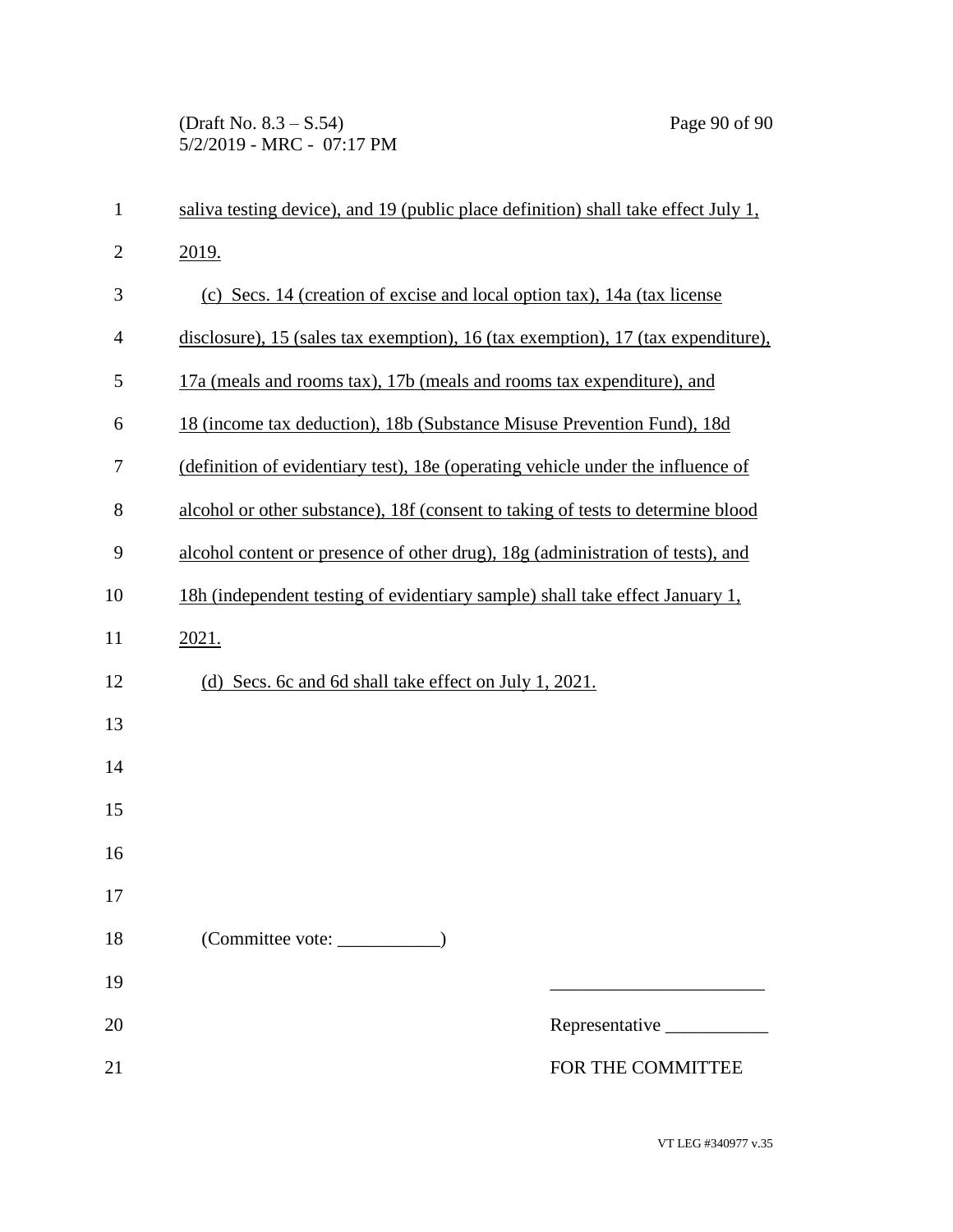saliva testing device), and 19 (public place definition) shall take effect July 1, 2019.

(c) Secs. 14 (creation of excise and local option tax), 14a (tax license disclosure), 15 (sales tax exemption), 16 (tax exemption), 17 (tax expenditure), 17a (meals and rooms tax), 17b (meals and rooms tax expenditure), and 18 (income tax deduction), 18b (Substance Misuse Prevention Fund), 18d (definition of evidentiary test), 18e (operating vehicle under the influence of alcohol or other substance), 18f (consent to taking of tests to determine blood alcohol content or presence of other drug), 18g (administration of tests), and 18h (independent testing of evidentiary sample) shall take effect January 1, 2021.

(d) Secs. 6c and 6d shall take effect on July 1, 2021.

(Committee vote: ___________)

_______________________

Representative ___________

FOR THE COMMITTEE